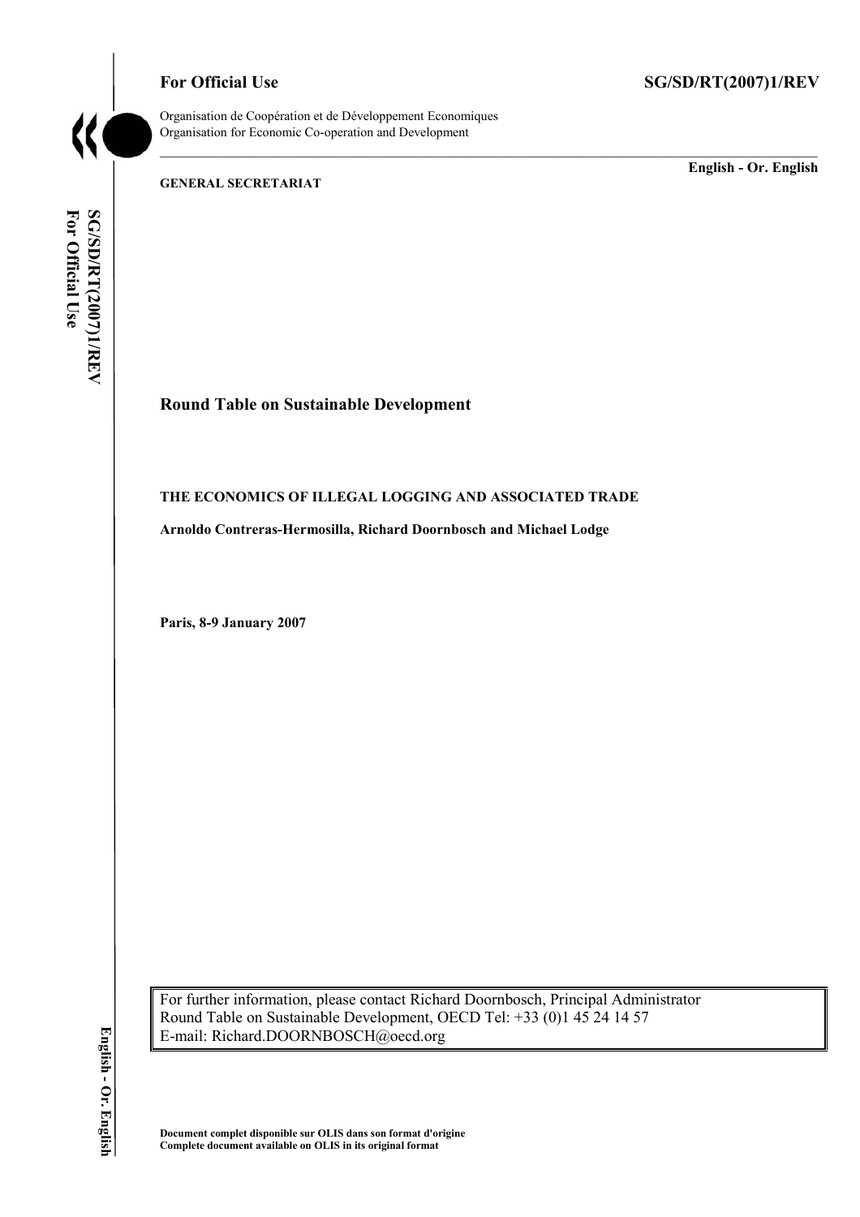**For Official Use** **SG/SD/RT(2007)1/REV**

Organisation de Coopération et de Développement Economiques
Organisation for Economic Co-operation and Development

**English - Or. English**

**GENERAL SECRETARIAT**

## Round Table on Sustainable Development

### THE ECONOMICS OF ILLEGAL LOGGING AND ASSOCIATED TRADE

**Arnoldo Contreras-Hermosilla, Richard Doornbosch and Michael Lodge**

**Paris, 8-9 January 2007**

For further information, please contact Richard Doornbosch, Principal Administrator
Round Table on Sustainable Development, OECD Tel: +33 (0)1 45 24 14 57
E-mail: Richard.DOORNBOSCH@oecd.org

**Document complet disponible sur OLIS dans son format d'origine**
**Complete document available on OLIS in its original format**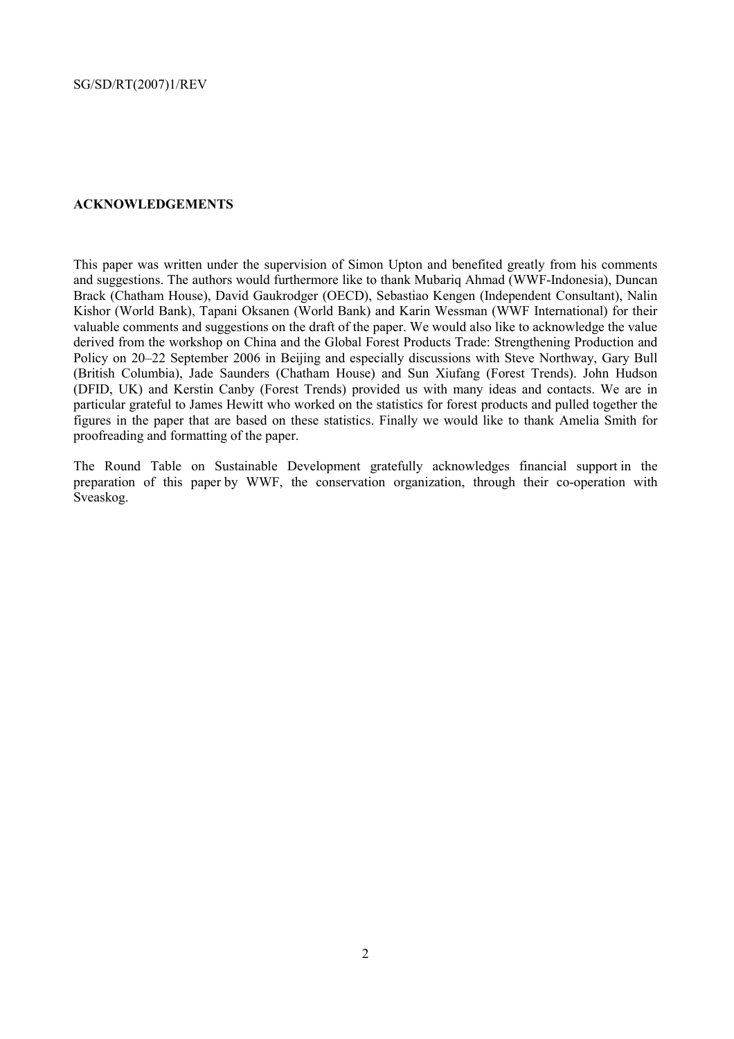**ACKNOWLEDGEMENTS**

This paper was written under the supervision of Simon Upton and benefited greatly from his comments and suggestions. The authors would furthermore like to thank Mubariq Ahmad (WWF-Indonesia), Duncan Brack (Chatham House), David Gaukrodger (OECD), Sebastiao Kengen (Independent Consultant), Nalin Kishor (World Bank), Tapani Oksanen (World Bank) and Karin Wessman (WWF International) for their valuable comments and suggestions on the draft of the paper. We would also like to acknowledge the value derived from the workshop on China and the Global Forest Products Trade: Strengthening Production and Policy on 20–22 September 2006 in Beijing and especially discussions with Steve Northway, Gary Bull (British Columbia), Jade Saunders (Chatham House) and Sun Xiufang (Forest Trends). John Hudson (DFID, UK) and Kerstin Canby (Forest Trends) provided us with many ideas and contacts. We are in particular grateful to James Hewitt who worked on the statistics for forest products and pulled together the figures in the paper that are based on these statistics. Finally we would like to thank Amelia Smith for proofreading and formatting of the paper.

The Round Table on Sustainable Development gratefully acknowledges financial support in the preparation of this paper by WWF, the conservation organization, through their co-operation with Sveaskog.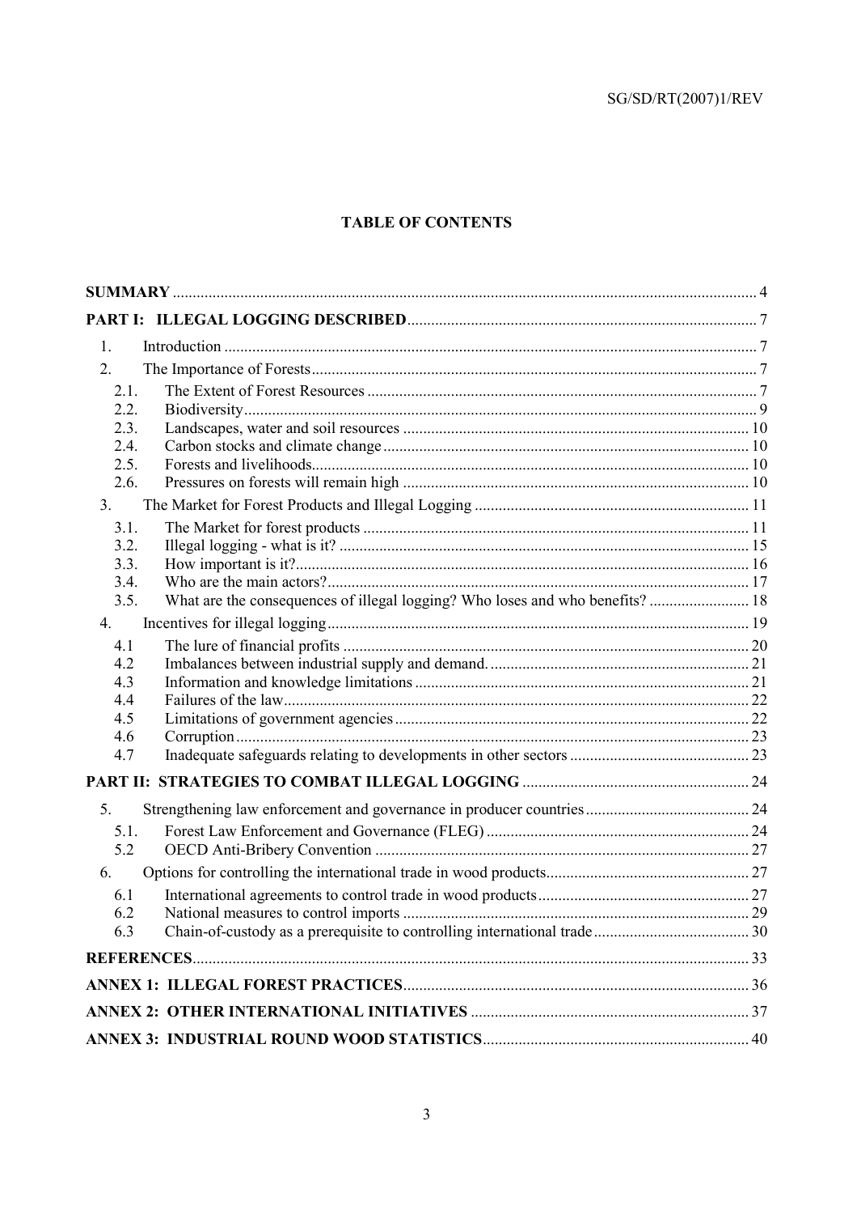## TABLE OF CONTENTS

| | | |
|---|---|---|
| **SUMMARY** | | 4 |
| **PART I: ILLEGAL LOGGING DESCRIBED** | | 7 |
| 1. | Introduction | 7 |
| 2. | The Importance of Forests | 7 |
| 2.1. | The Extent of Forest Resources | 7 |
| 2.2. | Biodiversity | 9 |
| 2.3. | Landscapes, water and soil resources | 10 |
| 2.4. | Carbon stocks and climate change | 10 |
| 2.5. | Forests and livelihoods | 10 |
| 2.6. | Pressures on forests will remain high | 10 |
| 3. | The Market for Forest Products and Illegal Logging | 11 |
| 3.1. | The Market for forest products | 11 |
| 3.2. | Illegal logging - what is it? | 15 |
| 3.3. | How important is it? | 16 |
| 3.4. | Who are the main actors? | 17 |
| 3.5. | What are the consequences of illegal logging? Who loses and who benefits? | 18 |
| 4. | Incentives for illegal logging | 19 |
| 4.1 | The lure of financial profits | 20 |
| 4.2 | Imbalances between industrial supply and demand. | 21 |
| 4.3 | Information and knowledge limitations | 21 |
| 4.4 | Failures of the law | 22 |
| 4.5 | Limitations of government agencies | 22 |
| 4.6 | Corruption | 23 |
| 4.7 | Inadequate safeguards relating to developments in other sectors | 23 |
| **PART II: STRATEGIES TO COMBAT ILLEGAL LOGGING** | | 24 |
| 5. | Strengthening law enforcement and governance in producer countries | 24 |
| 5.1. | Forest Law Enforcement and Governance (FLEG) | 24 |
| 5.2 | OECD Anti-Bribery Convention | 27 |
| 6. | Options for controlling the international trade in wood products | 27 |
| 6.1 | International agreements to control trade in wood products | 27 |
| 6.2 | National measures to control imports | 29 |
| 6.3 | Chain-of-custody as a prerequisite to controlling international trade | 30 |
| **REFERENCES** | | 33 |
| **ANNEX 1: ILLEGAL FOREST PRACTICES** | | 36 |
| **ANNEX 2: OTHER INTERNATIONAL INITIATIVES** | | 37 |
| **ANNEX 3: INDUSTRIAL ROUND WOOD STATISTICS** | | 40 |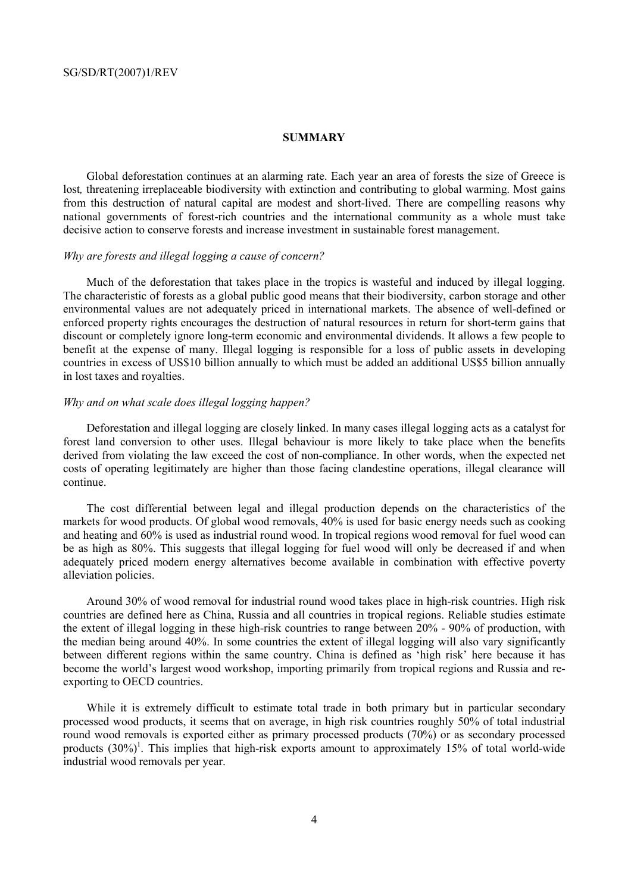## SUMMARY

Global deforestation continues at an alarming rate. Each year an area of forests the size of Greece is lost, threatening irreplaceable biodiversity with extinction and contributing to global warming. Most gains from this destruction of natural capital are modest and short-lived. There are compelling reasons why national governments of forest-rich countries and the international community as a whole must take decisive action to conserve forests and increase investment in sustainable forest management.

*Why are forests and illegal logging a cause of concern?*

Much of the deforestation that takes place in the tropics is wasteful and induced by illegal logging. The characteristic of forests as a global public good means that their biodiversity, carbon storage and other environmental values are not adequately priced in international markets. The absence of well-defined or enforced property rights encourages the destruction of natural resources in return for short-term gains that discount or completely ignore long-term economic and environmental dividends. It allows a few people to benefit at the expense of many. Illegal logging is responsible for a loss of public assets in developing countries in excess of US$10 billion annually to which must be added an additional US$5 billion annually in lost taxes and royalties.

*Why and on what scale does illegal logging happen?*

Deforestation and illegal logging are closely linked. In many cases illegal logging acts as a catalyst for forest land conversion to other uses. Illegal behaviour is more likely to take place when the benefits derived from violating the law exceed the cost of non-compliance. In other words, when the expected net costs of operating legitimately are higher than those facing clandestine operations, illegal clearance will continue.

The cost differential between legal and illegal production depends on the characteristics of the markets for wood products. Of global wood removals, 40% is used for basic energy needs such as cooking and heating and 60% is used as industrial round wood. In tropical regions wood removal for fuel wood can be as high as 80%. This suggests that illegal logging for fuel wood will only be decreased if and when adequately priced modern energy alternatives become available in combination with effective poverty alleviation policies.

Around 30% of wood removal for industrial round wood takes place in high-risk countries. High risk countries are defined here as China, Russia and all countries in tropical regions. Reliable studies estimate the extent of illegal logging in these high-risk countries to range between 20% - 90% of production, with the median being around 40%. In some countries the extent of illegal logging will also vary significantly between different regions within the same country. China is defined as 'high risk' here because it has become the world's largest wood workshop, importing primarily from tropical regions and Russia and re-exporting to OECD countries.

While it is extremely difficult to estimate total trade in both primary but in particular secondary processed wood products, it seems that on average, in high risk countries roughly 50% of total industrial round wood removals is exported either as primary processed products (70%) or as secondary processed products (30%)[1]. This implies that high-risk exports amount to approximately 15% of total world-wide industrial wood removals per year.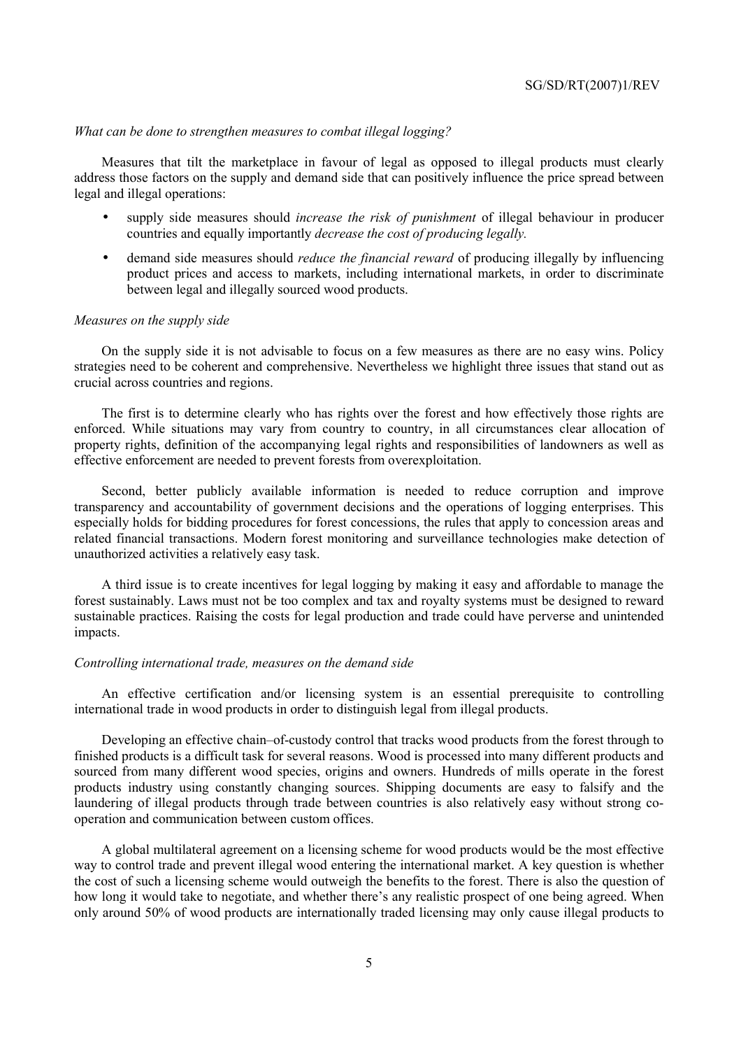*What can be done to strengthen measures to combat illegal logging?*

Measures that tilt the marketplace in favour of legal as opposed to illegal products must clearly address those factors on the supply and demand side that can positively influence the price spread between legal and illegal operations:

- supply side measures should *increase the risk of punishment* of illegal behaviour in producer countries and equally importantly *decrease the cost of producing legally.*
- demand side measures should *reduce the financial reward* of producing illegally by influencing product prices and access to markets, including international markets, in order to discriminate between legal and illegally sourced wood products.

*Measures on the supply side*

On the supply side it is not advisable to focus on a few measures as there are no easy wins. Policy strategies need to be coherent and comprehensive. Nevertheless we highlight three issues that stand out as crucial across countries and regions.

The first is to determine clearly who has rights over the forest and how effectively those rights are enforced. While situations may vary from country to country, in all circumstances clear allocation of property rights, definition of the accompanying legal rights and responsibilities of landowners as well as effective enforcement are needed to prevent forests from overexploitation.

Second, better publicly available information is needed to reduce corruption and improve transparency and accountability of government decisions and the operations of logging enterprises. This especially holds for bidding procedures for forest concessions, the rules that apply to concession areas and related financial transactions. Modern forest monitoring and surveillance technologies make detection of unauthorized activities a relatively easy task.

A third issue is to create incentives for legal logging by making it easy and affordable to manage the forest sustainably. Laws must not be too complex and tax and royalty systems must be designed to reward sustainable practices. Raising the costs for legal production and trade could have perverse and unintended impacts.

*Controlling international trade, measures on the demand side*

An effective certification and/or licensing system is an essential prerequisite to controlling international trade in wood products in order to distinguish legal from illegal products.

Developing an effective chain–of-custody control that tracks wood products from the forest through to finished products is a difficult task for several reasons. Wood is processed into many different products and sourced from many different wood species, origins and owners. Hundreds of mills operate in the forest products industry using constantly changing sources. Shipping documents are easy to falsify and the laundering of illegal products through trade between countries is also relatively easy without strong co-operation and communication between custom offices.

A global multilateral agreement on a licensing scheme for wood products would be the most effective way to control trade and prevent illegal wood entering the international market. A key question is whether the cost of such a licensing scheme would outweigh the benefits to the forest. There is also the question of how long it would take to negotiate, and whether there's any realistic prospect of one being agreed. When only around 50% of wood products are internationally traded licensing may only cause illegal products to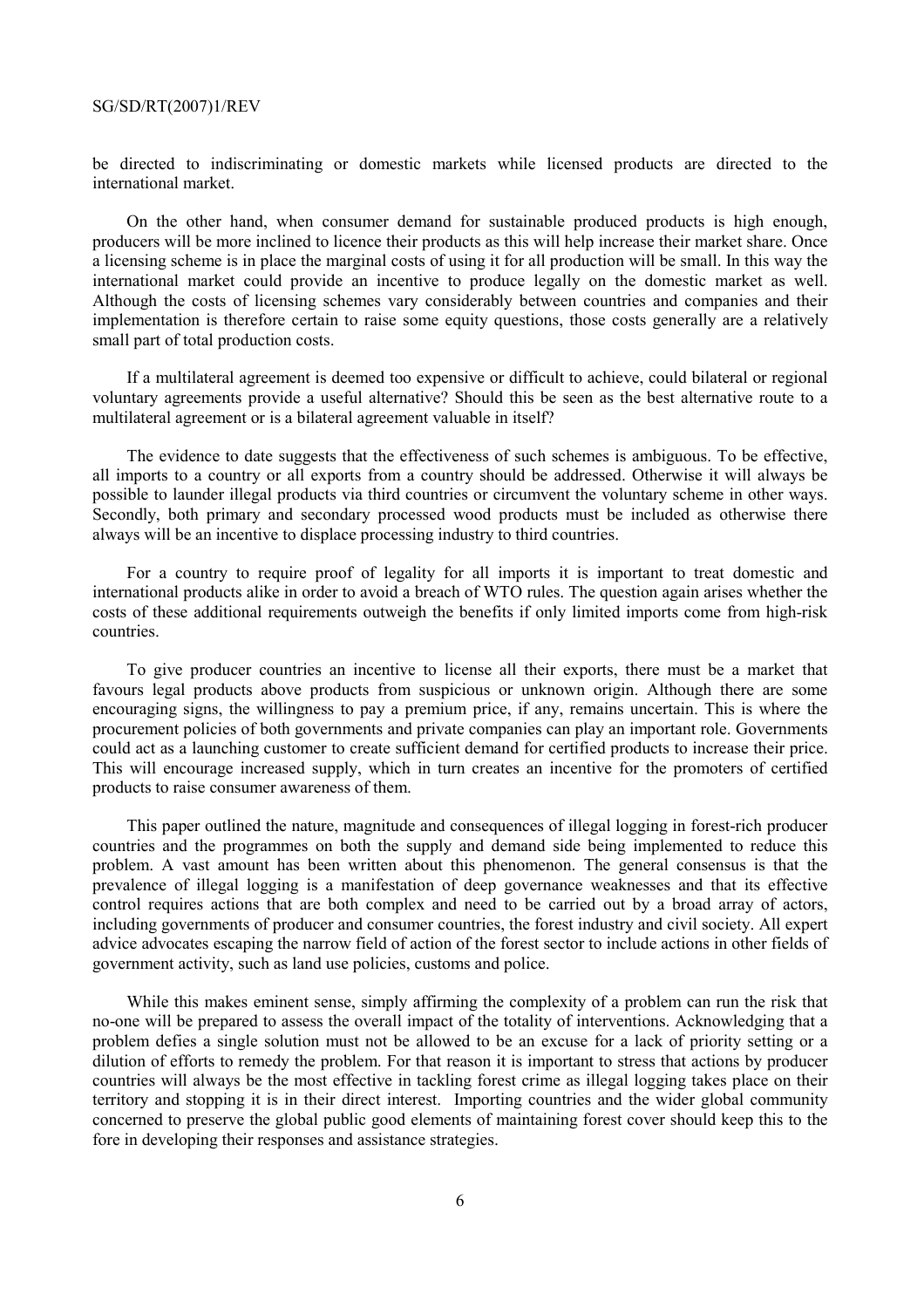be directed to indiscriminating or domestic markets while licensed products are directed to the international market.

On the other hand, when consumer demand for sustainable produced products is high enough, producers will be more inclined to licence their products as this will help increase their market share. Once a licensing scheme is in place the marginal costs of using it for all production will be small. In this way the international market could provide an incentive to produce legally on the domestic market as well. Although the costs of licensing schemes vary considerably between countries and companies and their implementation is therefore certain to raise some equity questions, those costs generally are a relatively small part of total production costs.

If a multilateral agreement is deemed too expensive or difficult to achieve, could bilateral or regional voluntary agreements provide a useful alternative? Should this be seen as the best alternative route to a multilateral agreement or is a bilateral agreement valuable in itself?

The evidence to date suggests that the effectiveness of such schemes is ambiguous. To be effective, all imports to a country or all exports from a country should be addressed. Otherwise it will always be possible to launder illegal products via third countries or circumvent the voluntary scheme in other ways. Secondly, both primary and secondary processed wood products must be included as otherwise there always will be an incentive to displace processing industry to third countries.

For a country to require proof of legality for all imports it is important to treat domestic and international products alike in order to avoid a breach of WTO rules. The question again arises whether the costs of these additional requirements outweigh the benefits if only limited imports come from high-risk countries.

To give producer countries an incentive to license all their exports, there must be a market that favours legal products above products from suspicious or unknown origin. Although there are some encouraging signs, the willingness to pay a premium price, if any, remains uncertain. This is where the procurement policies of both governments and private companies can play an important role. Governments could act as a launching customer to create sufficient demand for certified products to increase their price. This will encourage increased supply, which in turn creates an incentive for the promoters of certified products to raise consumer awareness of them.

This paper outlined the nature, magnitude and consequences of illegal logging in forest-rich producer countries and the programmes on both the supply and demand side being implemented to reduce this problem. A vast amount has been written about this phenomenon. The general consensus is that the prevalence of illegal logging is a manifestation of deep governance weaknesses and that its effective control requires actions that are both complex and need to be carried out by a broad array of actors, including governments of producer and consumer countries, the forest industry and civil society. All expert advice advocates escaping the narrow field of action of the forest sector to include actions in other fields of government activity, such as land use policies, customs and police.

While this makes eminent sense, simply affirming the complexity of a problem can run the risk that no-one will be prepared to assess the overall impact of the totality of interventions. Acknowledging that a problem defies a single solution must not be allowed to be an excuse for a lack of priority setting or a dilution of efforts to remedy the problem. For that reason it is important to stress that actions by producer countries will always be the most effective in tackling forest crime as illegal logging takes place on their territory and stopping it is in their direct interest. Importing countries and the wider global community concerned to preserve the global public good elements of maintaining forest cover should keep this to the fore in developing their responses and assistance strategies.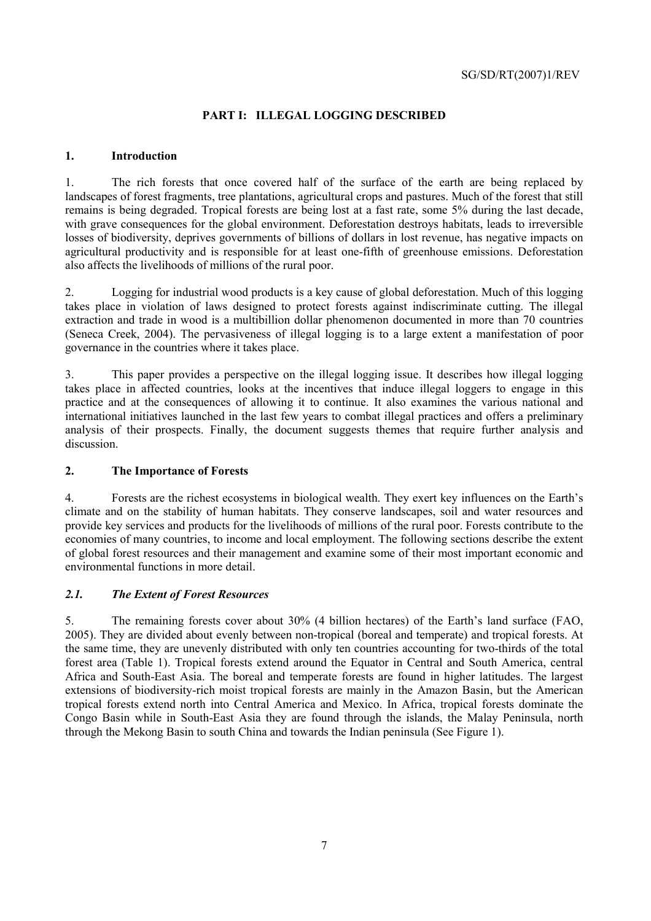## PART I: ILLEGAL LOGGING DESCRIBED

### 1. Introduction

1. The rich forests that once covered half of the surface of the earth are being replaced by landscapes of forest fragments, tree plantations, agricultural crops and pastures. Much of the forest that still remains is being degraded. Tropical forests are being lost at a fast rate, some 5% during the last decade, with grave consequences for the global environment. Deforestation destroys habitats, leads to irreversible losses of biodiversity, deprives governments of billions of dollars in lost revenue, has negative impacts on agricultural productivity and is responsible for at least one-fifth of greenhouse emissions. Deforestation also affects the livelihoods of millions of the rural poor.

2. Logging for industrial wood products is a key cause of global deforestation. Much of this logging takes place in violation of laws designed to protect forests against indiscriminate cutting. The illegal extraction and trade in wood is a multibillion dollar phenomenon documented in more than 70 countries (Seneca Creek, 2004). The pervasiveness of illegal logging is to a large extent a manifestation of poor governance in the countries where it takes place.

3. This paper provides a perspective on the illegal logging issue. It describes how illegal logging takes place in affected countries, looks at the incentives that induce illegal loggers to engage in this practice and at the consequences of allowing it to continue. It also examines the various national and international initiatives launched in the last few years to combat illegal practices and offers a preliminary analysis of their prospects. Finally, the document suggests themes that require further analysis and discussion.

### 2. The Importance of Forests

4. Forests are the richest ecosystems in biological wealth. They exert key influences on the Earth's climate and on the stability of human habitats. They conserve landscapes, soil and water resources and provide key services and products for the livelihoods of millions of the rural poor. Forests contribute to the economies of many countries, to income and local employment. The following sections describe the extent of global forest resources and their management and examine some of their most important economic and environmental functions in more detail.

#### *2.1. The Extent of Forest Resources*

5. The remaining forests cover about 30% (4 billion hectares) of the Earth's land surface (FAO, 2005). They are divided about evenly between non-tropical (boreal and temperate) and tropical forests. At the same time, they are unevenly distributed with only ten countries accounting for two-thirds of the total forest area (Table 1). Tropical forests extend around the Equator in Central and South America, central Africa and South-East Asia. The boreal and temperate forests are found in higher latitudes. The largest extensions of biodiversity-rich moist tropical forests are mainly in the Amazon Basin, but the American tropical forests extend north into Central America and Mexico. In Africa, tropical forests dominate the Congo Basin while in South-East Asia they are found through the islands, the Malay Peninsula, north through the Mekong Basin to south China and towards the Indian peninsula (See Figure 1).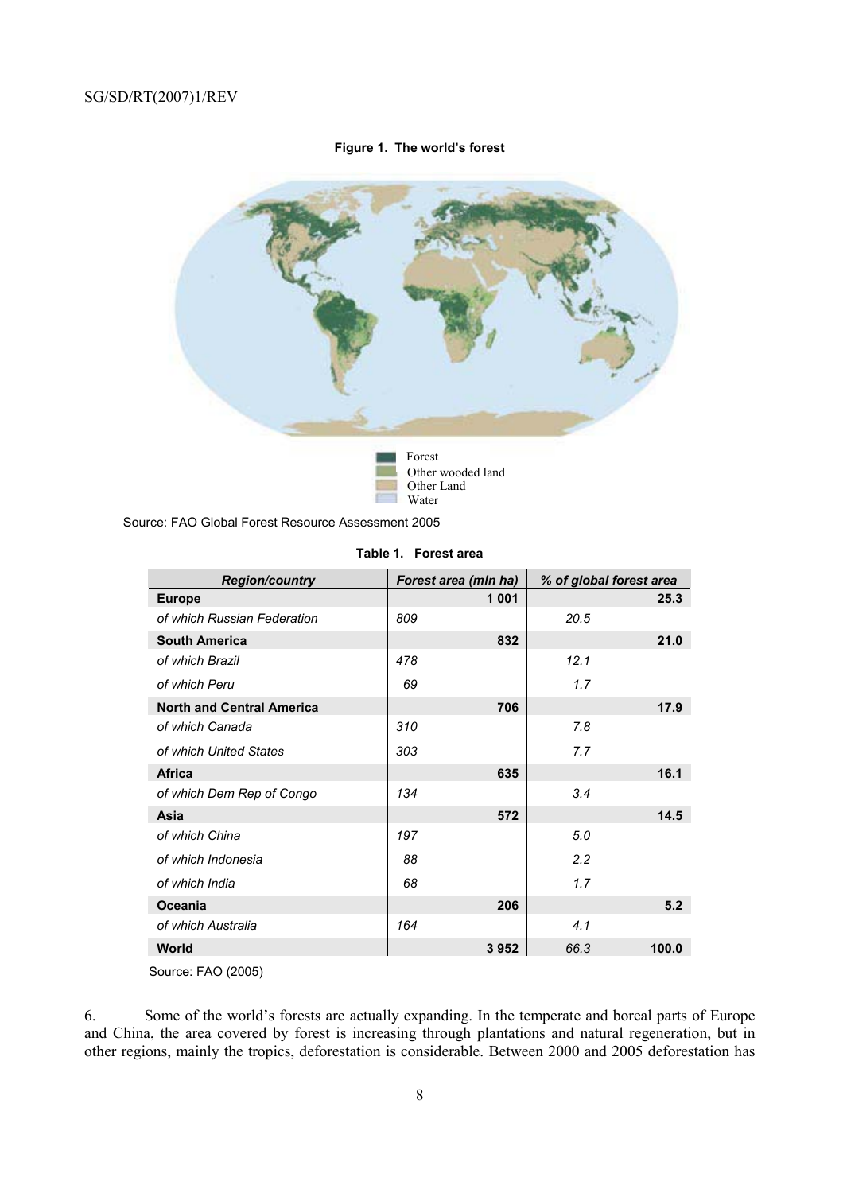**Figure 1. The world's forest**

Forest
Other wooded land
Other Land
Water

Source: FAO Global Forest Resource Assessment 2005

**Table 1. Forest area**

| *Region/country* | *Forest area (mln ha)* | | *% of global forest area* | |
|---|---|---|---|---|
| **Europe** | | **1 001** | | **25.3** |
| *of which Russian Federation* | *809* | | *20.5* | |
| **South America** | | **832** | | **21.0** |
| *of which Brazil* | *478* | | *12.1* | |
| *of which Peru* | *69* | | *1.7* | |
| **North and Central America** | | **706** | | **17.9** |
| *of which Canada* | *310* | | *7.8* | |
| *of which United States* | *303* | | *7.7* | |
| **Africa** | | **635** | | **16.1** |
| *of which Dem Rep of Congo* | *134* | | *3.4* | |
| **Asia** | | **572** | | **14.5** |
| *of which China* | *197* | | *5.0* | |
| *of which Indonesia* | *88* | | *2.2* | |
| *of which India* | *68* | | *1.7* | |
| **Oceania** | | **206** | | **5.2** |
| *of which Australia* | *164* | | *4.1* | |
| **World** | | **3 952** | *66.3* | **100.0** |

Source: FAO (2005)

6. Some of the world's forests are actually expanding. In the temperate and boreal parts of Europe and China, the area covered by forest is increasing through plantations and natural regeneration, but in other regions, mainly the tropics, deforestation is considerable. Between 2000 and 2005 deforestation has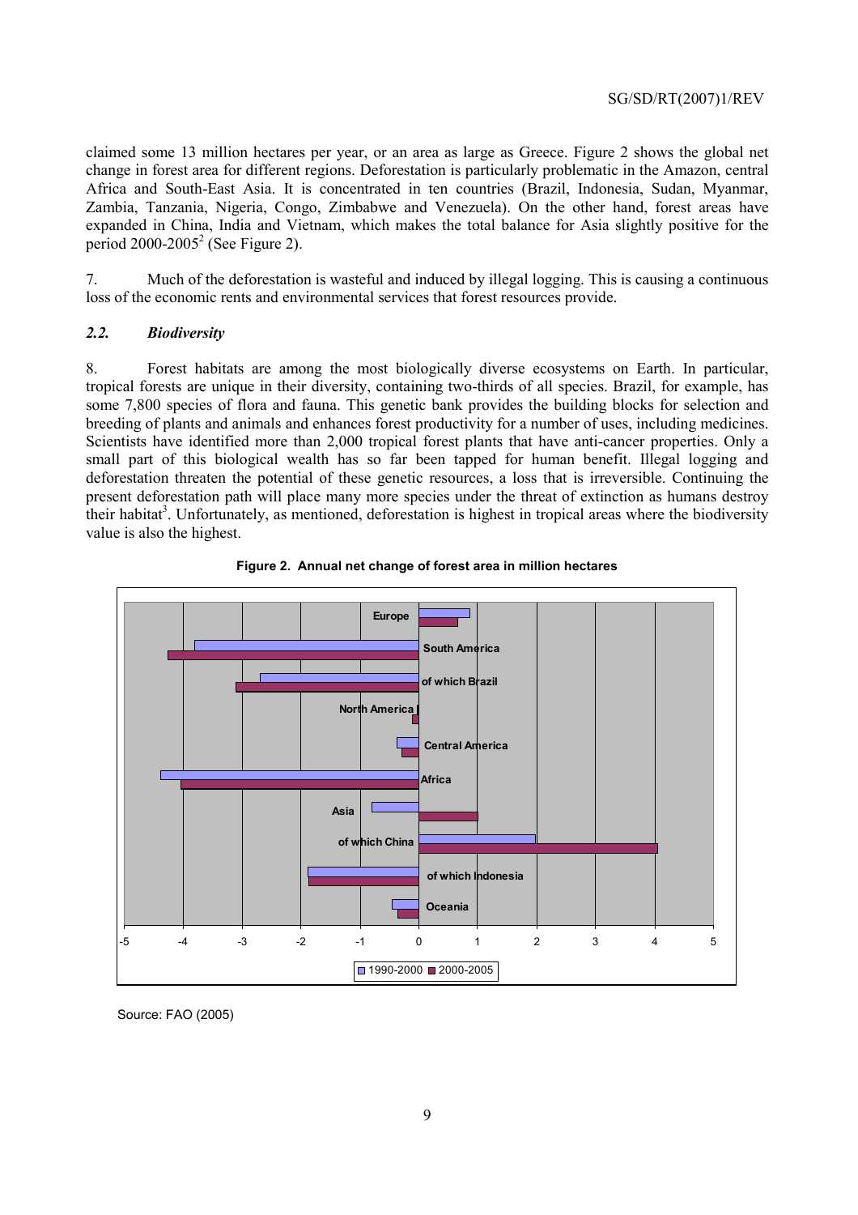claimed some 13 million hectares per year, or an area as large as Greece. Figure 2 shows the global net change in forest area for different regions. Deforestation is particularly problematic in the Amazon, central Africa and South-East Asia. It is concentrated in ten countries (Brazil, Indonesia, Sudan, Myanmar, Zambia, Tanzania, Nigeria, Congo, Zimbabwe and Venezuela). On the other hand, forest areas have expanded in China, India and Vietnam, which makes the total balance for Asia slightly positive for the period 2000-2005[2] (See Figure 2).

7. Much of the deforestation is wasteful and induced by illegal logging. This is causing a continuous loss of the economic rents and environmental services that forest resources provide.

### *2.2. Biodiversity*

8. Forest habitats are among the most biologically diverse ecosystems on Earth. In particular, tropical forests are unique in their diversity, containing two-thirds of all species. Brazil, for example, has some 7,800 species of flora and fauna. This genetic bank provides the building blocks for selection and breeding of plants and animals and enhances forest productivity for a number of uses, including medicines. Scientists have identified more than 2,000 tropical forest plants that have anti-cancer properties. Only a small part of this biological wealth has so far been tapped for human benefit. Illegal logging and deforestation threaten the potential of these genetic resources, a loss that is irreversible. Continuing the present deforestation path will place many more species under the threat of extinction as humans destroy their habitat[3]. Unfortunately, as mentioned, deforestation is highest in tropical areas where the biodiversity value is also the highest.

**Figure 2. Annual net change of forest area in million hectares**

Source: FAO (2005)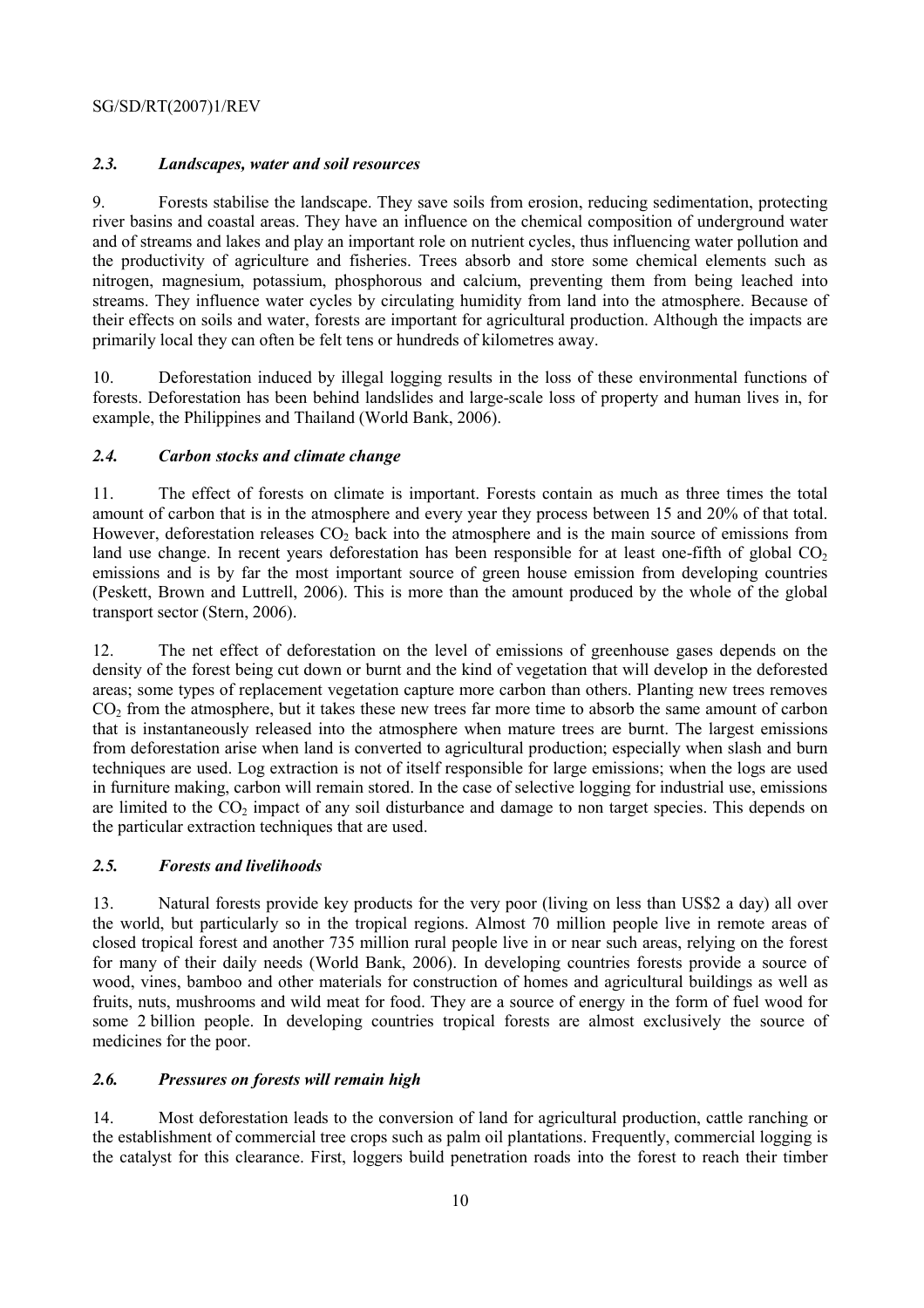### *2.3. Landscapes, water and soil resources*

9. Forests stabilise the landscape. They save soils from erosion, reducing sedimentation, protecting river basins and coastal areas. They have an influence on the chemical composition of underground water and of streams and lakes and play an important role on nutrient cycles, thus influencing water pollution and the productivity of agriculture and fisheries. Trees absorb and store some chemical elements such as nitrogen, magnesium, potassium, phosphorous and calcium, preventing them from being leached into streams. They influence water cycles by circulating humidity from land into the atmosphere. Because of their effects on soils and water, forests are important for agricultural production. Although the impacts are primarily local they can often be felt tens or hundreds of kilometres away.

10. Deforestation induced by illegal logging results in the loss of these environmental functions of forests. Deforestation has been behind landslides and large-scale loss of property and human lives in, for example, the Philippines and Thailand (World Bank, 2006).

### *2.4. Carbon stocks and climate change*

11. The effect of forests on climate is important. Forests contain as much as three times the total amount of carbon that is in the atmosphere and every year they process between 15 and 20% of that total. However, deforestation releases $CO_2$ back into the atmosphere and is the main source of emissions from land use change. In recent years deforestation has been responsible for at least one-fifth of global $CO_2$ emissions and is by far the most important source of green house emission from developing countries (Peskett, Brown and Luttrell, 2006). This is more than the amount produced by the whole of the global transport sector (Stern, 2006).

12. The net effect of deforestation on the level of emissions of greenhouse gases depends on the density of the forest being cut down or burnt and the kind of vegetation that will develop in the deforested areas; some types of replacement vegetation capture more carbon than others. Planting new trees removes $CO_2$ from the atmosphere, but it takes these new trees far more time to absorb the same amount of carbon that is instantaneously released into the atmosphere when mature trees are burnt. The largest emissions from deforestation arise when land is converted to agricultural production; especially when slash and burn techniques are used. Log extraction is not of itself responsible for large emissions; when the logs are used in furniture making, carbon will remain stored. In the case of selective logging for industrial use, emissions are limited to the $CO_2$ impact of any soil disturbance and damage to non target species. This depends on the particular extraction techniques that are used.

### *2.5. Forests and livelihoods*

13. Natural forests provide key products for the very poor (living on less than US$2 a day) all over the world, but particularly so in the tropical regions. Almost 70 million people live in remote areas of closed tropical forest and another 735 million rural people live in or near such areas, relying on the forest for many of their daily needs (World Bank, 2006). In developing countries forests provide a source of wood, vines, bamboo and other materials for construction of homes and agricultural buildings as well as fruits, nuts, mushrooms and wild meat for food. They are a source of energy in the form of fuel wood for some 2 billion people. In developing countries tropical forests are almost exclusively the source of medicines for the poor.

### *2.6. Pressures on forests will remain high*

14. Most deforestation leads to the conversion of land for agricultural production, cattle ranching or the establishment of commercial tree crops such as palm oil plantations. Frequently, commercial logging is the catalyst for this clearance. First, loggers build penetration roads into the forest to reach their timber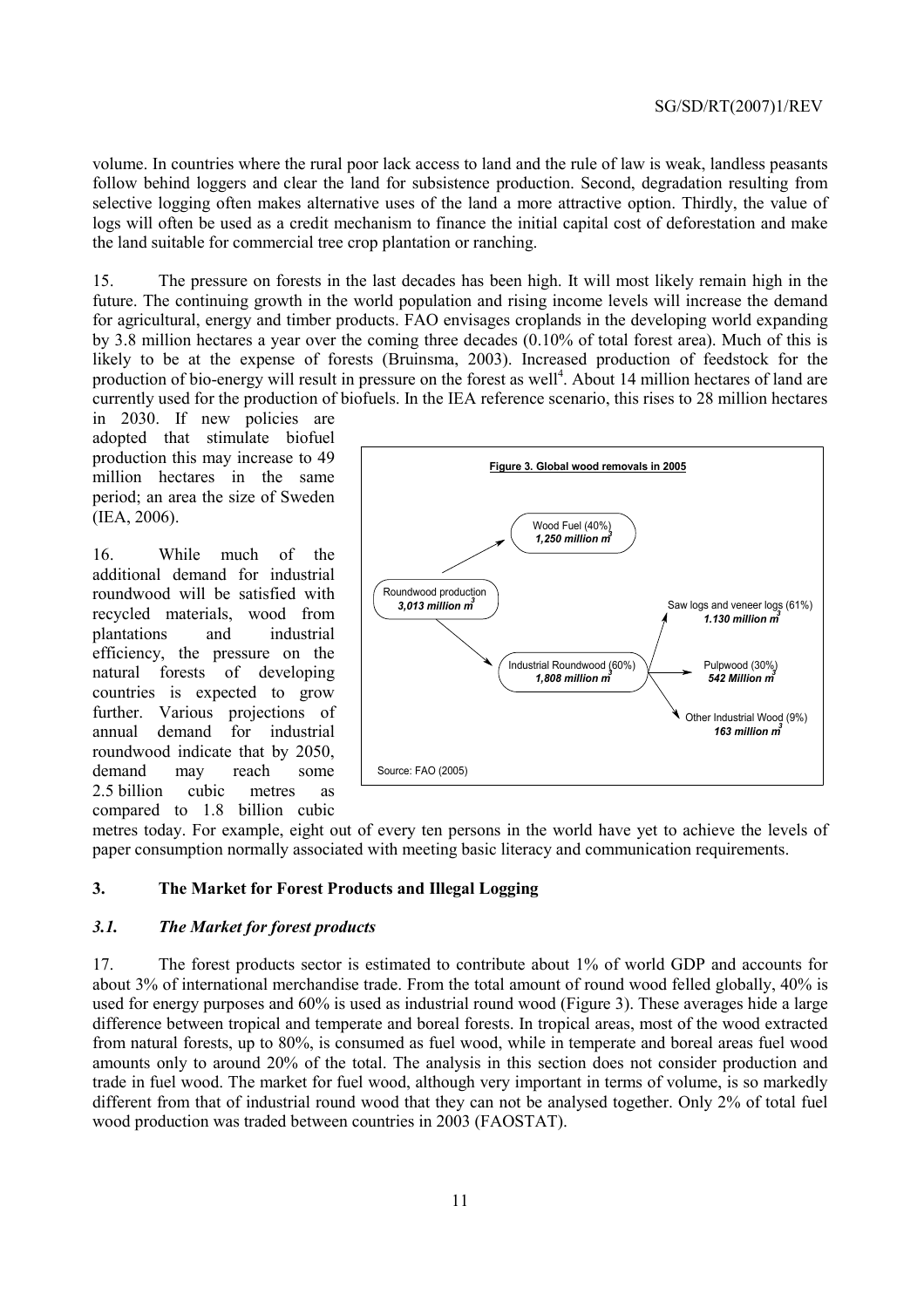volume. In countries where the rural poor lack access to land and the rule of law is weak, landless peasants follow behind loggers and clear the land for subsistence production. Second, degradation resulting from selective logging often makes alternative uses of the land a more attractive option. Thirdly, the value of logs will often be used as a credit mechanism to finance the initial capital cost of deforestation and make the land suitable for commercial tree crop plantation or ranching.

15. The pressure on forests in the last decades has been high. It will most likely remain high in the future. The continuing growth in the world population and rising income levels will increase the demand for agricultural, energy and timber products. FAO envisages croplands in the developing world expanding by 3.8 million hectares a year over the coming three decades (0.10% of total forest area). Much of this is likely to be at the expense of forests (Bruinsma, 2003). Increased production of feedstock for the production of bio-energy will result in pressure on the forest as well[4]. About 14 million hectares of land are currently used for the production of biofuels. In the IEA reference scenario, this rises to 28 million hectares in 2030. If new policies are adopted that stimulate biofuel production this may increase to 49 million hectares in the same period; an area the size of Sweden (IEA, 2006).

16. While much of the additional demand for industrial roundwood will be satisfied with recycled materials, wood from plantations and industrial efficiency, the pressure on the natural forests of developing countries is expected to grow further. Various projections of annual demand for industrial roundwood indicate that by 2050, demand may reach some 2.5 billion cubic metres as compared to 1.8 billion cubic metres today. For example, eight out of every ten persons in the world have yet to achieve the levels of paper consumption normally associated with meeting basic literacy and communication requirements.

**Figure 3. Global wood removals in 2005**

- Roundwood production — *3,013 million $m^3$*
  - Wood Fuel (40%) — *1,250 million $m^3$*
  - Industrial Roundwood (60%) — *1,808 million $m^3$*
    - Saw logs and veneer logs (61%) — *1.130 million $m^3$*
    - Pulpwood (30%) — *542 Million $m^3$*
    - Other Industrial Wood (9%) — *163 million $m^3$*

Source: FAO (2005)

## 3. The Market for Forest Products and Illegal Logging

### *3.1. The Market for forest products*

17. The forest products sector is estimated to contribute about 1% of world GDP and accounts for about 3% of international merchandise trade. From the total amount of round wood felled globally, 40% is used for energy purposes and 60% is used as industrial round wood (Figure 3). These averages hide a large difference between tropical and temperate and boreal forests. In tropical areas, most of the wood extracted from natural forests, up to 80%, is consumed as fuel wood, while in temperate and boreal areas fuel wood amounts only to around 20% of the total. The analysis in this section does not consider production and trade in fuel wood. The market for fuel wood, although very important in terms of volume, is so markedly different from that of industrial round wood that they can not be analysed together. Only 2% of total fuel wood production was traded between countries in 2003 (FAOSTAT).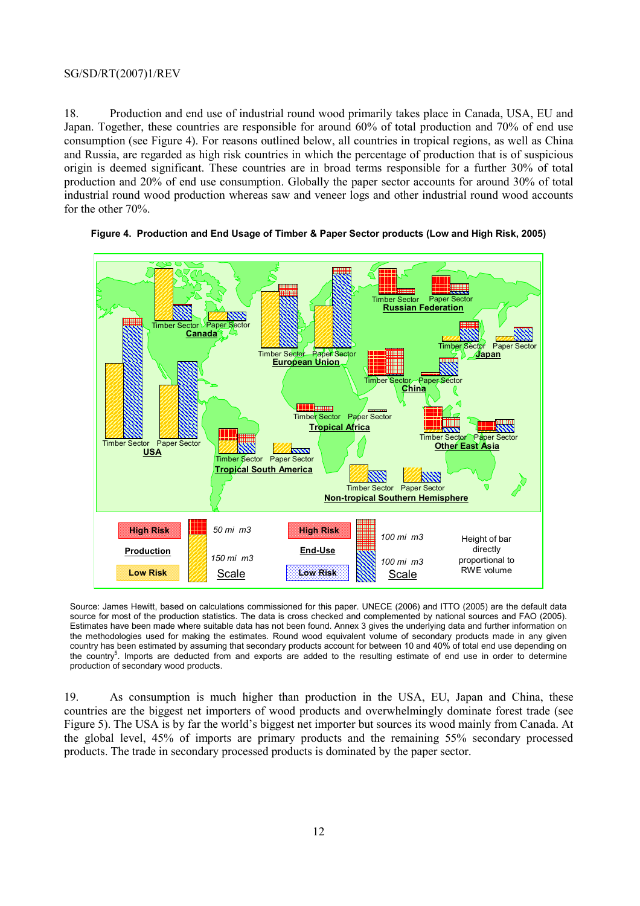18. Production and end use of industrial round wood primarily takes place in Canada, USA, EU and Japan. Together, these countries are responsible for around 60% of total production and 70% of end use consumption (see Figure 4). For reasons outlined below, all countries in tropical regions, as well as China and Russia, are regarded as high risk countries in which the percentage of production that is of suspicious origin is deemed significant. These countries are in broad terms responsible for a further 30% of total production and 20% of end use consumption. Globally the paper sector accounts for around 30% of total industrial round wood production whereas saw and veneer logs and other industrial round wood accounts for the other 70%.

**Figure 4. Production and End Usage of Timber & Paper Sector products (Low and High Risk, 2005)**

Source: James Hewitt, based on calculations commissioned for this paper. UNECE (2006) and ITTO (2005) are the default data source for most of the production statistics. The data is cross checked and complemented by national sources and FAO (2005). Estimates have been made where suitable data has not been found. Annex 3 gives the underlying data and further information on the methodologies used for making the estimates. Round wood equivalent volume of secondary products made in any given country has been estimated by assuming that secondary products account for between 10 and 40% of total end use depending on the country[5]. Imports are deducted from and exports are added to the resulting estimate of end use in order to determine production of secondary wood products.

19. As consumption is much higher than production in the USA, EU, Japan and China, these countries are the biggest net importers of wood products and overwhelmingly dominate forest trade (see Figure 5). The USA is by far the world's biggest net importer but sources its wood mainly from Canada. At the global level, 45% of imports are primary products and the remaining 55% secondary processed products. The trade in secondary processed products is dominated by the paper sector.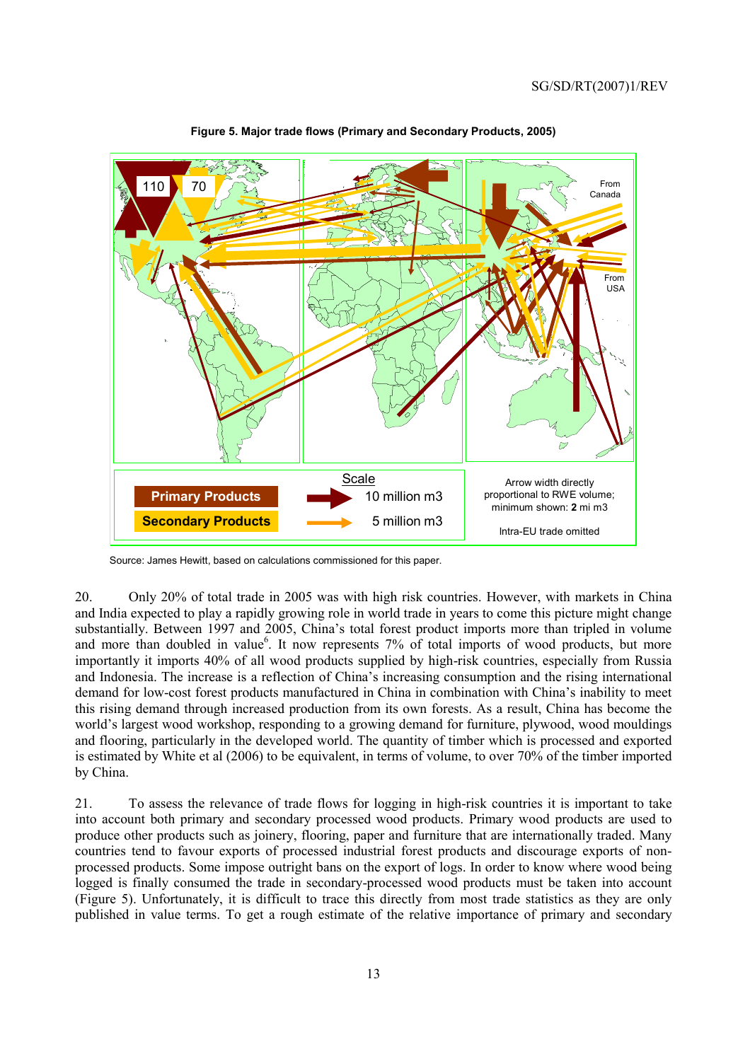**Figure 5. Major trade flows (Primary and Secondary Products, 2005)**

Source: James Hewitt, based on calculations commissioned for this paper.

20. Only 20% of total trade in 2005 was with high risk countries. However, with markets in China and India expected to play a rapidly growing role in world trade in years to come this picture might change substantially. Between 1997 and 2005, China's total forest product imports more than tripled in volume and more than doubled in value[6]. It now represents 7% of total imports of wood products, but more importantly it imports 40% of all wood products supplied by high-risk countries, especially from Russia and Indonesia. The increase is a reflection of China's increasing consumption and the rising international demand for low-cost forest products manufactured in China in combination with China's inability to meet this rising demand through increased production from its own forests. As a result, China has become the world's largest wood workshop, responding to a growing demand for furniture, plywood, wood mouldings and flooring, particularly in the developed world. The quantity of timber which is processed and exported is estimated by White et al (2006) to be equivalent, in terms of volume, to over 70% of the timber imported by China.

21. To assess the relevance of trade flows for logging in high-risk countries it is important to take into account both primary and secondary processed wood products. Primary wood products are used to produce other products such as joinery, flooring, paper and furniture that are internationally traded. Many countries tend to favour exports of processed industrial forest products and discourage exports of non-processed products. Some impose outright bans on the export of logs. In order to know where wood being logged is finally consumed the trade in secondary-processed wood products must be taken into account (Figure 5). Unfortunately, it is difficult to trace this directly from most trade statistics as they are only published in value terms. To get a rough estimate of the relative importance of primary and secondary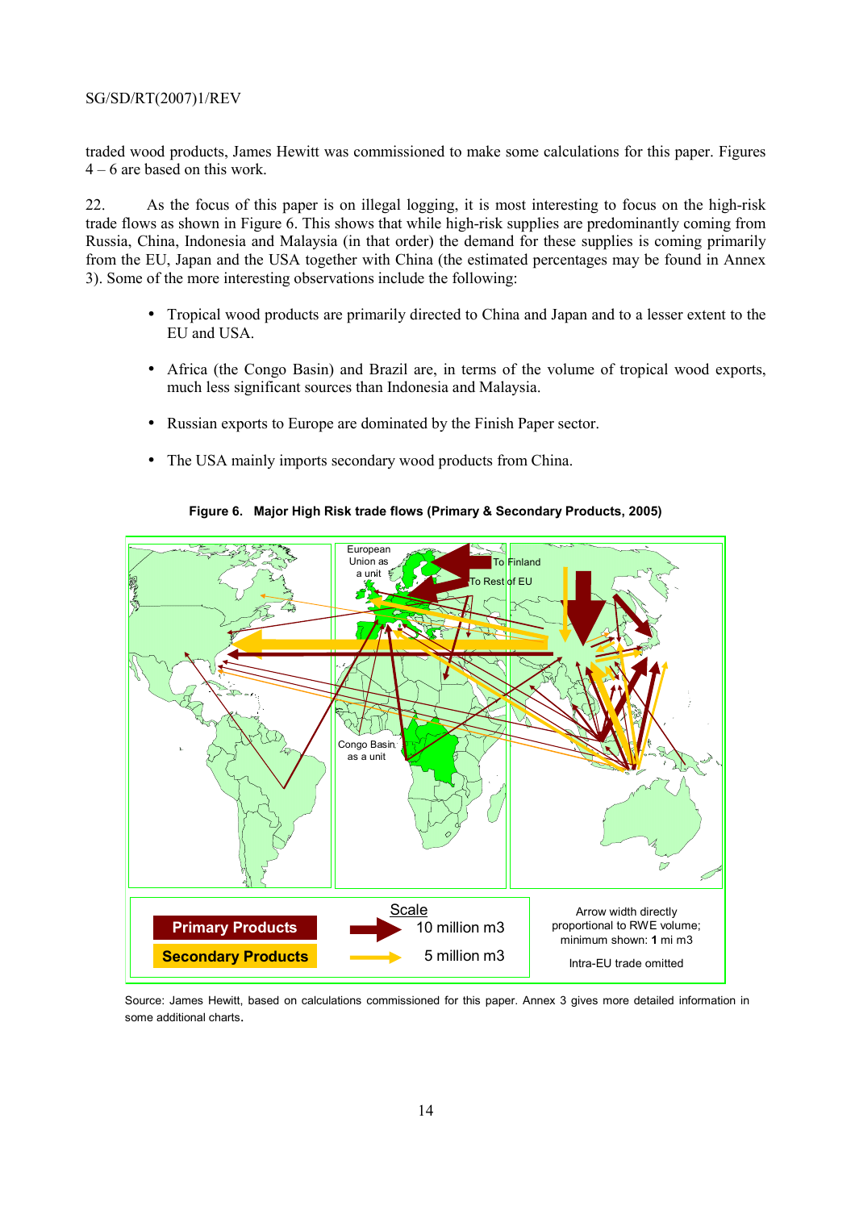traded wood products, James Hewitt was commissioned to make some calculations for this paper. Figures 4 – 6 are based on this work.

22. As the focus of this paper is on illegal logging, it is most interesting to focus on the high-risk trade flows as shown in Figure 6. This shows that while high-risk supplies are predominantly coming from Russia, China, Indonesia and Malaysia (in that order) the demand for these supplies is coming primarily from the EU, Japan and the USA together with China (the estimated percentages may be found in Annex 3). Some of the more interesting observations include the following:

- Tropical wood products are primarily directed to China and Japan and to a lesser extent to the EU and USA.
- Africa (the Congo Basin) and Brazil are, in terms of the volume of tropical wood exports, much less significant sources than Indonesia and Malaysia.
- Russian exports to Europe are dominated by the Finish Paper sector.
- The USA mainly imports secondary wood products from China.

**Figure 6. Major High Risk trade flows (Primary & Secondary Products, 2005)**

Source: James Hewitt, based on calculations commissioned for this paper. Annex 3 gives more detailed information in some additional charts.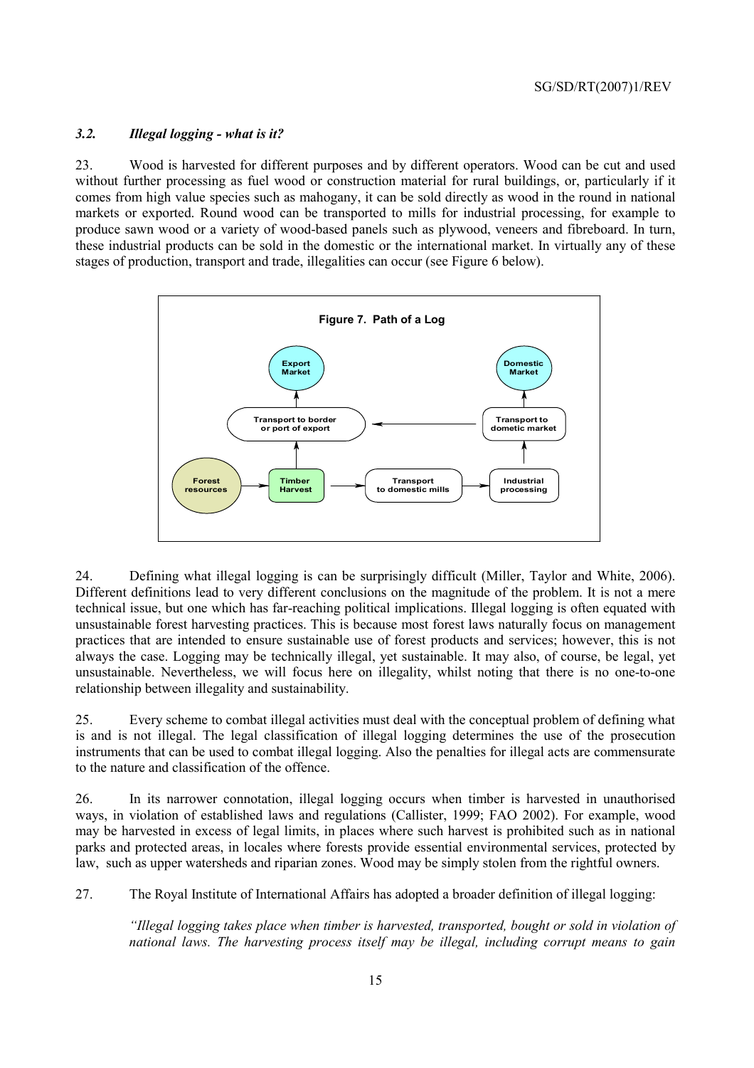### *3.2. Illegal logging - what is it?*

23. Wood is harvested for different purposes and by different operators. Wood can be cut and used without further processing as fuel wood or construction material for rural buildings, or, particularly if it comes from high value species such as mahogany, it can be sold directly as wood in the round in national markets or exported. Round wood can be transported to mills for industrial processing, for example to produce sawn wood or a variety of wood-based panels such as plywood, veneers and fibreboard. In turn, these industrial products can be sold in the domestic or the international market. In virtually any of these stages of production, transport and trade, illegalities can occur (see Figure 6 below).

**Figure 7. Path of a Log**

Export Market · Domestic Market · Transport to border or port of export · Transport to dometic market · Forest resources · Timber Harvest · Transport to domestic mills · Industrial processing

24. Defining what illegal logging is can be surprisingly difficult (Miller, Taylor and White, 2006). Different definitions lead to very different conclusions on the magnitude of the problem. It is not a mere technical issue, but one which has far-reaching political implications. Illegal logging is often equated with unsustainable forest harvesting practices. This is because most forest laws naturally focus on management practices that are intended to ensure sustainable use of forest products and services; however, this is not always the case. Logging may be technically illegal, yet sustainable. It may also, of course, be legal, yet unsustainable. Nevertheless, we will focus here on illegality, whilst noting that there is no one-to-one relationship between illegality and sustainability.

25. Every scheme to combat illegal activities must deal with the conceptual problem of defining what is and is not illegal. The legal classification of illegal logging determines the use of the prosecution instruments that can be used to combat illegal logging. Also the penalties for illegal acts are commensurate to the nature and classification of the offence.

26. In its narrower connotation, illegal logging occurs when timber is harvested in unauthorised ways, in violation of established laws and regulations (Callister, 1999; FAO 2002). For example, wood may be harvested in excess of legal limits, in places where such harvest is prohibited such as in national parks and protected areas, in locales where forests provide essential environmental services, protected by law, such as upper watersheds and riparian zones. Wood may be simply stolen from the rightful owners.

27. The Royal Institute of International Affairs has adopted a broader definition of illegal logging:

> *"Illegal logging takes place when timber is harvested, transported, bought or sold in violation of national laws. The harvesting process itself may be illegal, including corrupt means to gain*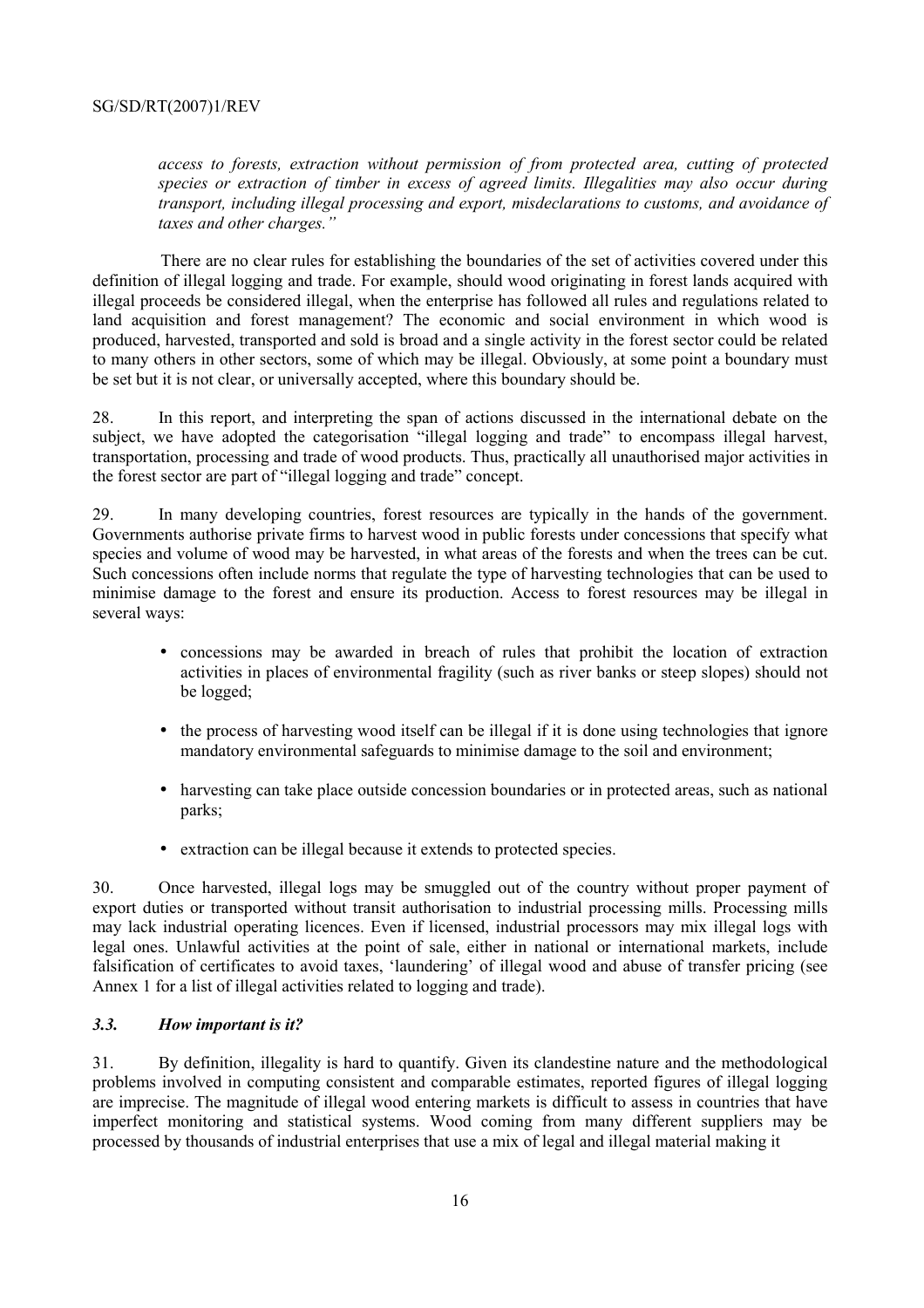*access to forests, extraction without permission of from protected area, cutting of protected species or extraction of timber in excess of agreed limits. Illegalities may also occur during transport, including illegal processing and export, misdeclarations to customs, and avoidance of taxes and other charges."*

There are no clear rules for establishing the boundaries of the set of activities covered under this definition of illegal logging and trade. For example, should wood originating in forest lands acquired with illegal proceeds be considered illegal, when the enterprise has followed all rules and regulations related to land acquisition and forest management? The economic and social environment in which wood is produced, harvested, transported and sold is broad and a single activity in the forest sector could be related to many others in other sectors, some of which may be illegal. Obviously, at some point a boundary must be set but it is not clear, or universally accepted, where this boundary should be.

28. In this report, and interpreting the span of actions discussed in the international debate on the subject, we have adopted the categorisation "illegal logging and trade" to encompass illegal harvest, transportation, processing and trade of wood products. Thus, practically all unauthorised major activities in the forest sector are part of "illegal logging and trade" concept.

29. In many developing countries, forest resources are typically in the hands of the government. Governments authorise private firms to harvest wood in public forests under concessions that specify what species and volume of wood may be harvested, in what areas of the forests and when the trees can be cut. Such concessions often include norms that regulate the type of harvesting technologies that can be used to minimise damage to the forest and ensure its production. Access to forest resources may be illegal in several ways:

- concessions may be awarded in breach of rules that prohibit the location of extraction activities in places of environmental fragility (such as river banks or steep slopes) should not be logged;
- the process of harvesting wood itself can be illegal if it is done using technologies that ignore mandatory environmental safeguards to minimise damage to the soil and environment;
- harvesting can take place outside concession boundaries or in protected areas, such as national parks;
- extraction can be illegal because it extends to protected species.

30. Once harvested, illegal logs may be smuggled out of the country without proper payment of export duties or transported without transit authorisation to industrial processing mills. Processing mills may lack industrial operating licences. Even if licensed, industrial processors may mix illegal logs with legal ones. Unlawful activities at the point of sale, either in national or international markets, include falsification of certificates to avoid taxes, 'laundering' of illegal wood and abuse of transfer pricing (see Annex 1 for a list of illegal activities related to logging and trade).

### *3.3. How important is it?*

31. By definition, illegality is hard to quantify. Given its clandestine nature and the methodological problems involved in computing consistent and comparable estimates, reported figures of illegal logging are imprecise. The magnitude of illegal wood entering markets is difficult to assess in countries that have imperfect monitoring and statistical systems. Wood coming from many different suppliers may be processed by thousands of industrial enterprises that use a mix of legal and illegal material making it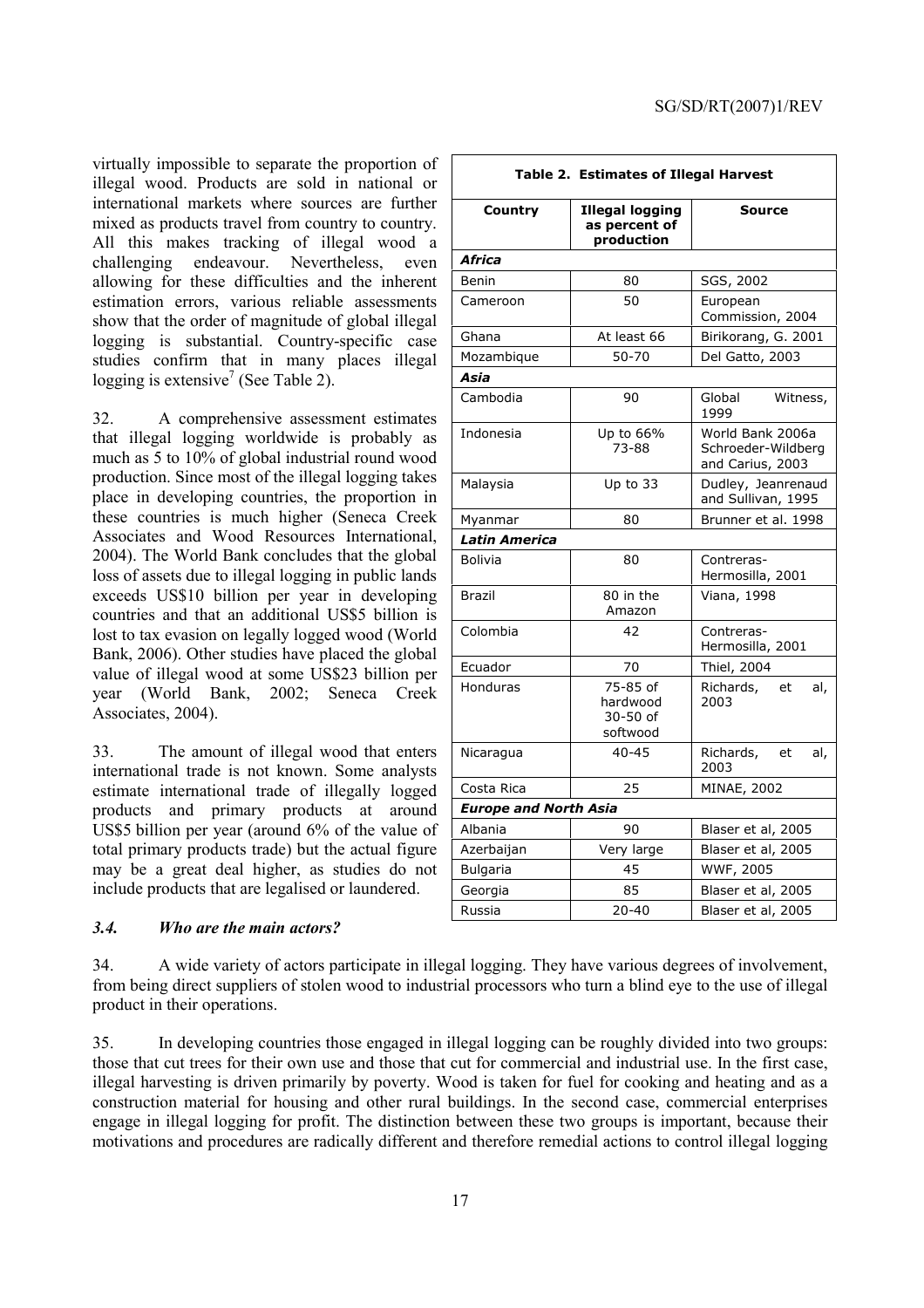virtually impossible to separate the proportion of illegal wood. Products are sold in national or international markets where sources are further mixed as products travel from country to country. All this makes tracking of illegal wood a challenging endeavour. Nevertheless, even allowing for these difficulties and the inherent estimation errors, various reliable assessments show that the order of magnitude of global illegal logging is substantial. Country-specific case studies confirm that in many places illegal logging is extensive[7] (See Table 2).

32. A comprehensive assessment estimates that illegal logging worldwide is probably as much as 5 to 10% of global industrial round wood production. Since most of the illegal logging takes place in developing countries, the proportion in these countries is much higher (Seneca Creek Associates and Wood Resources International, 2004). The World Bank concludes that the global loss of assets due to illegal logging in public lands exceeds US$10 billion per year in developing countries and that an additional US$5 billion is lost to tax evasion on legally logged wood (World Bank, 2006). Other studies have placed the global value of illegal wood at some US$23 billion per year (World Bank, 2002; Seneca Creek Associates, 2004).

33. The amount of illegal wood that enters international trade is not known. Some analysts estimate international trade of illegally logged products and primary products at around US$5 billion per year (around 6% of the value of total primary products trade) but the actual figure may be a great deal higher, as studies do not include products that are legalised or laundered.

**Table 2. Estimates of Illegal Harvest**

| Country | Illegal logging as percent of production | Source |
|---|---|---|
| ***Africa*** | | |
| Benin | 80 | SGS, 2002 |
| Cameroon | 50 | European Commission, 2004 |
| Ghana | At least 66 | Birikorang, G. 2001 |
| Mozambique | 50-70 | Del Gatto, 2003 |
| ***Asia*** | | |
| Cambodia | 90 | Global Witness, 1999 |
| Indonesia | Up to 66% 73-88 | World Bank 2006a Schroeder-Wildberg and Carius, 2003 |
| Malaysia | Up to 33 | Dudley, Jeanrenaud and Sullivan, 1995 |
| Myanmar | 80 | Brunner et al. 1998 |
| ***Latin America*** | | |
| Bolivia | 80 | Contreras-Hermosilla, 2001 |
| Brazil | 80 in the Amazon | Viana, 1998 |
| Colombia | 42 | Contreras-Hermosilla, 2001 |
| Ecuador | 70 | Thiel, 2004 |
| Honduras | 75-85 of hardwood 30-50 of softwood | Richards, et al, 2003 |
| Nicaragua | 40-45 | Richards, et al, 2003 |
| Costa Rica | 25 | MINAE, 2002 |
| ***Europe and North Asia*** | | |
| Albania | 90 | Blaser et al, 2005 |
| Azerbaijan | Very large | Blaser et al, 2005 |
| Bulgaria | 45 | WWF, 2005 |
| Georgia | 85 | Blaser et al, 2005 |
| Russia | 20-40 | Blaser et al, 2005 |

### *3.4. Who are the main actors?*

34. A wide variety of actors participate in illegal logging. They have various degrees of involvement, from being direct suppliers of stolen wood to industrial processors who turn a blind eye to the use of illegal product in their operations.

35. In developing countries those engaged in illegal logging can be roughly divided into two groups: those that cut trees for their own use and those that cut for commercial and industrial use. In the first case, illegal harvesting is driven primarily by poverty. Wood is taken for fuel for cooking and heating and as a construction material for housing and other rural buildings. In the second case, commercial enterprises engage in illegal logging for profit. The distinction between these two groups is important, because their motivations and procedures are radically different and therefore remedial actions to control illegal logging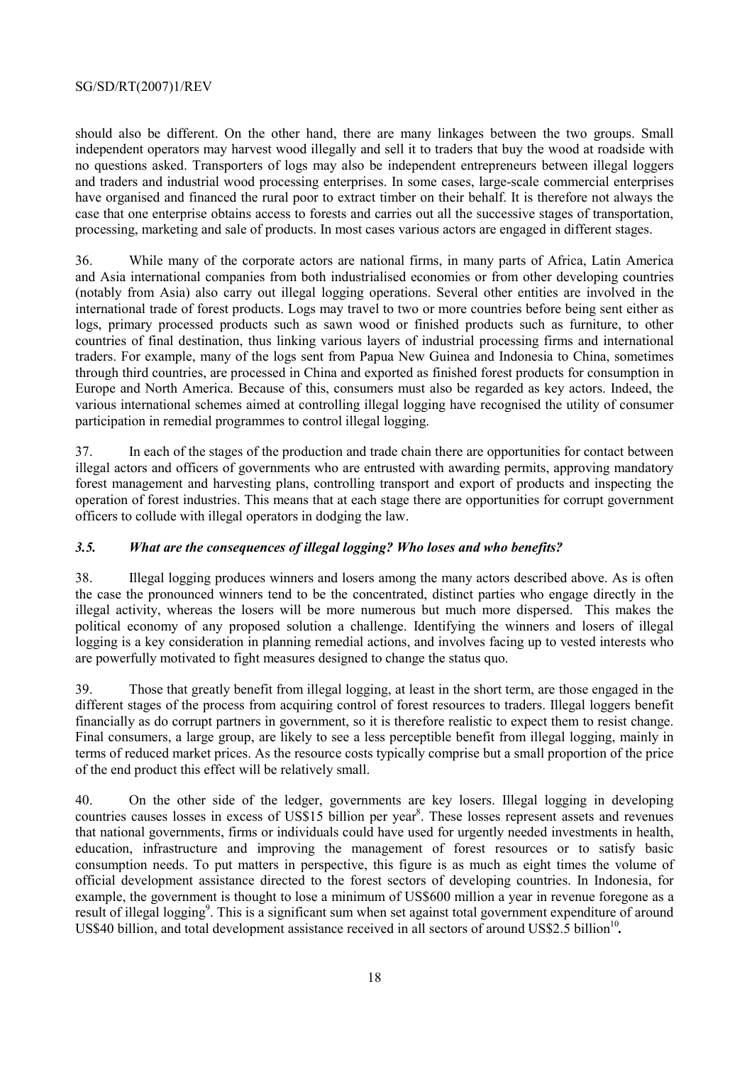should also be different. On the other hand, there are many linkages between the two groups. Small independent operators may harvest wood illegally and sell it to traders that buy the wood at roadside with no questions asked. Transporters of logs may also be independent entrepreneurs between illegal loggers and traders and industrial wood processing enterprises. In some cases, large-scale commercial enterprises have organised and financed the rural poor to extract timber on their behalf. It is therefore not always the case that one enterprise obtains access to forests and carries out all the successive stages of transportation, processing, marketing and sale of products. In most cases various actors are engaged in different stages.

36. While many of the corporate actors are national firms, in many parts of Africa, Latin America and Asia international companies from both industrialised economies or from other developing countries (notably from Asia) also carry out illegal logging operations. Several other entities are involved in the international trade of forest products. Logs may travel to two or more countries before being sent either as logs, primary processed products such as sawn wood or finished products such as furniture, to other countries of final destination, thus linking various layers of industrial processing firms and international traders. For example, many of the logs sent from Papua New Guinea and Indonesia to China, sometimes through third countries, are processed in China and exported as finished forest products for consumption in Europe and North America. Because of this, consumers must also be regarded as key actors. Indeed, the various international schemes aimed at controlling illegal logging have recognised the utility of consumer participation in remedial programmes to control illegal logging.

37. In each of the stages of the production and trade chain there are opportunities for contact between illegal actors and officers of governments who are entrusted with awarding permits, approving mandatory forest management and harvesting plans, controlling transport and export of products and inspecting the operation of forest industries. This means that at each stage there are opportunities for corrupt government officers to collude with illegal operators in dodging the law.

### *3.5. What are the consequences of illegal logging? Who loses and who benefits?*

38. Illegal logging produces winners and losers among the many actors described above. As is often the case the pronounced winners tend to be the concentrated, distinct parties who engage directly in the illegal activity, whereas the losers will be more numerous but much more dispersed. This makes the political economy of any proposed solution a challenge. Identifying the winners and losers of illegal logging is a key consideration in planning remedial actions, and involves facing up to vested interests who are powerfully motivated to fight measures designed to change the status quo.

39. Those that greatly benefit from illegal logging, at least in the short term, are those engaged in the different stages of the process from acquiring control of forest resources to traders. Illegal loggers benefit financially as do corrupt partners in government, so it is therefore realistic to expect them to resist change. Final consumers, a large group, are likely to see a less perceptible benefit from illegal logging, mainly in terms of reduced market prices. As the resource costs typically comprise but a small proportion of the price of the end product this effect will be relatively small.

40. On the other side of the ledger, governments are key losers. Illegal logging in developing countries causes losses in excess of US$15 billion per year[8]. These losses represent assets and revenues that national governments, firms or individuals could have used for urgently needed investments in health, education, infrastructure and improving the management of forest resources or to satisfy basic consumption needs. To put matters in perspective, this figure is as much as eight times the volume of official development assistance directed to the forest sectors of developing countries. In Indonesia, for example, the government is thought to lose a minimum of US$600 million a year in revenue foregone as a result of illegal logging[9]. This is a significant sum when set against total government expenditure of around US$40 billion, and total development assistance received in all sectors of around US$2.5 billion[10]**.**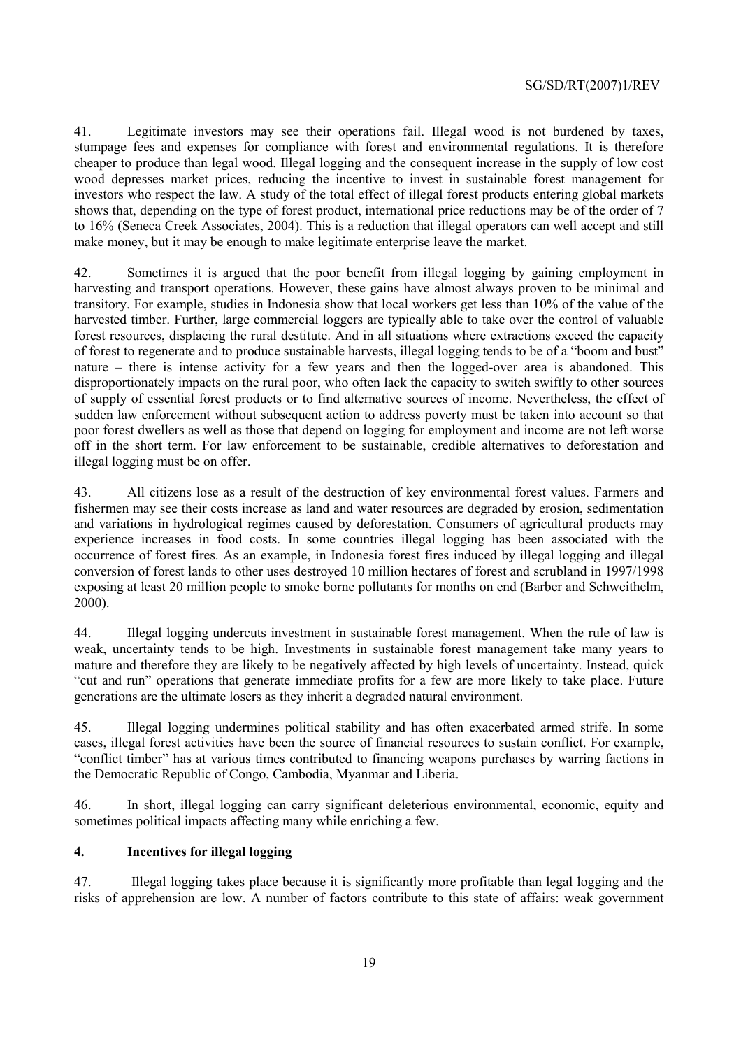41. Legitimate investors may see their operations fail. Illegal wood is not burdened by taxes, stumpage fees and expenses for compliance with forest and environmental regulations. It is therefore cheaper to produce than legal wood. Illegal logging and the consequent increase in the supply of low cost wood depresses market prices, reducing the incentive to invest in sustainable forest management for investors who respect the law. A study of the total effect of illegal forest products entering global markets shows that, depending on the type of forest product, international price reductions may be of the order of 7 to 16% (Seneca Creek Associates, 2004). This is a reduction that illegal operators can well accept and still make money, but it may be enough to make legitimate enterprise leave the market.

42. Sometimes it is argued that the poor benefit from illegal logging by gaining employment in harvesting and transport operations. However, these gains have almost always proven to be minimal and transitory. For example, studies in Indonesia show that local workers get less than 10% of the value of the harvested timber. Further, large commercial loggers are typically able to take over the control of valuable forest resources, displacing the rural destitute. And in all situations where extractions exceed the capacity of forest to regenerate and to produce sustainable harvests, illegal logging tends to be of a "boom and bust" nature – there is intense activity for a few years and then the logged-over area is abandoned. This disproportionately impacts on the rural poor, who often lack the capacity to switch swiftly to other sources of supply of essential forest products or to find alternative sources of income. Nevertheless, the effect of sudden law enforcement without subsequent action to address poverty must be taken into account so that poor forest dwellers as well as those that depend on logging for employment and income are not left worse off in the short term. For law enforcement to be sustainable, credible alternatives to deforestation and illegal logging must be on offer.

43. All citizens lose as a result of the destruction of key environmental forest values. Farmers and fishermen may see their costs increase as land and water resources are degraded by erosion, sedimentation and variations in hydrological regimes caused by deforestation. Consumers of agricultural products may experience increases in food costs. In some countries illegal logging has been associated with the occurrence of forest fires. As an example, in Indonesia forest fires induced by illegal logging and illegal conversion of forest lands to other uses destroyed 10 million hectares of forest and scrubland in 1997/1998 exposing at least 20 million people to smoke borne pollutants for months on end (Barber and Schweithelm, 2000).

44. Illegal logging undercuts investment in sustainable forest management. When the rule of law is weak, uncertainty tends to be high. Investments in sustainable forest management take many years to mature and therefore they are likely to be negatively affected by high levels of uncertainty. Instead, quick "cut and run" operations that generate immediate profits for a few are more likely to take place. Future generations are the ultimate losers as they inherit a degraded natural environment.

45. Illegal logging undermines political stability and has often exacerbated armed strife. In some cases, illegal forest activities have been the source of financial resources to sustain conflict. For example, "conflict timber" has at various times contributed to financing weapons purchases by warring factions in the Democratic Republic of Congo, Cambodia, Myanmar and Liberia.

46. In short, illegal logging can carry significant deleterious environmental, economic, equity and sometimes political impacts affecting many while enriching a few.

## 4. Incentives for illegal logging

47. Illegal logging takes place because it is significantly more profitable than legal logging and the risks of apprehension are low. A number of factors contribute to this state of affairs: weak government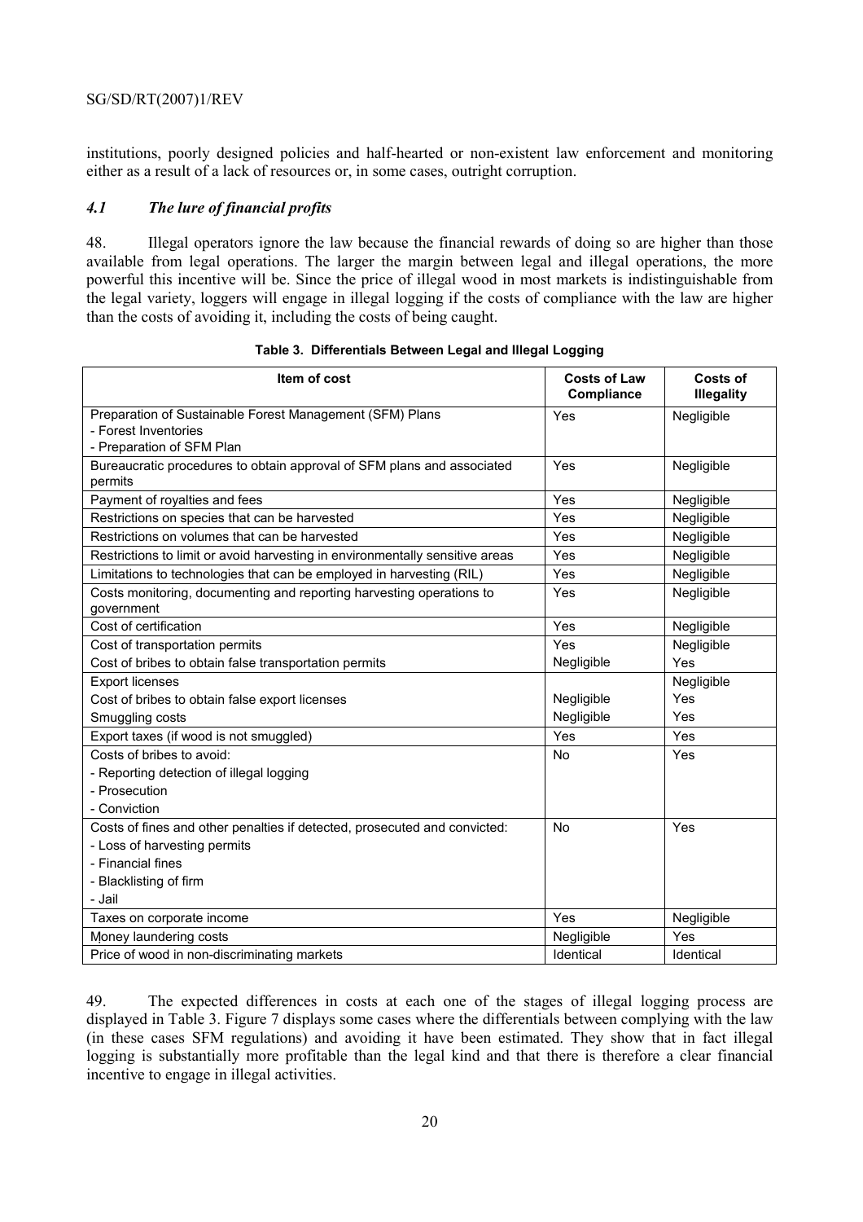institutions, poorly designed policies and half-hearted or non-existent law enforcement and monitoring either as a result of a lack of resources or, in some cases, outright corruption.

### *4.1 The lure of financial profits*

48. Illegal operators ignore the law because the financial rewards of doing so are higher than those available from legal operations. The larger the margin between legal and illegal operations, the more powerful this incentive will be. Since the price of illegal wood in most markets is indistinguishable from the legal variety, loggers will engage in illegal logging if the costs of compliance with the law are higher than the costs of avoiding it, including the costs of being caught.

**Table 3. Differentials Between Legal and Illegal Logging**

| Item of cost | Costs of Law Compliance | Costs of Illegality |
|---|---|---|
| Preparation of Sustainable Forest Management (SFM) Plans<br>- Forest Inventories<br>- Preparation of SFM Plan | Yes | Negligible |
| Bureaucratic procedures to obtain approval of SFM plans and associated permits | Yes | Negligible |
| Payment of royalties and fees | Yes | Negligible |
| Restrictions on species that can be harvested | Yes | Negligible |
| Restrictions on volumes that can be harvested | Yes | Negligible |
| Restrictions to limit or avoid harvesting in environmentally sensitive areas | Yes | Negligible |
| Limitations to technologies that can be employed in harvesting (RIL) | Yes | Negligible |
| Costs monitoring, documenting and reporting harvesting operations to government | Yes | Negligible |
| Cost of certification | Yes | Negligible |
| Cost of transportation permits | Yes | Negligible |
| Cost of bribes to obtain false transportation permits | Negligible | Yes |
| Export licenses | | Negligible |
| Cost of bribes to obtain false export licenses | Negligible | Yes |
| Smuggling costs | Negligible | Yes |
| Export taxes (if wood is not smuggled) | Yes | Yes |
| Costs of bribes to avoid:<br>- Reporting detection of illegal logging<br>- Prosecution<br>- Conviction | No | Yes |
| Costs of fines and other penalties if detected, prosecuted and convicted:<br>- Loss of harvesting permits<br>- Financial fines<br>- Blacklisting of firm<br>- Jail | No | Yes |
| Taxes on corporate income | Yes | Negligible |
| Money laundering costs | Negligible | Yes |
| Price of wood in non-discriminating markets | Identical | Identical |

49. The expected differences in costs at each one of the stages of illegal logging process are displayed in Table 3. Figure 7 displays some cases where the differentials between complying with the law (in these cases SFM regulations) and avoiding it have been estimated. They show that in fact illegal logging is substantially more profitable than the legal kind and that there is therefore a clear financial incentive to engage in illegal activities.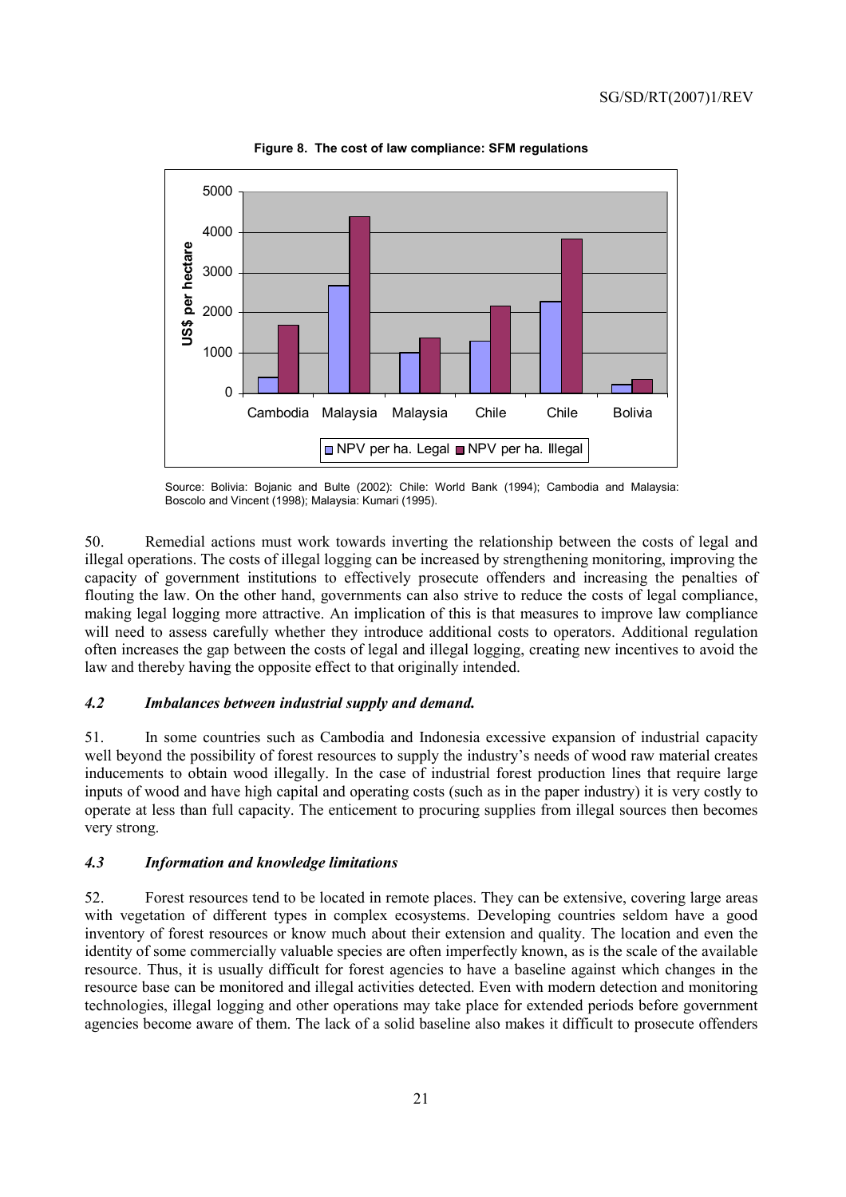**Figure 8. The cost of law compliance: SFM regulations**

Source: Bolivia: Bojanic and Bulte (2002): Chile: World Bank (1994); Cambodia and Malaysia: Boscolo and Vincent (1998); Malaysia: Kumari (1995).

50. Remedial actions must work towards inverting the relationship between the costs of legal and illegal operations. The costs of illegal logging can be increased by strengthening monitoring, improving the capacity of government institutions to effectively prosecute offenders and increasing the penalties of flouting the law. On the other hand, governments can also strive to reduce the costs of legal compliance, making legal logging more attractive. An implication of this is that measures to improve law compliance will need to assess carefully whether they introduce additional costs to operators. Additional regulation often increases the gap between the costs of legal and illegal logging, creating new incentives to avoid the law and thereby having the opposite effect to that originally intended.

### *4.2 Imbalances between industrial supply and demand.*

51. In some countries such as Cambodia and Indonesia excessive expansion of industrial capacity well beyond the possibility of forest resources to supply the industry's needs of wood raw material creates inducements to obtain wood illegally. In the case of industrial forest production lines that require large inputs of wood and have high capital and operating costs (such as in the paper industry) it is very costly to operate at less than full capacity. The enticement to procuring supplies from illegal sources then becomes very strong.

### *4.3 Information and knowledge limitations*

52. Forest resources tend to be located in remote places. They can be extensive, covering large areas with vegetation of different types in complex ecosystems. Developing countries seldom have a good inventory of forest resources or know much about their extension and quality. The location and even the identity of some commercially valuable species are often imperfectly known, as is the scale of the available resource. Thus, it is usually difficult for forest agencies to have a baseline against which changes in the resource base can be monitored and illegal activities detected. Even with modern detection and monitoring technologies, illegal logging and other operations may take place for extended periods before government agencies become aware of them. The lack of a solid baseline also makes it difficult to prosecute offenders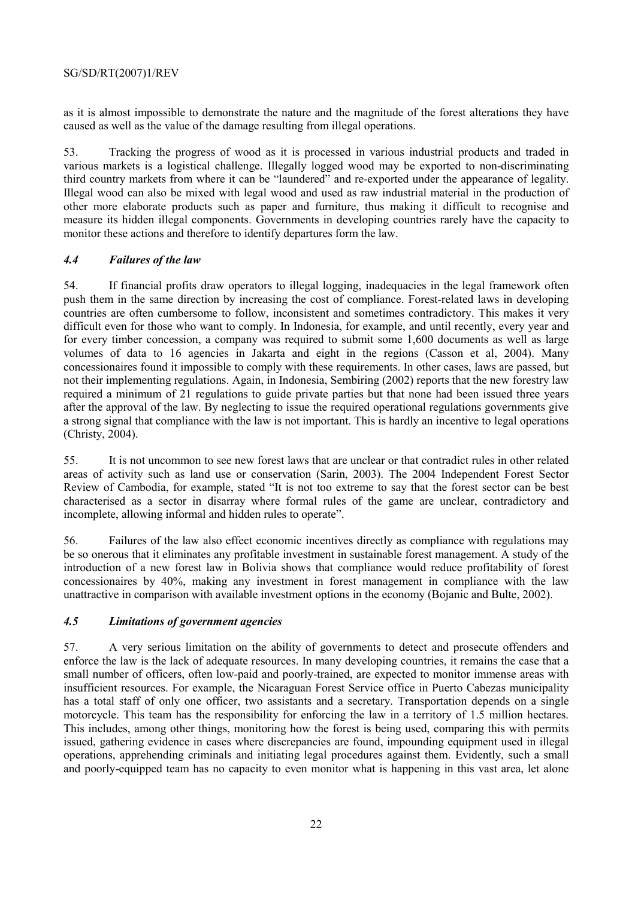as it is almost impossible to demonstrate the nature and the magnitude of the forest alterations they have caused as well as the value of the damage resulting from illegal operations.

53. Tracking the progress of wood as it is processed in various industrial products and traded in various markets is a logistical challenge. Illegally logged wood may be exported to non-discriminating third country markets from where it can be "laundered" and re-exported under the appearance of legality. Illegal wood can also be mixed with legal wood and used as raw industrial material in the production of other more elaborate products such as paper and furniture, thus making it difficult to recognise and measure its hidden illegal components. Governments in developing countries rarely have the capacity to monitor these actions and therefore to identify departures form the law.

### *4.4 Failures of the law*

54. If financial profits draw operators to illegal logging, inadequacies in the legal framework often push them in the same direction by increasing the cost of compliance. Forest-related laws in developing countries are often cumbersome to follow, inconsistent and sometimes contradictory. This makes it very difficult even for those who want to comply. In Indonesia, for example, and until recently, every year and for every timber concession, a company was required to submit some 1,600 documents as well as large volumes of data to 16 agencies in Jakarta and eight in the regions (Casson et al, 2004). Many concessionaires found it impossible to comply with these requirements. In other cases, laws are passed, but not their implementing regulations. Again, in Indonesia, Sembiring (2002) reports that the new forestry law required a minimum of 21 regulations to guide private parties but that none had been issued three years after the approval of the law. By neglecting to issue the required operational regulations governments give a strong signal that compliance with the law is not important. This is hardly an incentive to legal operations (Christy, 2004).

55. It is not uncommon to see new forest laws that are unclear or that contradict rules in other related areas of activity such as land use or conservation (Sarin, 2003). The 2004 Independent Forest Sector Review of Cambodia, for example, stated "It is not too extreme to say that the forest sector can be best characterised as a sector in disarray where formal rules of the game are unclear, contradictory and incomplete, allowing informal and hidden rules to operate".

56. Failures of the law also effect economic incentives directly as compliance with regulations may be so onerous that it eliminates any profitable investment in sustainable forest management. A study of the introduction of a new forest law in Bolivia shows that compliance would reduce profitability of forest concessionaires by 40%, making any investment in forest management in compliance with the law unattractive in comparison with available investment options in the economy (Bojanic and Bulte, 2002).

### *4.5 Limitations of government agencies*

57. A very serious limitation on the ability of governments to detect and prosecute offenders and enforce the law is the lack of adequate resources. In many developing countries, it remains the case that a small number of officers, often low-paid and poorly-trained, are expected to monitor immense areas with insufficient resources. For example, the Nicaraguan Forest Service office in Puerto Cabezas municipality has a total staff of only one officer, two assistants and a secretary. Transportation depends on a single motorcycle. This team has the responsibility for enforcing the law in a territory of 1.5 million hectares. This includes, among other things, monitoring how the forest is being used, comparing this with permits issued, gathering evidence in cases where discrepancies are found, impounding equipment used in illegal operations, apprehending criminals and initiating legal procedures against them. Evidently, such a small and poorly-equipped team has no capacity to even monitor what is happening in this vast area, let alone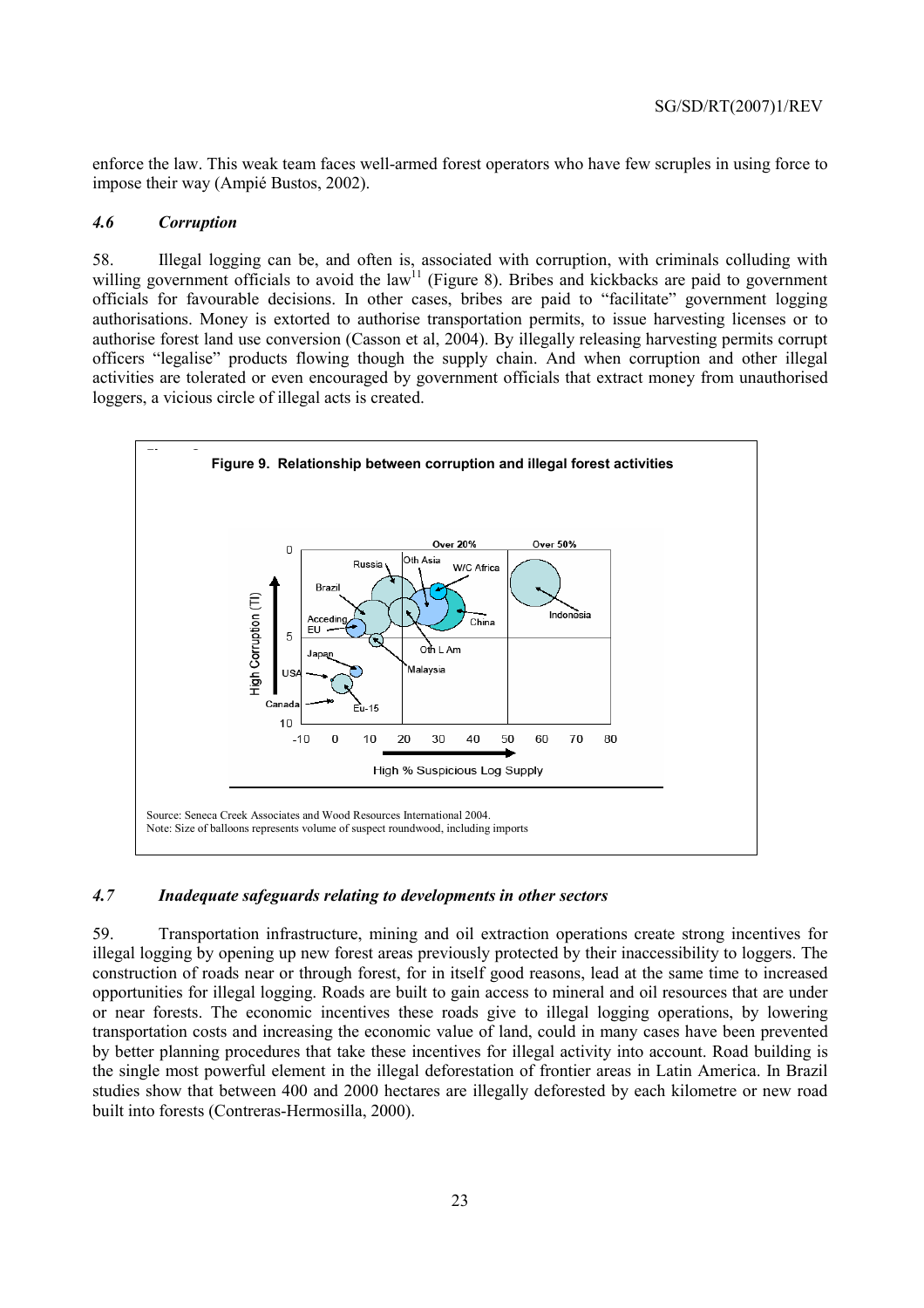enforce the law. This weak team faces well-armed forest operators who have few scruples in using force to impose their way (Ampié Bustos, 2002).

### *4.6 Corruption*

58. Illegal logging can be, and often is, associated with corruption, with criminals colluding with willing government officials to avoid the law[11] (Figure 8). Bribes and kickbacks are paid to government officials for favourable decisions. In other cases, bribes are paid to "facilitate" government logging authorisations. Money is extorted to authorise transportation permits, to issue harvesting licenses or to authorise forest land use conversion (Casson et al, 2004). By illegally releasing harvesting permits corrupt officers "legalise" products flowing though the supply chain. And when corruption and other illegal activities are tolerated or even encouraged by government officials that extract money from unauthorised loggers, a vicious circle of illegal acts is created.

**Figure 9. Relationship between corruption and illegal forest activities**

Source: Seneca Creek Associates and Wood Resources International 2004.
Note: Size of balloons represents volume of suspect roundwood, including imports

### *4.7 Inadequate safeguards relating to developments in other sectors*

59. Transportation infrastructure, mining and oil extraction operations create strong incentives for illegal logging by opening up new forest areas previously protected by their inaccessibility to loggers. The construction of roads near or through forest, for in itself good reasons, lead at the same time to increased opportunities for illegal logging. Roads are built to gain access to mineral and oil resources that are under or near forests. The economic incentives these roads give to illegal logging operations, by lowering transportation costs and increasing the economic value of land, could in many cases have been prevented by better planning procedures that take these incentives for illegal activity into account. Road building is the single most powerful element in the illegal deforestation of frontier areas in Latin America. In Brazil studies show that between 400 and 2000 hectares are illegally deforested by each kilometre or new road built into forests (Contreras-Hermosilla, 2000).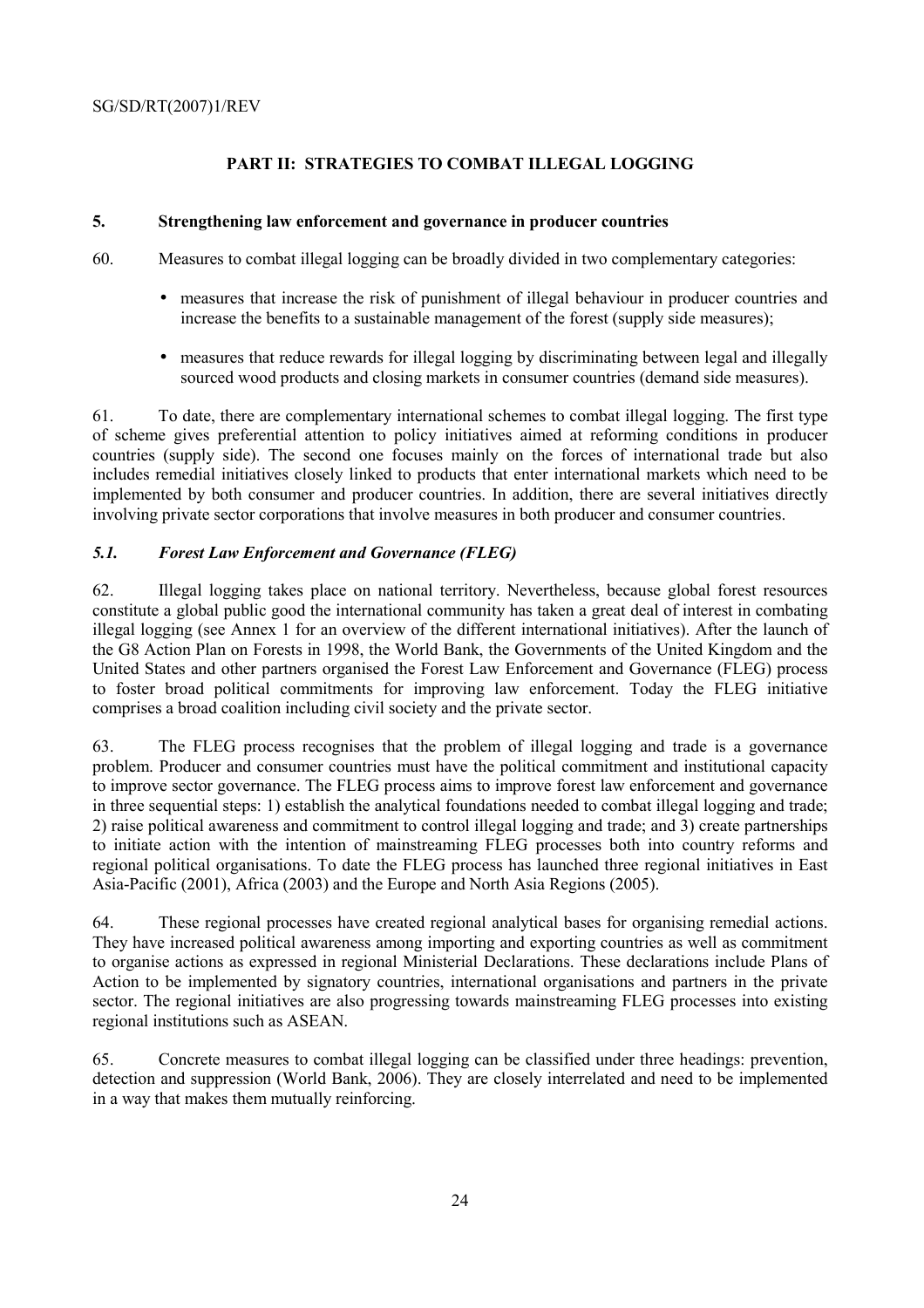## PART II: STRATEGIES TO COMBAT ILLEGAL LOGGING

### 5. Strengthening law enforcement and governance in producer countries

60. Measures to combat illegal logging can be broadly divided in two complementary categories:

- measures that increase the risk of punishment of illegal behaviour in producer countries and increase the benefits to a sustainable management of the forest (supply side measures);
- measures that reduce rewards for illegal logging by discriminating between legal and illegally sourced wood products and closing markets in consumer countries (demand side measures).

61. To date, there are complementary international schemes to combat illegal logging. The first type of scheme gives preferential attention to policy initiatives aimed at reforming conditions in producer countries (supply side). The second one focuses mainly on the forces of international trade but also includes remedial initiatives closely linked to products that enter international markets which need to be implemented by both consumer and producer countries. In addition, there are several initiatives directly involving private sector corporations that involve measures in both producer and consumer countries.

#### *5.1. Forest Law Enforcement and Governance (FLEG)*

62. Illegal logging takes place on national territory. Nevertheless, because global forest resources constitute a global public good the international community has taken a great deal of interest in combating illegal logging (see Annex 1 for an overview of the different international initiatives). After the launch of the G8 Action Plan on Forests in 1998, the World Bank, the Governments of the United Kingdom and the United States and other partners organised the Forest Law Enforcement and Governance (FLEG) process to foster broad political commitments for improving law enforcement. Today the FLEG initiative comprises a broad coalition including civil society and the private sector.

63. The FLEG process recognises that the problem of illegal logging and trade is a governance problem. Producer and consumer countries must have the political commitment and institutional capacity to improve sector governance. The FLEG process aims to improve forest law enforcement and governance in three sequential steps: 1) establish the analytical foundations needed to combat illegal logging and trade; 2) raise political awareness and commitment to control illegal logging and trade; and 3) create partnerships to initiate action with the intention of mainstreaming FLEG processes both into country reforms and regional political organisations. To date the FLEG process has launched three regional initiatives in East Asia-Pacific (2001), Africa (2003) and the Europe and North Asia Regions (2005).

64. These regional processes have created regional analytical bases for organising remedial actions. They have increased political awareness among importing and exporting countries as well as commitment to organise actions as expressed in regional Ministerial Declarations. These declarations include Plans of Action to be implemented by signatory countries, international organisations and partners in the private sector. The regional initiatives are also progressing towards mainstreaming FLEG processes into existing regional institutions such as ASEAN.

65. Concrete measures to combat illegal logging can be classified under three headings: prevention, detection and suppression (World Bank, 2006). They are closely interrelated and need to be implemented in a way that makes them mutually reinforcing.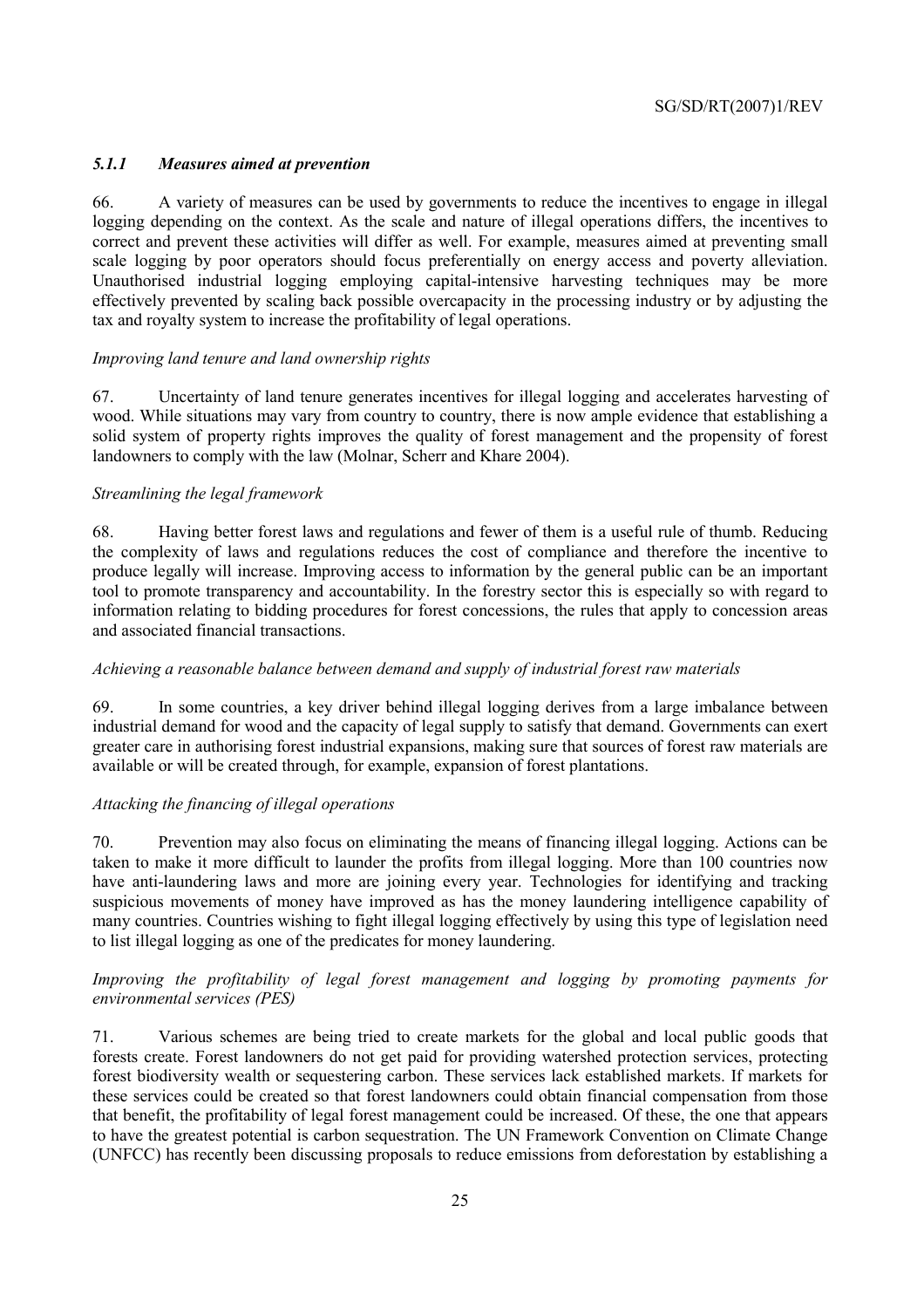#### *5.1.1 Measures aimed at prevention*

66. A variety of measures can be used by governments to reduce the incentives to engage in illegal logging depending on the context. As the scale and nature of illegal operations differs, the incentives to correct and prevent these activities will differ as well. For example, measures aimed at preventing small scale logging by poor operators should focus preferentially on energy access and poverty alleviation. Unauthorised industrial logging employing capital-intensive harvesting techniques may be more effectively prevented by scaling back possible overcapacity in the processing industry or by adjusting the tax and royalty system to increase the profitability of legal operations.

*Improving land tenure and land ownership rights*

67. Uncertainty of land tenure generates incentives for illegal logging and accelerates harvesting of wood. While situations may vary from country to country, there is now ample evidence that establishing a solid system of property rights improves the quality of forest management and the propensity of forest landowners to comply with the law (Molnar, Scherr and Khare 2004).

*Streamlining the legal framework*

68. Having better forest laws and regulations and fewer of them is a useful rule of thumb. Reducing the complexity of laws and regulations reduces the cost of compliance and therefore the incentive to produce legally will increase. Improving access to information by the general public can be an important tool to promote transparency and accountability. In the forestry sector this is especially so with regard to information relating to bidding procedures for forest concessions, the rules that apply to concession areas and associated financial transactions.

*Achieving a reasonable balance between demand and supply of industrial forest raw materials*

69. In some countries, a key driver behind illegal logging derives from a large imbalance between industrial demand for wood and the capacity of legal supply to satisfy that demand. Governments can exert greater care in authorising forest industrial expansions, making sure that sources of forest raw materials are available or will be created through, for example, expansion of forest plantations.

*Attacking the financing of illegal operations*

70. Prevention may also focus on eliminating the means of financing illegal logging. Actions can be taken to make it more difficult to launder the profits from illegal logging. More than 100 countries now have anti-laundering laws and more are joining every year. Technologies for identifying and tracking suspicious movements of money have improved as has the money laundering intelligence capability of many countries. Countries wishing to fight illegal logging effectively by using this type of legislation need to list illegal logging as one of the predicates for money laundering.

*Improving the profitability of legal forest management and logging by promoting payments for environmental services (PES)*

71. Various schemes are being tried to create markets for the global and local public goods that forests create. Forest landowners do not get paid for providing watershed protection services, protecting forest biodiversity wealth or sequestering carbon. These services lack established markets. If markets for these services could be created so that forest landowners could obtain financial compensation from those that benefit, the profitability of legal forest management could be increased. Of these, the one that appears to have the greatest potential is carbon sequestration. The UN Framework Convention on Climate Change (UNFCC) has recently been discussing proposals to reduce emissions from deforestation by establishing a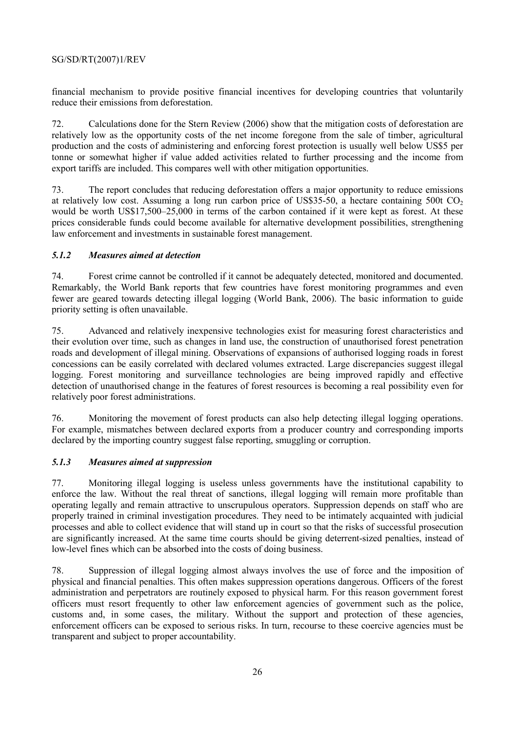financial mechanism to provide positive financial incentives for developing countries that voluntarily reduce their emissions from deforestation.

72. Calculations done for the Stern Review (2006) show that the mitigation costs of deforestation are relatively low as the opportunity costs of the net income foregone from the sale of timber, agricultural production and the costs of administering and enforcing forest protection is usually well below US$5 per tonne or somewhat higher if value added activities related to further processing and the income from export tariffs are included. This compares well with other mitigation opportunities.

73. The report concludes that reducing deforestation offers a major opportunity to reduce emissions at relatively low cost. Assuming a long run carbon price of US$35-50, a hectare containing 500t $CO_2$ would be worth US$17,500–25,000 in terms of the carbon contained if it were kept as forest. At these prices considerable funds could become available for alternative development possibilities, strengthening law enforcement and investments in sustainable forest management.

### *5.1.2 Measures aimed at detection*

74. Forest crime cannot be controlled if it cannot be adequately detected, monitored and documented. Remarkably, the World Bank reports that few countries have forest monitoring programmes and even fewer are geared towards detecting illegal logging (World Bank, 2006). The basic information to guide priority setting is often unavailable.

75. Advanced and relatively inexpensive technologies exist for measuring forest characteristics and their evolution over time, such as changes in land use, the construction of unauthorised forest penetration roads and development of illegal mining. Observations of expansions of authorised logging roads in forest concessions can be easily correlated with declared volumes extracted. Large discrepancies suggest illegal logging. Forest monitoring and surveillance technologies are being improved rapidly and effective detection of unauthorised change in the features of forest resources is becoming a real possibility even for relatively poor forest administrations.

76. Monitoring the movement of forest products can also help detecting illegal logging operations. For example, mismatches between declared exports from a producer country and corresponding imports declared by the importing country suggest false reporting, smuggling or corruption.

### *5.1.3 Measures aimed at suppression*

77. Monitoring illegal logging is useless unless governments have the institutional capability to enforce the law. Without the real threat of sanctions, illegal logging will remain more profitable than operating legally and remain attractive to unscrupulous operators. Suppression depends on staff who are properly trained in criminal investigation procedures. They need to be intimately acquainted with judicial processes and able to collect evidence that will stand up in court so that the risks of successful prosecution are significantly increased. At the same time courts should be giving deterrent-sized penalties, instead of low-level fines which can be absorbed into the costs of doing business.

78. Suppression of illegal logging almost always involves the use of force and the imposition of physical and financial penalties. This often makes suppression operations dangerous. Officers of the forest administration and perpetrators are routinely exposed to physical harm. For this reason government forest officers must resort frequently to other law enforcement agencies of government such as the police, customs and, in some cases, the military. Without the support and protection of these agencies, enforcement officers can be exposed to serious risks. In turn, recourse to these coercive agencies must be transparent and subject to proper accountability.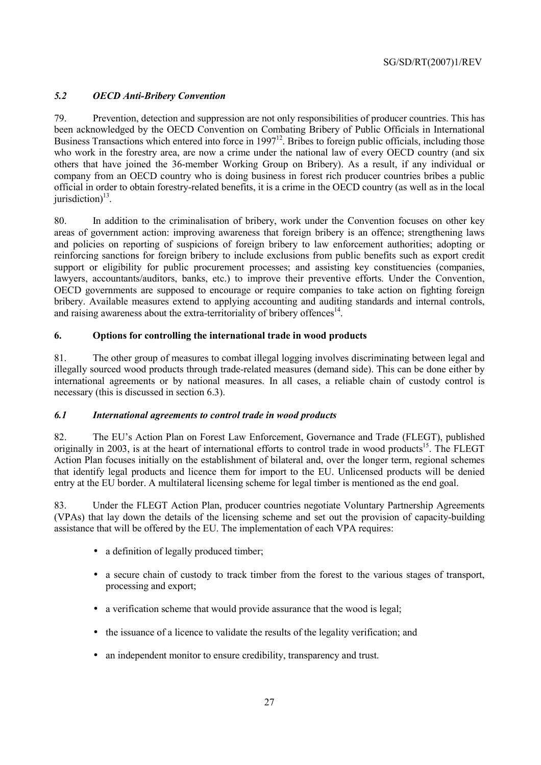### *5.2 OECD Anti-Bribery Convention*

79. Prevention, detection and suppression are not only responsibilities of producer countries. This has been acknowledged by the OECD Convention on Combating Bribery of Public Officials in International Business Transactions which entered into force in 1997[12]. Bribes to foreign public officials, including those who work in the forestry area, are now a crime under the national law of every OECD country (and six others that have joined the 36-member Working Group on Bribery). As a result, if any individual or company from an OECD country who is doing business in forest rich producer countries bribes a public official in order to obtain forestry-related benefits, it is a crime in the OECD country (as well as in the local jurisdiction)[13].

80. In addition to the criminalisation of bribery, work under the Convention focuses on other key areas of government action: improving awareness that foreign bribery is an offence; strengthening laws and policies on reporting of suspicions of foreign bribery to law enforcement authorities; adopting or reinforcing sanctions for foreign bribery to include exclusions from public benefits such as export credit support or eligibility for public procurement processes; and assisting key constituencies (companies, lawyers, accountants/auditors, banks, etc.) to improve their preventive efforts. Under the Convention, OECD governments are supposed to encourage or require companies to take action on fighting foreign bribery. Available measures extend to applying accounting and auditing standards and internal controls, and raising awareness about the extra-territoriality of bribery offences[14].

## 6. Options for controlling the international trade in wood products

81. The other group of measures to combat illegal logging involves discriminating between legal and illegally sourced wood products through trade-related measures (demand side). This can be done either by international agreements or by national measures. In all cases, a reliable chain of custody control is necessary (this is discussed in section 6.3).

### *6.1 International agreements to control trade in wood products*

82. The EU's Action Plan on Forest Law Enforcement, Governance and Trade (FLEGT), published originally in 2003, is at the heart of international efforts to control trade in wood products[15]. The FLEGT Action Plan focuses initially on the establishment of bilateral and, over the longer term, regional schemes that identify legal products and licence them for import to the EU. Unlicensed products will be denied entry at the EU border. A multilateral licensing scheme for legal timber is mentioned as the end goal.

83. Under the FLEGT Action Plan, producer countries negotiate Voluntary Partnership Agreements (VPAs) that lay down the details of the licensing scheme and set out the provision of capacity-building assistance that will be offered by the EU. The implementation of each VPA requires:

- a definition of legally produced timber;
- a secure chain of custody to track timber from the forest to the various stages of transport, processing and export;
- a verification scheme that would provide assurance that the wood is legal;
- the issuance of a licence to validate the results of the legality verification; and
- an independent monitor to ensure credibility, transparency and trust.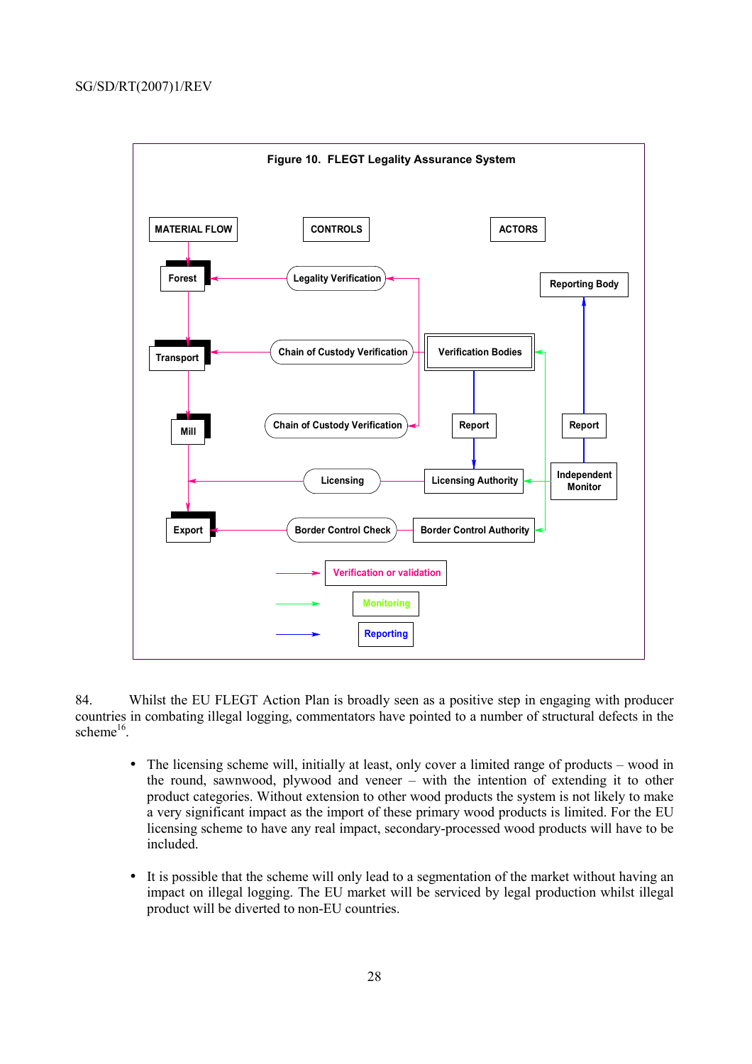**Figure 10. FLEGT Legality Assurance System**

84. Whilst the EU FLEGT Action Plan is broadly seen as a positive step in engaging with producer countries in combating illegal logging, commentators have pointed to a number of structural defects in the scheme[16].

- The licensing scheme will, initially at least, only cover a limited range of products – wood in the round, sawnwood, plywood and veneer – with the intention of extending it to other product categories. Without extension to other wood products the system is not likely to make a very significant impact as the import of these primary wood products is limited. For the EU licensing scheme to have any real impact, secondary-processed wood products will have to be included.

- It is possible that the scheme will only lead to a segmentation of the market without having an impact on illegal logging. The EU market will be serviced by legal production whilst illegal product will be diverted to non-EU countries.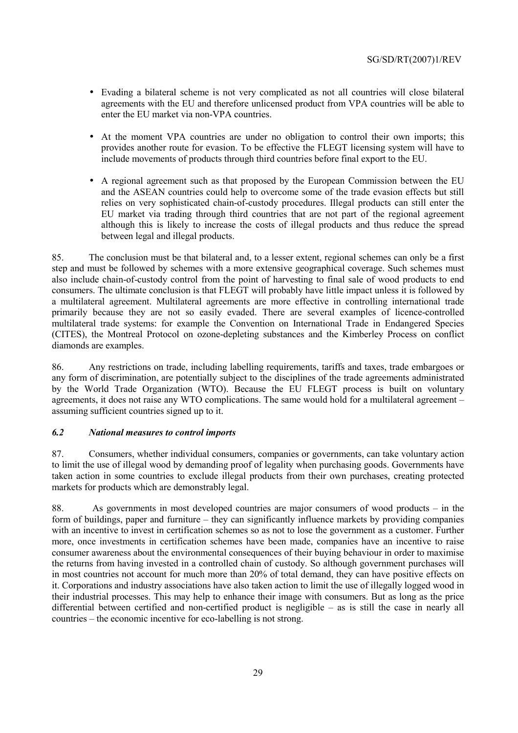- Evading a bilateral scheme is not very complicated as not all countries will close bilateral agreements with the EU and therefore unlicensed product from VPA countries will be able to enter the EU market via non-VPA countries.

- At the moment VPA countries are under no obligation to control their own imports; this provides another route for evasion. To be effective the FLEGT licensing system will have to include movements of products through third countries before final export to the EU.

- A regional agreement such as that proposed by the European Commission between the EU and the ASEAN countries could help to overcome some of the trade evasion effects but still relies on very sophisticated chain-of-custody procedures. Illegal products can still enter the EU market via trading through third countries that are not part of the regional agreement although this is likely to increase the costs of illegal products and thus reduce the spread between legal and illegal products.

85. The conclusion must be that bilateral and, to a lesser extent, regional schemes can only be a first step and must be followed by schemes with a more extensive geographical coverage. Such schemes must also include chain-of-custody control from the point of harvesting to final sale of wood products to end consumers. The ultimate conclusion is that FLEGT will probably have little impact unless it is followed by a multilateral agreement. Multilateral agreements are more effective in controlling international trade primarily because they are not so easily evaded. There are several examples of licence-controlled multilateral trade systems: for example the Convention on International Trade in Endangered Species (CITES), the Montreal Protocol on ozone-depleting substances and the Kimberley Process on conflict diamonds are examples.

86. Any restrictions on trade, including labelling requirements, tariffs and taxes, trade embargoes or any form of discrimination, are potentially subject to the disciplines of the trade agreements administrated by the World Trade Organization (WTO). Because the EU FLEGT process is built on voluntary agreements, it does not raise any WTO complications. The same would hold for a multilateral agreement – assuming sufficient countries signed up to it.

### *6.2 National measures to control imports*

87. Consumers, whether individual consumers, companies or governments, can take voluntary action to limit the use of illegal wood by demanding proof of legality when purchasing goods. Governments have taken action in some countries to exclude illegal products from their own purchases, creating protected markets for products which are demonstrably legal.

88. As governments in most developed countries are major consumers of wood products – in the form of buildings, paper and furniture – they can significantly influence markets by providing companies with an incentive to invest in certification schemes so as not to lose the government as a customer. Further more, once investments in certification schemes have been made, companies have an incentive to raise consumer awareness about the environmental consequences of their buying behaviour in order to maximise the returns from having invested in a controlled chain of custody. So although government purchases will in most countries not account for much more than 20% of total demand, they can have positive effects on it. Corporations and industry associations have also taken action to limit the use of illegally logged wood in their industrial processes. This may help to enhance their image with consumers. But as long as the price differential between certified and non-certified product is negligible – as is still the case in nearly all countries – the economic incentive for eco-labelling is not strong.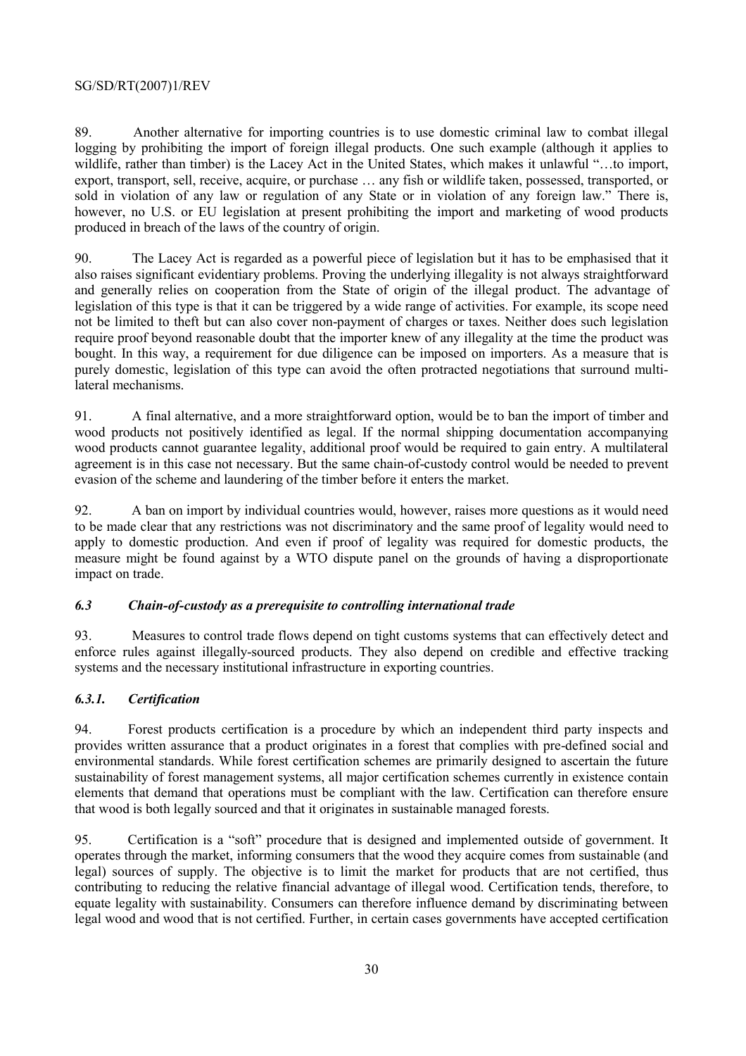89. Another alternative for importing countries is to use domestic criminal law to combat illegal logging by prohibiting the import of foreign illegal products. One such example (although it applies to wildlife, rather than timber) is the Lacey Act in the United States, which makes it unlawful "…to import, export, transport, sell, receive, acquire, or purchase … any fish or wildlife taken, possessed, transported, or sold in violation of any law or regulation of any State or in violation of any foreign law." There is, however, no U.S. or EU legislation at present prohibiting the import and marketing of wood products produced in breach of the laws of the country of origin.

90. The Lacey Act is regarded as a powerful piece of legislation but it has to be emphasised that it also raises significant evidentiary problems. Proving the underlying illegality is not always straightforward and generally relies on cooperation from the State of origin of the illegal product. The advantage of legislation of this type is that it can be triggered by a wide range of activities. For example, its scope need not be limited to theft but can also cover non-payment of charges or taxes. Neither does such legislation require proof beyond reasonable doubt that the importer knew of any illegality at the time the product was bought. In this way, a requirement for due diligence can be imposed on importers. As a measure that is purely domestic, legislation of this type can avoid the often protracted negotiations that surround multi-lateral mechanisms.

91. A final alternative, and a more straightforward option, would be to ban the import of timber and wood products not positively identified as legal. If the normal shipping documentation accompanying wood products cannot guarantee legality, additional proof would be required to gain entry. A multilateral agreement is in this case not necessary. But the same chain-of-custody control would be needed to prevent evasion of the scheme and laundering of the timber before it enters the market.

92. A ban on import by individual countries would, however, raises more questions as it would need to be made clear that any restrictions was not discriminatory and the same proof of legality would need to apply to domestic production. And even if proof of legality was required for domestic products, the measure might be found against by a WTO dispute panel on the grounds of having a disproportionate impact on trade.

### *6.3 Chain-of-custody as a prerequisite to controlling international trade*

93. Measures to control trade flows depend on tight customs systems that can effectively detect and enforce rules against illegally-sourced products. They also depend on credible and effective tracking systems and the necessary institutional infrastructure in exporting countries.

#### *6.3.1. Certification*

94. Forest products certification is a procedure by which an independent third party inspects and provides written assurance that a product originates in a forest that complies with pre-defined social and environmental standards. While forest certification schemes are primarily designed to ascertain the future sustainability of forest management systems, all major certification schemes currently in existence contain elements that demand that operations must be compliant with the law. Certification can therefore ensure that wood is both legally sourced and that it originates in sustainable managed forests.

95. Certification is a "soft" procedure that is designed and implemented outside of government. It operates through the market, informing consumers that the wood they acquire comes from sustainable (and legal) sources of supply. The objective is to limit the market for products that are not certified, thus contributing to reducing the relative financial advantage of illegal wood. Certification tends, therefore, to equate legality with sustainability. Consumers can therefore influence demand by discriminating between legal wood and wood that is not certified. Further, in certain cases governments have accepted certification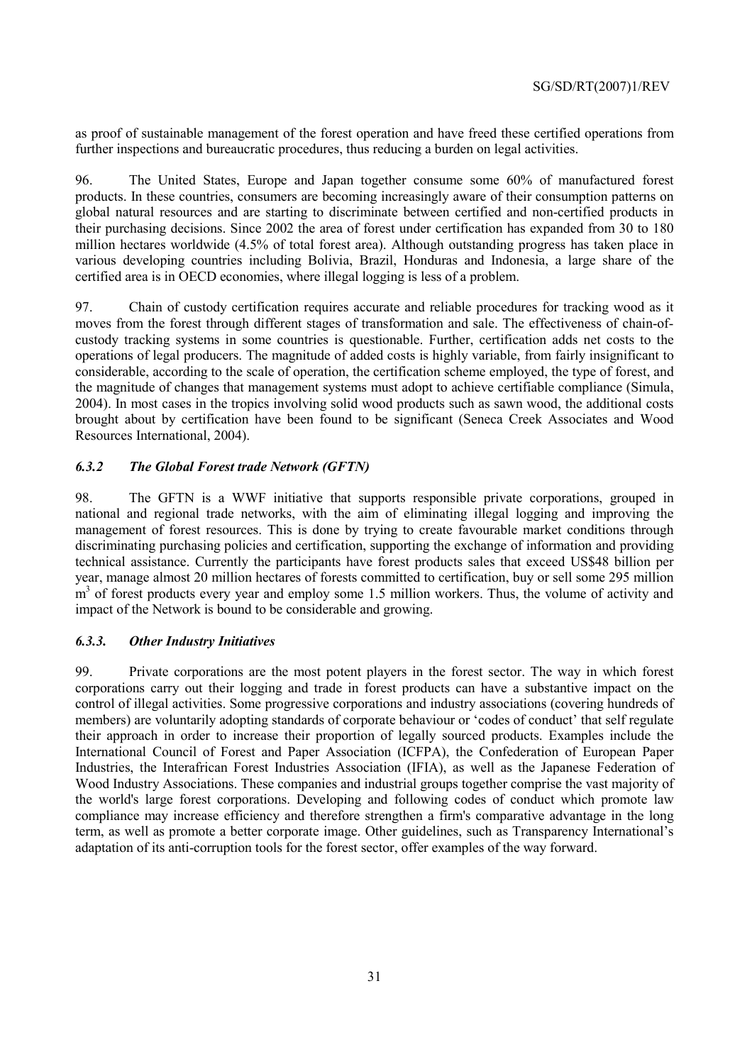as proof of sustainable management of the forest operation and have freed these certified operations from further inspections and bureaucratic procedures, thus reducing a burden on legal activities.

96. The United States, Europe and Japan together consume some 60% of manufactured forest products. In these countries, consumers are becoming increasingly aware of their consumption patterns on global natural resources and are starting to discriminate between certified and non-certified products in their purchasing decisions. Since 2002 the area of forest under certification has expanded from 30 to 180 million hectares worldwide (4.5% of total forest area). Although outstanding progress has taken place in various developing countries including Bolivia, Brazil, Honduras and Indonesia, a large share of the certified area is in OECD economies, where illegal logging is less of a problem.

97. Chain of custody certification requires accurate and reliable procedures for tracking wood as it moves from the forest through different stages of transformation and sale. The effectiveness of chain-of-custody tracking systems in some countries is questionable. Further, certification adds net costs to the operations of legal producers. The magnitude of added costs is highly variable, from fairly insignificant to considerable, according to the scale of operation, the certification scheme employed, the type of forest, and the magnitude of changes that management systems must adopt to achieve certifiable compliance (Simula, 2004). In most cases in the tropics involving solid wood products such as sawn wood, the additional costs brought about by certification have been found to be significant (Seneca Creek Associates and Wood Resources International, 2004).

### *6.3.2 The Global Forest trade Network (GFTN)*

98. The GFTN is a WWF initiative that supports responsible private corporations, grouped in national and regional trade networks, with the aim of eliminating illegal logging and improving the management of forest resources. This is done by trying to create favourable market conditions through discriminating purchasing policies and certification, supporting the exchange of information and providing technical assistance. Currently the participants have forest products sales that exceed US$48 billion per year, manage almost 20 million hectares of forests committed to certification, buy or sell some 295 million $m^3$ of forest products every year and employ some 1.5 million workers. Thus, the volume of activity and impact of the Network is bound to be considerable and growing.

### *6.3.3. Other Industry Initiatives*

99. Private corporations are the most potent players in the forest sector. The way in which forest corporations carry out their logging and trade in forest products can have a substantive impact on the control of illegal activities. Some progressive corporations and industry associations (covering hundreds of members) are voluntarily adopting standards of corporate behaviour or 'codes of conduct' that self regulate their approach in order to increase their proportion of legally sourced products. Examples include the International Council of Forest and Paper Association (ICFPA), the Confederation of European Paper Industries, the Interafrican Forest Industries Association (IFIA), as well as the Japanese Federation of Wood Industry Associations. These companies and industrial groups together comprise the vast majority of the world's large forest corporations. Developing and following codes of conduct which promote law compliance may increase efficiency and therefore strengthen a firm's comparative advantage in the long term, as well as promote a better corporate image. Other guidelines, such as Transparency International's adaptation of its anti-corruption tools for the forest sector, offer examples of the way forward.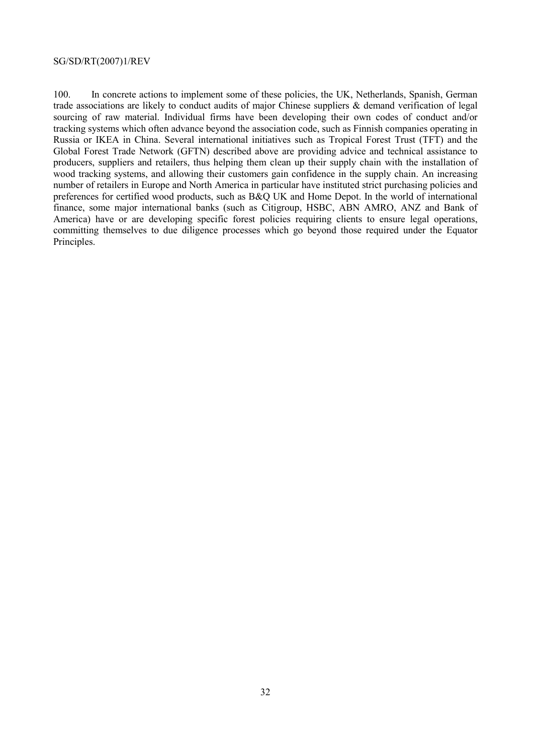100. In concrete actions to implement some of these policies, the UK, Netherlands, Spanish, German trade associations are likely to conduct audits of major Chinese suppliers & demand verification of legal sourcing of raw material. Individual firms have been developing their own codes of conduct and/or tracking systems which often advance beyond the association code, such as Finnish companies operating in Russia or IKEA in China. Several international initiatives such as Tropical Forest Trust (TFT) and the Global Forest Trade Network (GFTN) described above are providing advice and technical assistance to producers, suppliers and retailers, thus helping them clean up their supply chain with the installation of wood tracking systems, and allowing their customers gain confidence in the supply chain. An increasing number of retailers in Europe and North America in particular have instituted strict purchasing policies and preferences for certified wood products, such as B&Q UK and Home Depot. In the world of international finance, some major international banks (such as Citigroup, HSBC, ABN AMRO, ANZ and Bank of America) have or are developing specific forest policies requiring clients to ensure legal operations, committing themselves to due diligence processes which go beyond those required under the Equator Principles.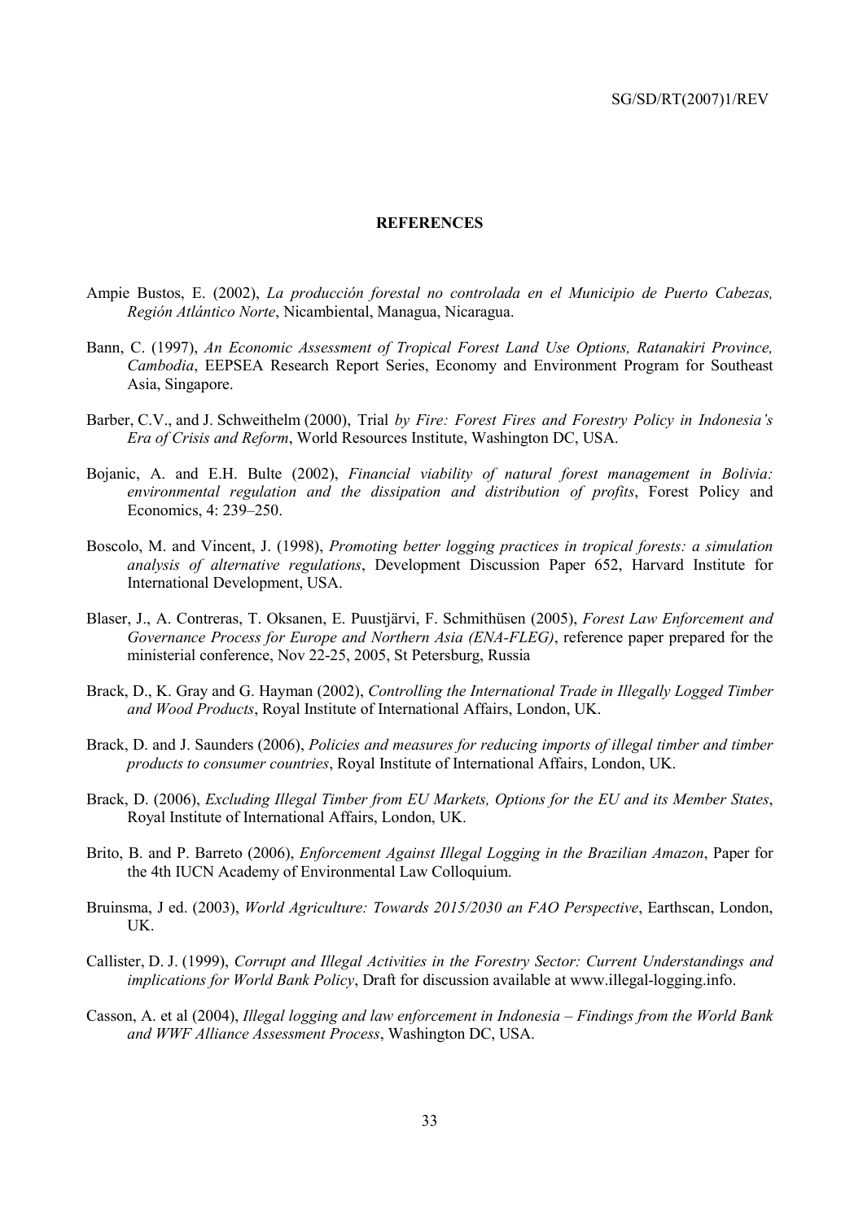# REFERENCES

Ampie Bustos, E. (2002), *La producción forestal no controlada en el Municipio de Puerto Cabezas, Región Atlántico Norte*, Nicambiental, Managua, Nicaragua.

Bann, C. (1997), *An Economic Assessment of Tropical Forest Land Use Options, Ratanakiri Province, Cambodia*, EEPSEA Research Report Series, Economy and Environment Program for Southeast Asia, Singapore.

Barber, C.V., and J. Schweithelm (2000), Trial *by Fire: Forest Fires and Forestry Policy in Indonesia's Era of Crisis and Reform*, World Resources Institute, Washington DC, USA.

Bojanic, A. and E.H. Bulte (2002), *Financial viability of natural forest management in Bolivia: environmental regulation and the dissipation and distribution of profits*, Forest Policy and Economics, 4: 239–250.

Boscolo, M. and Vincent, J. (1998), *Promoting better logging practices in tropical forests: a simulation analysis of alternative regulations*, Development Discussion Paper 652, Harvard Institute for International Development, USA.

Blaser, J., A. Contreras, T. Oksanen, E. Puustjärvi, F. Schmithüsen (2005), *Forest Law Enforcement and Governance Process for Europe and Northern Asia (ENA-FLEG)*, reference paper prepared for the ministerial conference, Nov 22-25, 2005, St Petersburg, Russia

Brack, D., K. Gray and G. Hayman (2002), *Controlling the International Trade in Illegally Logged Timber and Wood Products*, Royal Institute of International Affairs, London, UK.

Brack, D. and J. Saunders (2006), *Policies and measures for reducing imports of illegal timber and timber products to consumer countries*, Royal Institute of International Affairs, London, UK.

Brack, D. (2006), *Excluding Illegal Timber from EU Markets, Options for the EU and its Member States*, Royal Institute of International Affairs, London, UK.

Brito, B. and P. Barreto (2006), *Enforcement Against Illegal Logging in the Brazilian Amazon*, Paper for the 4th IUCN Academy of Environmental Law Colloquium.

Bruinsma, J ed. (2003), *World Agriculture: Towards 2015/2030 an FAO Perspective*, Earthscan, London, UK.

Callister, D. J. (1999), *Corrupt and Illegal Activities in the Forestry Sector: Current Understandings and implications for World Bank Policy*, Draft for discussion available at www.illegal-logging.info.

Casson, A. et al (2004), *Illegal logging and law enforcement in Indonesia – Findings from the World Bank and WWF Alliance Assessment Process*, Washington DC, USA.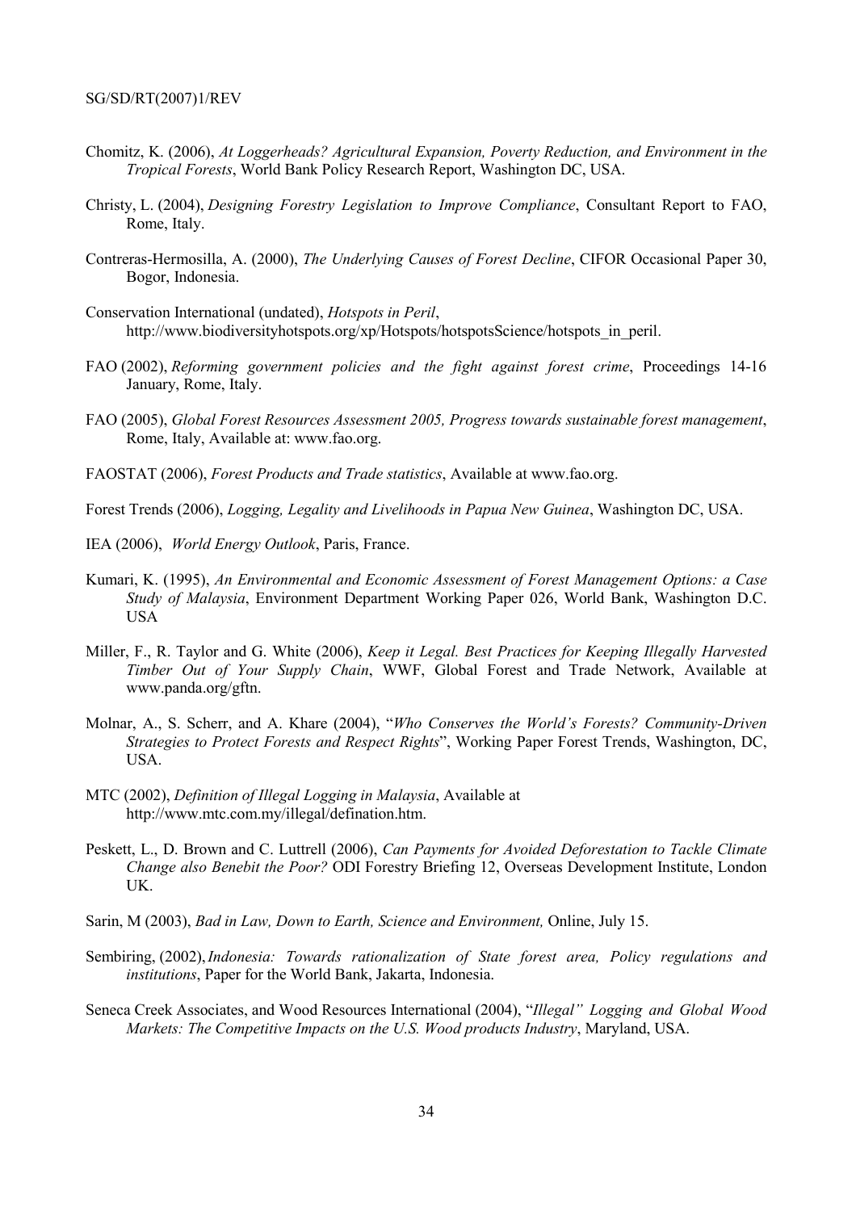Chomitz, K. (2006), *At Loggerheads? Agricultural Expansion, Poverty Reduction, and Environment in the Tropical Forests*, World Bank Policy Research Report, Washington DC, USA.

Christy, L. (2004), *Designing Forestry Legislation to Improve Compliance*, Consultant Report to FAO, Rome, Italy.

Contreras-Hermosilla, A. (2000), *The Underlying Causes of Forest Decline*, CIFOR Occasional Paper 30, Bogor, Indonesia.

Conservation International (undated), *Hotspots in Peril*, http://www.biodiversityhotspots.org/xp/Hotspots/hotspotsScience/hotspots_in_peril.

FAO (2002), *Reforming government policies and the fight against forest crime*, Proceedings 14-16 January, Rome, Italy.

FAO (2005), *Global Forest Resources Assessment 2005, Progress towards sustainable forest management*, Rome, Italy, Available at: www.fao.org.

FAOSTAT (2006), *Forest Products and Trade statistics*, Available at www.fao.org.

Forest Trends (2006), *Logging, Legality and Livelihoods in Papua New Guinea*, Washington DC, USA.

IEA (2006), *World Energy Outlook*, Paris, France.

Kumari, K. (1995), *An Environmental and Economic Assessment of Forest Management Options: a Case Study of Malaysia*, Environment Department Working Paper 026, World Bank, Washington D.C. USA

Miller, F., R. Taylor and G. White (2006), *Keep it Legal. Best Practices for Keeping Illegally Harvested Timber Out of Your Supply Chain*, WWF, Global Forest and Trade Network, Available at www.panda.org/gftn.

Molnar, A., S. Scherr, and A. Khare (2004), "*Who Conserves the World's Forests? Community-Driven Strategies to Protect Forests and Respect Rights*", Working Paper Forest Trends, Washington, DC, USA.

MTC (2002), *Definition of Illegal Logging in Malaysia*, Available at http://www.mtc.com.my/illegal/defination.htm.

Peskett, L., D. Brown and C. Luttrell (2006), *Can Payments for Avoided Deforestation to Tackle Climate Change also Benebit the Poor?* ODI Forestry Briefing 12, Overseas Development Institute, London UK.

Sarin, M (2003), *Bad in Law, Down to Earth, Science and Environment,* Online, July 15.

Sembiring, (2002), *Indonesia: Towards rationalization of State forest area, Policy regulations and institutions*, Paper for the World Bank, Jakarta, Indonesia.

Seneca Creek Associates, and Wood Resources International (2004), "*Illegal" Logging and Global Wood Markets: The Competitive Impacts on the U.S. Wood products Industry*, Maryland, USA.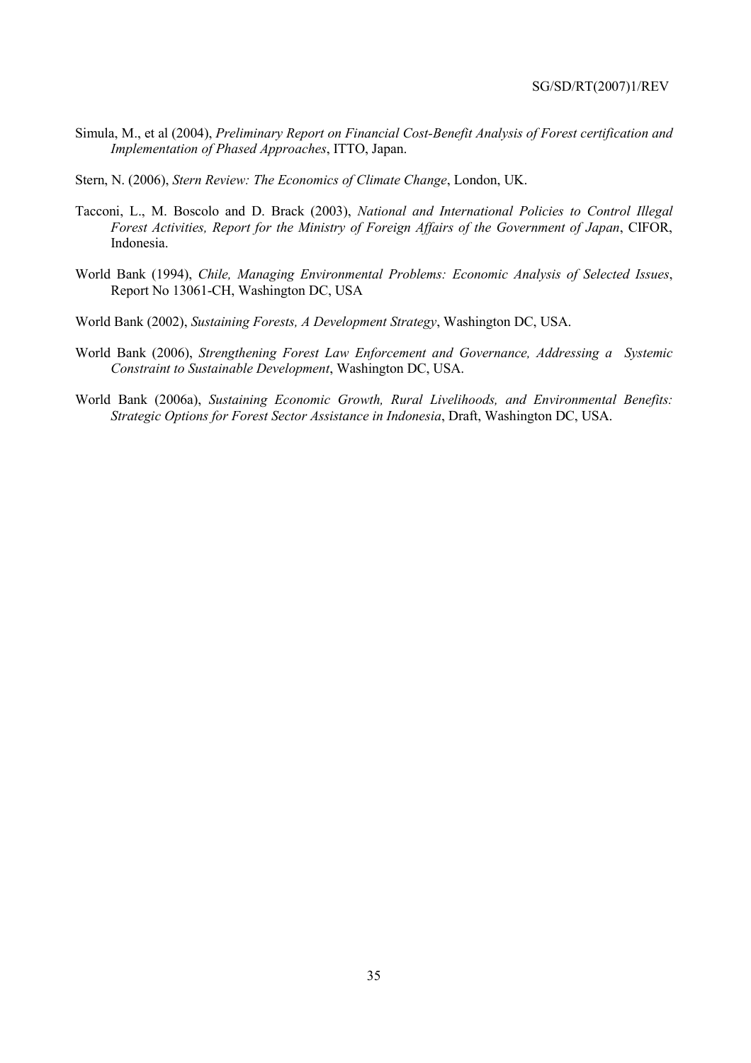Simula, M., et al (2004), *Preliminary Report on Financial Cost-Benefit Analysis of Forest certification and Implementation of Phased Approaches*, ITTO, Japan.

Stern, N. (2006), *Stern Review: The Economics of Climate Change*, London, UK.

Tacconi, L., M. Boscolo and D. Brack (2003), *National and International Policies to Control Illegal Forest Activities, Report for the Ministry of Foreign Affairs of the Government of Japan*, CIFOR, Indonesia.

World Bank (1994), *Chile, Managing Environmental Problems: Economic Analysis of Selected Issues*, Report No 13061-CH, Washington DC, USA

World Bank (2002), *Sustaining Forests, A Development Strategy*, Washington DC, USA.

World Bank (2006), *Strengthening Forest Law Enforcement and Governance, Addressing a Systemic Constraint to Sustainable Development*, Washington DC, USA.

World Bank (2006a), *Sustaining Economic Growth, Rural Livelihoods, and Environmental Benefits: Strategic Options for Forest Sector Assistance in Indonesia*, Draft, Washington DC, USA.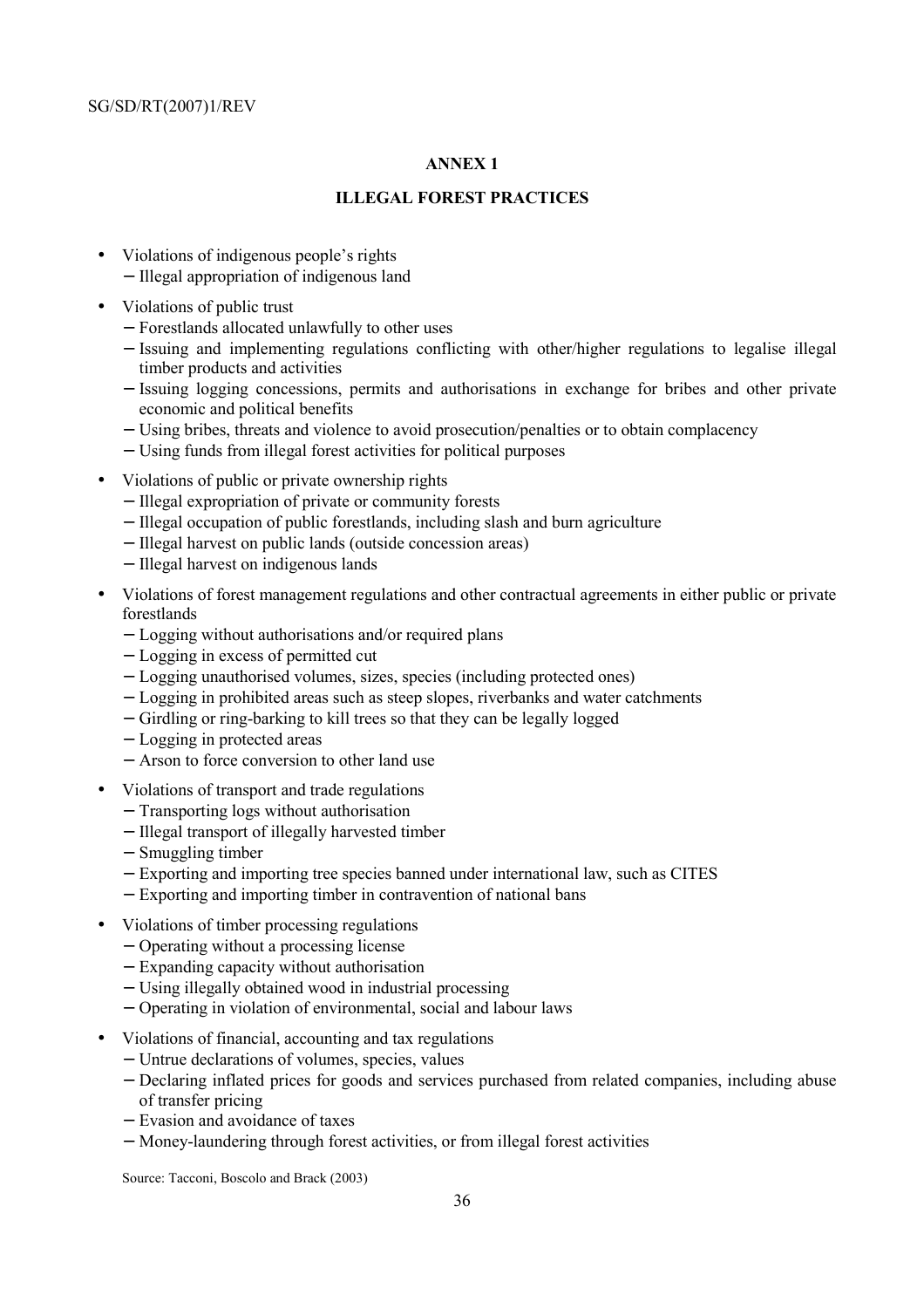## ANNEX 1

## ILLEGAL FOREST PRACTICES

- Violations of indigenous people's rights
  - Illegal appropriation of indigenous land
- Violations of public trust
  - Forestlands allocated unlawfully to other uses
  - Issuing and implementing regulations conflicting with other/higher regulations to legalise illegal timber products and activities
  - Issuing logging concessions, permits and authorisations in exchange for bribes and other private economic and political benefits
  - Using bribes, threats and violence to avoid prosecution/penalties or to obtain complacency
  - Using funds from illegal forest activities for political purposes
- Violations of public or private ownership rights
  - Illegal expropriation of private or community forests
  - Illegal occupation of public forestlands, including slash and burn agriculture
  - Illegal harvest on public lands (outside concession areas)
  - Illegal harvest on indigenous lands
- Violations of forest management regulations and other contractual agreements in either public or private forestlands
  - Logging without authorisations and/or required plans
  - Logging in excess of permitted cut
  - Logging unauthorised volumes, sizes, species (including protected ones)
  - Logging in prohibited areas such as steep slopes, riverbanks and water catchments
  - Girdling or ring-barking to kill trees so that they can be legally logged
  - Logging in protected areas
  - Arson to force conversion to other land use
- Violations of transport and trade regulations
  - Transporting logs without authorisation
  - Illegal transport of illegally harvested timber
  - Smuggling timber
  - Exporting and importing tree species banned under international law, such as CITES
  - Exporting and importing timber in contravention of national bans
- Violations of timber processing regulations
  - Operating without a processing license
  - Expanding capacity without authorisation
  - Using illegally obtained wood in industrial processing
  - Operating in violation of environmental, social and labour laws
- Violations of financial, accounting and tax regulations
  - Untrue declarations of volumes, species, values
  - Declaring inflated prices for goods and services purchased from related companies, including abuse of transfer pricing
  - Evasion and avoidance of taxes
  - Money-laundering through forest activities, or from illegal forest activities

Source: Tacconi, Boscolo and Brack (2003)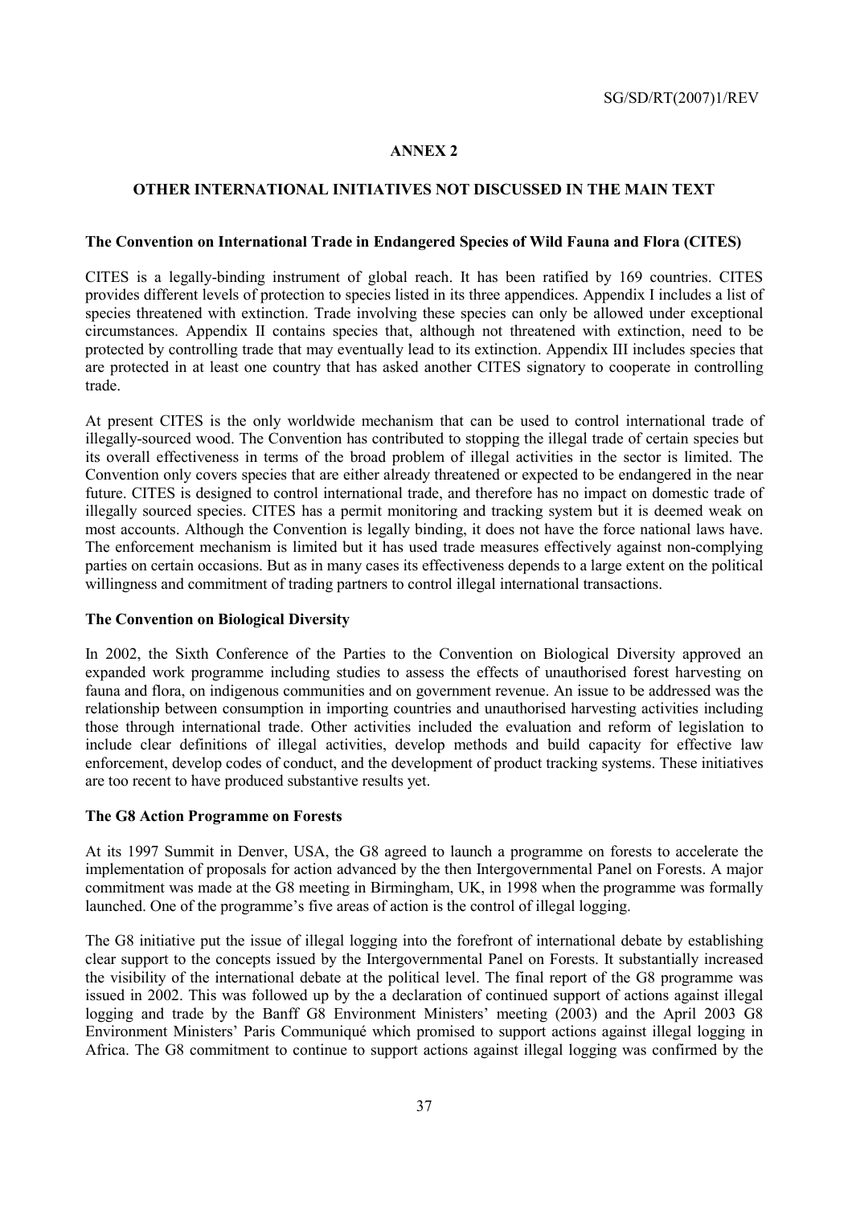## ANNEX 2

## OTHER INTERNATIONAL INITIATIVES NOT DISCUSSED IN THE MAIN TEXT

### The Convention on International Trade in Endangered Species of Wild Fauna and Flora (CITES)

CITES is a legally-binding instrument of global reach. It has been ratified by 169 countries. CITES provides different levels of protection to species listed in its three appendices. Appendix I includes a list of species threatened with extinction. Trade involving these species can only be allowed under exceptional circumstances. Appendix II contains species that, although not threatened with extinction, need to be protected by controlling trade that may eventually lead to its extinction. Appendix III includes species that are protected in at least one country that has asked another CITES signatory to cooperate in controlling trade.

At present CITES is the only worldwide mechanism that can be used to control international trade of illegally-sourced wood. The Convention has contributed to stopping the illegal trade of certain species but its overall effectiveness in terms of the broad problem of illegal activities in the sector is limited. The Convention only covers species that are either already threatened or expected to be endangered in the near future. CITES is designed to control international trade, and therefore has no impact on domestic trade of illegally sourced species. CITES has a permit monitoring and tracking system but it is deemed weak on most accounts. Although the Convention is legally binding, it does not have the force national laws have. The enforcement mechanism is limited but it has used trade measures effectively against non-complying parties on certain occasions. But as in many cases its effectiveness depends to a large extent on the political willingness and commitment of trading partners to control illegal international transactions.

### The Convention on Biological Diversity

In 2002, the Sixth Conference of the Parties to the Convention on Biological Diversity approved an expanded work programme including studies to assess the effects of unauthorised forest harvesting on fauna and flora, on indigenous communities and on government revenue. An issue to be addressed was the relationship between consumption in importing countries and unauthorised harvesting activities including those through international trade. Other activities included the evaluation and reform of legislation to include clear definitions of illegal activities, develop methods and build capacity for effective law enforcement, develop codes of conduct, and the development of product tracking systems. These initiatives are too recent to have produced substantive results yet.

### The G8 Action Programme on Forests

At its 1997 Summit in Denver, USA, the G8 agreed to launch a programme on forests to accelerate the implementation of proposals for action advanced by the then Intergovernmental Panel on Forests. A major commitment was made at the G8 meeting in Birmingham, UK, in 1998 when the programme was formally launched. One of the programme's five areas of action is the control of illegal logging.

The G8 initiative put the issue of illegal logging into the forefront of international debate by establishing clear support to the concepts issued by the Intergovernmental Panel on Forests. It substantially increased the visibility of the international debate at the political level. The final report of the G8 programme was issued in 2002. This was followed up by the a declaration of continued support of actions against illegal logging and trade by the Banff G8 Environment Ministers' meeting (2003) and the April 2003 G8 Environment Ministers' Paris Communiqué which promised to support actions against illegal logging in Africa. The G8 commitment to continue to support actions against illegal logging was confirmed by the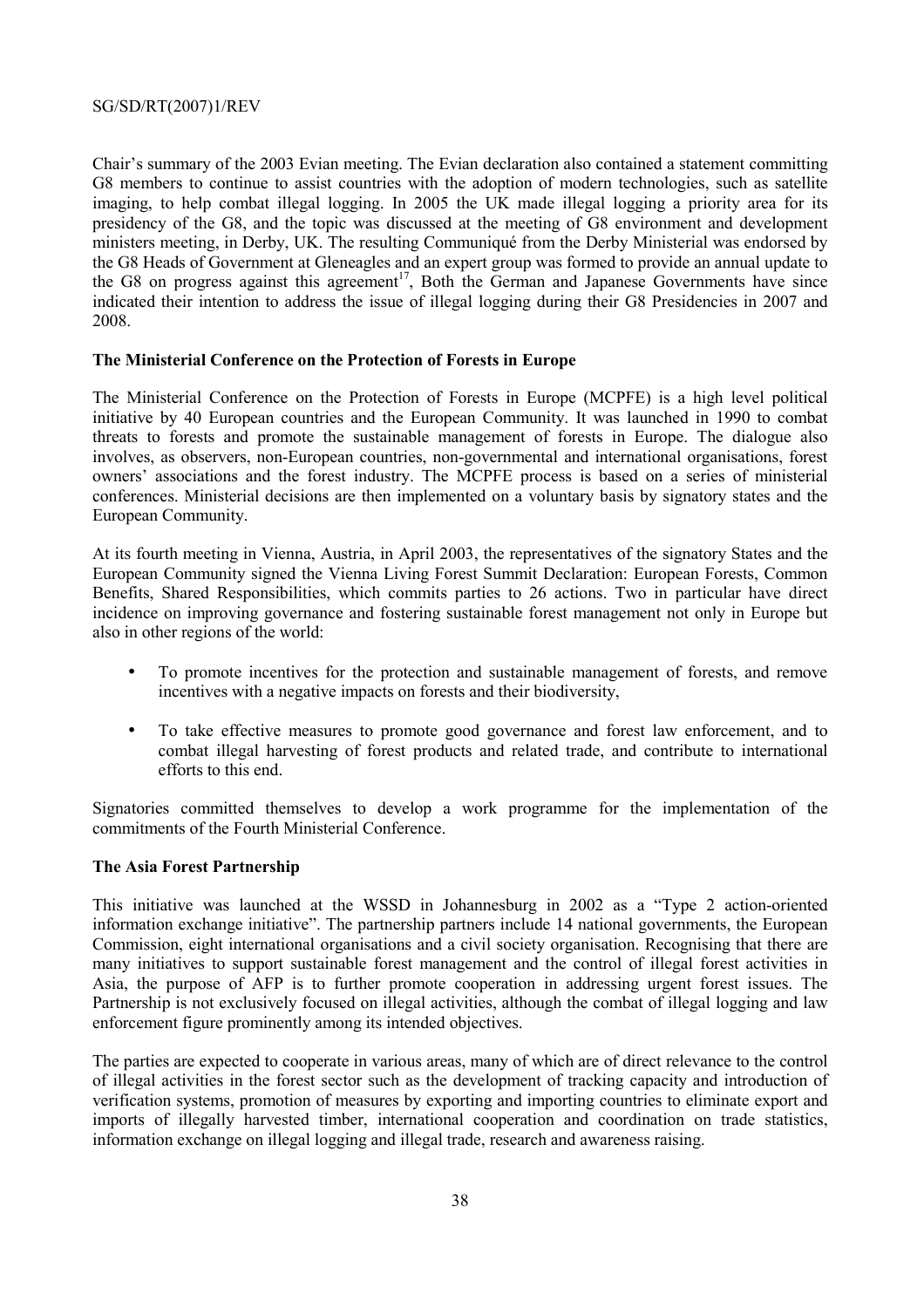Chair's summary of the 2003 Evian meeting. The Evian declaration also contained a statement committing G8 members to continue to assist countries with the adoption of modern technologies, such as satellite imaging, to help combat illegal logging. In 2005 the UK made illegal logging a priority area for its presidency of the G8, and the topic was discussed at the meeting of G8 environment and development ministers meeting, in Derby, UK. The resulting Communiqué from the Derby Ministerial was endorsed by the G8 Heads of Government at Gleneagles and an expert group was formed to provide an annual update to the G8 on progress against this agreement[17], Both the German and Japanese Governments have since indicated their intention to address the issue of illegal logging during their G8 Presidencies in 2007 and 2008.

**The Ministerial Conference on the Protection of Forests in Europe**

The Ministerial Conference on the Protection of Forests in Europe (MCPFE) is a high level political initiative by 40 European countries and the European Community. It was launched in 1990 to combat threats to forests and promote the sustainable management of forests in Europe. The dialogue also involves, as observers, non-European countries, non-governmental and international organisations, forest owners' associations and the forest industry. The MCPFE process is based on a series of ministerial conferences. Ministerial decisions are then implemented on a voluntary basis by signatory states and the European Community.

At its fourth meeting in Vienna, Austria, in April 2003, the representatives of the signatory States and the European Community signed the Vienna Living Forest Summit Declaration: European Forests, Common Benefits, Shared Responsibilities, which commits parties to 26 actions. Two in particular have direct incidence on improving governance and fostering sustainable forest management not only in Europe but also in other regions of the world:

- To promote incentives for the protection and sustainable management of forests, and remove incentives with a negative impacts on forests and their biodiversity,
- To take effective measures to promote good governance and forest law enforcement, and to combat illegal harvesting of forest products and related trade, and contribute to international efforts to this end.

Signatories committed themselves to develop a work programme for the implementation of the commitments of the Fourth Ministerial Conference.

**The Asia Forest Partnership**

This initiative was launched at the WSSD in Johannesburg in 2002 as a "Type 2 action-oriented information exchange initiative". The partnership partners include 14 national governments, the European Commission, eight international organisations and a civil society organisation. Recognising that there are many initiatives to support sustainable forest management and the control of illegal forest activities in Asia, the purpose of AFP is to further promote cooperation in addressing urgent forest issues. The Partnership is not exclusively focused on illegal activities, although the combat of illegal logging and law enforcement figure prominently among its intended objectives.

The parties are expected to cooperate in various areas, many of which are of direct relevance to the control of illegal activities in the forest sector such as the development of tracking capacity and introduction of verification systems, promotion of measures by exporting and importing countries to eliminate export and imports of illegally harvested timber, international cooperation and coordination on trade statistics, information exchange on illegal logging and illegal trade, research and awareness raising.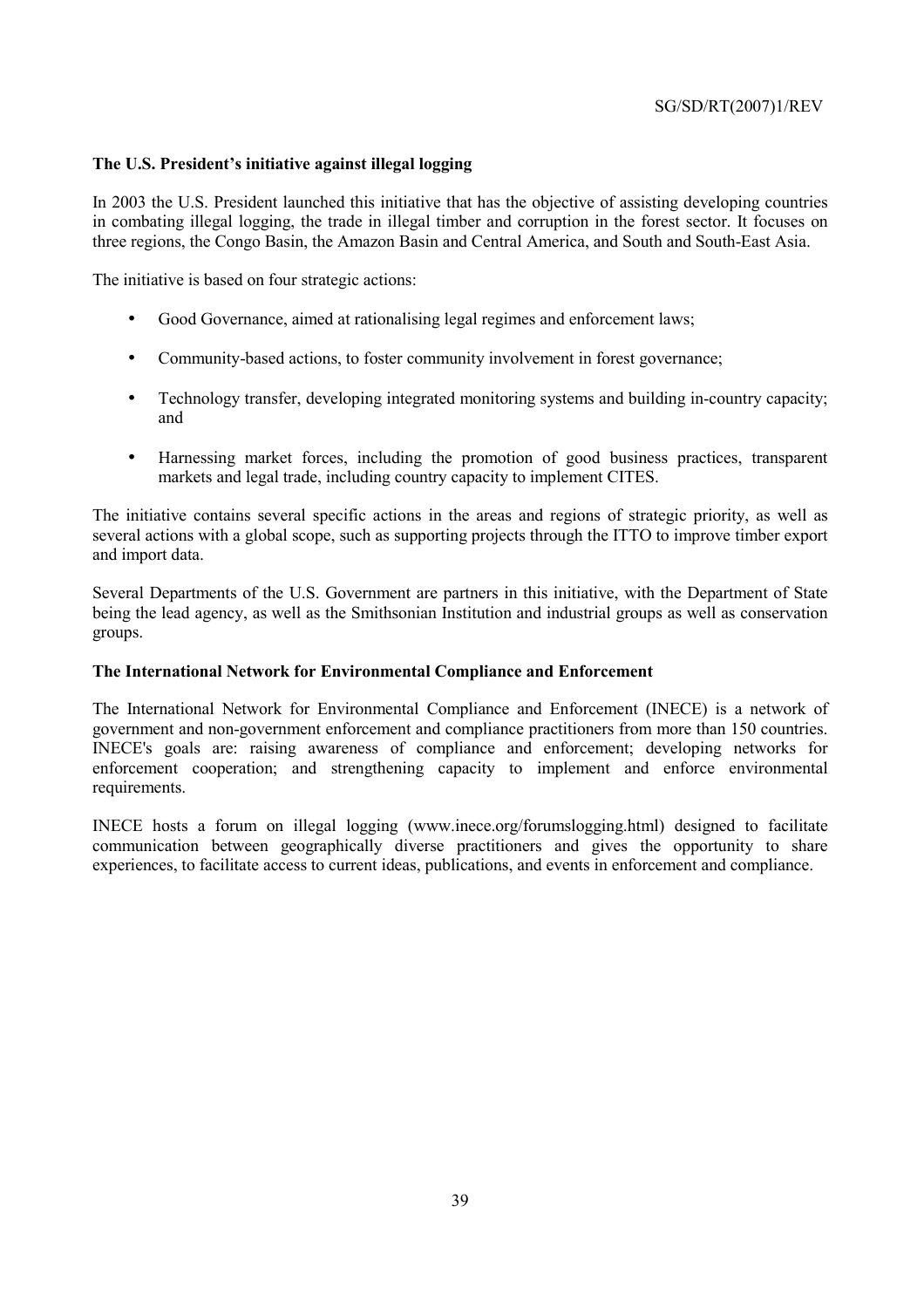### The U.S. President's initiative against illegal logging

In 2003 the U.S. President launched this initiative that has the objective of assisting developing countries in combating illegal logging, the trade in illegal timber and corruption in the forest sector. It focuses on three regions, the Congo Basin, the Amazon Basin and Central America, and South and South-East Asia.

The initiative is based on four strategic actions:

- Good Governance, aimed at rationalising legal regimes and enforcement laws;
- Community-based actions, to foster community involvement in forest governance;
- Technology transfer, developing integrated monitoring systems and building in-country capacity; and
- Harnessing market forces, including the promotion of good business practices, transparent markets and legal trade, including country capacity to implement CITES.

The initiative contains several specific actions in the areas and regions of strategic priority, as well as several actions with a global scope, such as supporting projects through the ITTO to improve timber export and import data.

Several Departments of the U.S. Government are partners in this initiative, with the Department of State being the lead agency, as well as the Smithsonian Institution and industrial groups as well as conservation groups.

### The International Network for Environmental Compliance and Enforcement

The International Network for Environmental Compliance and Enforcement (INECE) is a network of government and non-government enforcement and compliance practitioners from more than 150 countries. INECE's goals are: raising awareness of compliance and enforcement; developing networks for enforcement cooperation; and strengthening capacity to implement and enforce environmental requirements.

INECE hosts a forum on illegal logging (www.inece.org/forumslogging.html) designed to facilitate communication between geographically diverse practitioners and gives the opportunity to share experiences, to facilitate access to current ideas, publications, and events in enforcement and compliance.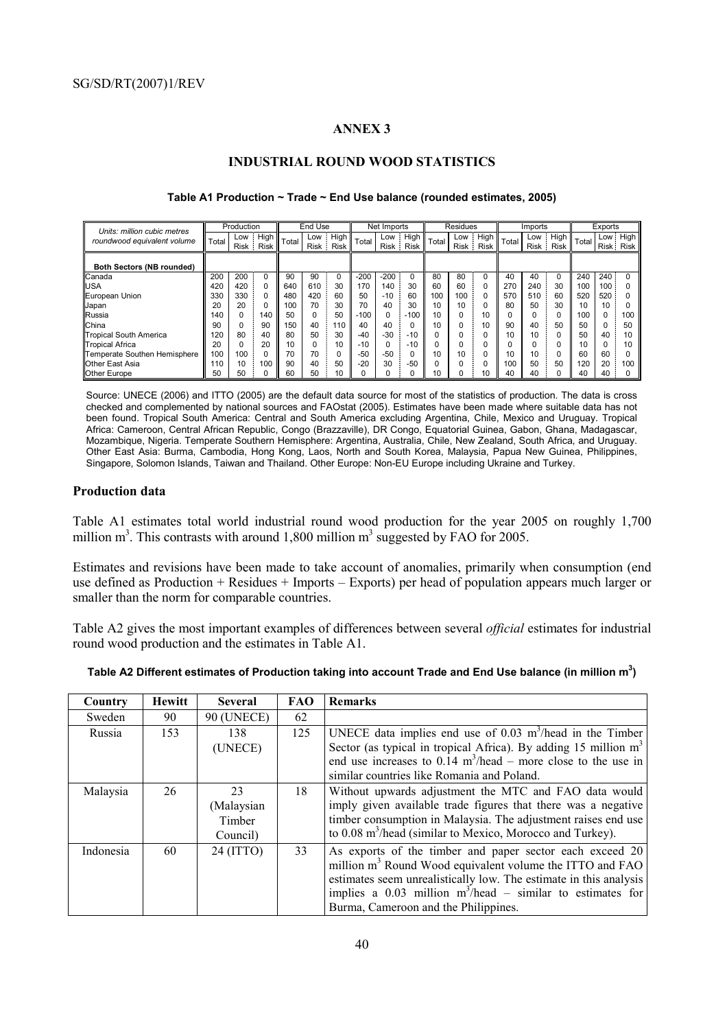## ANNEX 3

## INDUSTRIAL ROUND WOOD STATISTICS

**Table A1 Production ~ Trade ~ End Use balance (rounded estimates, 2005)**

| Units: million cubic metres roundwood equivalent volume | Production | | | End Use | | | Net Imports | | | Residues | | | Imports | | | Exports | | |
|---|---|---|---|---|---|---|---|---|---|---|---|---|---|---|---|---|---|---|
| | Total | Low Risk | High Risk | Total | Low Risk | High Risk | Total | Low Risk | High Risk | Total | Low Risk | High Risk | Total | Low Risk | High Risk | Total | Low Risk | High Risk |
| **Both Sectors (NB rounded)** | | | | | | | | | | | | | | | | | | |
| Canada | 200 | 200 | 0 | 90 | 90 | 0 | -200 | -200 | 0 | 80 | 80 | 0 | 40 | 40 | 0 | 240 | 240 | 0 |
| USA | 420 | 420 | 0 | 640 | 610 | 30 | 170 | 140 | 30 | 60 | 60 | 0 | 270 | 240 | 30 | 100 | 100 | 0 |
| European Union | 330 | 330 | 0 | 480 | 420 | 60 | 50 | -10 | 60 | 100 | 100 | 0 | 570 | 510 | 60 | 520 | 520 | 0 |
| Japan | 20 | 20 | 0 | 100 | 70 | 30 | 70 | 40 | 30 | 10 | 10 | 0 | 80 | 50 | 30 | 10 | 10 | 0 |
| Russia | 140 | 0 | 140 | 50 | 0 | 50 | -100 | 0 | -100 | 10 | 0 | 10 | 0 | 0 | 0 | 100 | 0 | 100 |
| China | 90 | 0 | 90 | 150 | 40 | 110 | 40 | 40 | 0 | 10 | 0 | 10 | 90 | 40 | 50 | 50 | 0 | 50 |
| Tropical South America | 120 | 80 | 40 | 80 | 50 | 30 | -40 | -30 | -10 | 0 | 0 | 0 | 10 | 10 | 0 | 50 | 40 | 10 |
| Tropical Africa | 20 | 0 | 20 | 10 | 0 | 10 | -10 | 0 | -10 | 0 | 0 | 0 | 0 | 0 | 0 | 10 | 0 | 10 |
| Temperate Southen Hemisphere | 100 | 100 | 0 | 70 | 70 | 0 | -50 | -50 | 0 | 10 | 10 | 0 | 10 | 10 | 0 | 60 | 60 | 0 |
| Other East Asia | 110 | 10 | 100 | 90 | 40 | 50 | -20 | 30 | -50 | 0 | 0 | 0 | 100 | 50 | 50 | 120 | 20 | 100 |
| Other Europe | 50 | 50 | 0 | 60 | 50 | 10 | 0 | 0 | 0 | 10 | 0 | 10 | 40 | 40 | 0 | 40 | 40 | 0 |

Source: UNECE (2006) and ITTO (2005) are the default data source for most of the statistics of production. The data is cross checked and complemented by national sources and FAOstat (2005). Estimates have been made where suitable data has not been found. Tropical South America: Central and South America excluding Argentina, Chile, Mexico and Uruguay. Tropical Africa: Cameroon, Central African Republic, Congo (Brazzaville), DR Congo, Equatorial Guinea, Gabon, Ghana, Madagascar, Mozambique, Nigeria. Temperate Southern Hemisphere: Argentina, Australia, Chile, New Zealand, South Africa, and Uruguay. Other East Asia: Burma, Cambodia, Hong Kong, Laos, North and South Korea, Malaysia, Papua New Guinea, Philippines, Singapore, Solomon Islands, Taiwan and Thailand. Other Europe: Non-EU Europe including Ukraine and Turkey.

### Production data

Table A1 estimates total world industrial round wood production for the year 2005 on roughly 1,700 million $m^3$. This contrasts with around 1,800 million $m^3$ suggested by FAO for 2005.

Estimates and revisions have been made to take account of anomalies, primarily when consumption (end use defined as Production + Residues + Imports – Exports) per head of population appears much larger or smaller than the norm for comparable countries.

Table A2 gives the most important examples of differences between several *official* estimates for industrial round wood production and the estimates in Table A1.

**Table A2 Different estimates of Production taking into account Trade and End Use balance (in million $m^3$)**

| Country | Hewitt | Several | FAO | Remarks |
|---|---|---|---|---|
| Sweden | 90 | 90 (UNECE) | 62 | |
| Russia | 153 | 138 (UNECE) | 125 | UNECE data implies end use of 0.03 $m^3$/head in the Timber Sector (as typical in tropical Africa). By adding 15 million $m^3$ end use increases to 0.14 $m^3$/head – more close to the use in similar countries like Romania and Poland. |
| Malaysia | 26 | 23 (Malaysian Timber Council) | 18 | Without upwards adjustment the MTC and FAO data would imply given available trade figures that there was a negative timber consumption in Malaysia. The adjustment raises end use to 0.08 $m^3$/head (similar to Mexico, Morocco and Turkey). |
| Indonesia | 60 | 24 (ITTO) | 33 | As exports of the timber and paper sector each exceed 20 million $m^3$ Round Wood equivalent volume the ITTO and FAO estimates seem unrealistically low. The estimate in this analysis implies a 0.03 million $m^3$/head – similar to estimates for Burma, Cameroon and the Philippines. |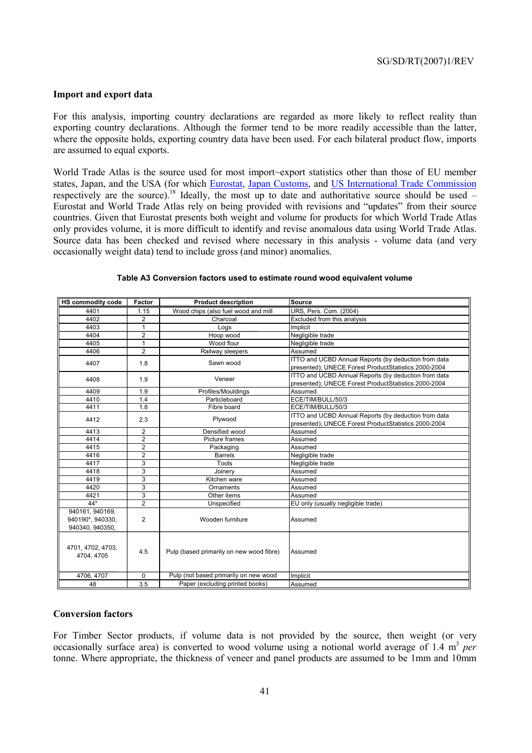**Import and export data**

For this analysis, importing country declarations are regarded as more likely to reflect reality than exporting country declarations. Although the former tend to be more readily accessible than the latter, where the opposite holds, exporting country data have been used. For each bilateral product flow, imports are assumed to equal exports.

World Trade Atlas is the source used for most import~export statistics other than those of EU member states, Japan, and the USA (for which Eurostat, Japan Customs, and US International Trade Commission respectively are the source).[18] Ideally, the most up to date and authoritative source should be used – Eurostat and World Trade Atlas rely on being provided with revisions and "updates" from their source countries. Given that Eurostat presents both weight and volume for products for which World Trade Atlas only provides volume, it is more difficult to identify and revise anomalous data using World Trade Atlas. Source data has been checked and revised where necessary in this analysis - volume data (and very occasionally weight data) tend to include gross (and minor) anomalies.

**Table A3 Conversion factors used to estimate round wood equivalent volume**

| HS commodity code | Factor | Product description | Source |
|---|---|---|---|
| 4401 | 1.15 | Wood chips (also fuel wood and mill | URS, Pers. Com. (2004) |
| 4402 | 2 | Charcoal | Excluded from this analysis |
| 4403 | 1 | Logs | Implicit |
| 4404 | 2 | Hoop wood | Negligible trade |
| 4405 | 1 | Wood flour | Negligible trade |
| 4406 | 2 | Railway sleepers | Assumed |
| 4407 | 1.8 | Sawn wood | ITTO and UCBD Annual Reports (by deduction from data presented); UNECE Forest ProductStatistics 2000-2004 |
| 4408 | 1.9 | Veneer | ITTO and UCBD Annual Reports (by deduction from data presented); UNECE Forest ProductStatistics 2000-2004 |
| 4409 | 1.9 | Profiles/Mouldings | Assumed |
| 4410 | 1.4 | Particleboard | ECE/TIM/BULL/50/3 |
| 4411 | 1.8 | Fibre board | ECE/TIM/BULL/50/3 |
| 4412 | 2.3 | Plywood | ITTO and UCBD Annual Reports (by deduction from data presented); UNECE Forest ProductStatistics 2000-2004 |
| 4413 | 2 | Densified wood | Assumed |
| 4414 | 2 | Picture frames | Assumed |
| 4415 | 2 | Packaging | Assumed |
| 4416 | 2 | Barrels | Negligible trade |
| 4417 | 3 | Tools | Negligible trade |
| 4418 | 3 | Joinery | Assumed |
| 4419 | 3 | Kitchen ware | Assumed |
| 4420 | 3 | Ornaments | Assumed |
| 4421 | 3 | Other items | Assumed |
| 44* | 2 | Unspecified | EU only (usually negligible trade) |
| 940161, 940169, 940190*, 940330, 940340, 940350, | 2 | Wooden furniture | Assumed |
| 4701, 4702, 4703, 4704, 4705 | 4.5 | Pulp (based primarily on new wood fibre) | Assumed |
| 4706, 4707 | 0 | Pulp (not based primarily on new wood | Implicit |
| 48 | 3.5 | Paper (excluding printed books) | Assumed |

**Conversion factors**

For Timber Sector products, if volume data is not provided by the source, then weight (or very occasionally surface area) is converted to wood volume using a notional world average of 1.4 $m^3$ *per* tonne. Where appropriate, the thickness of veneer and panel products are assumed to be 1mm and 10mm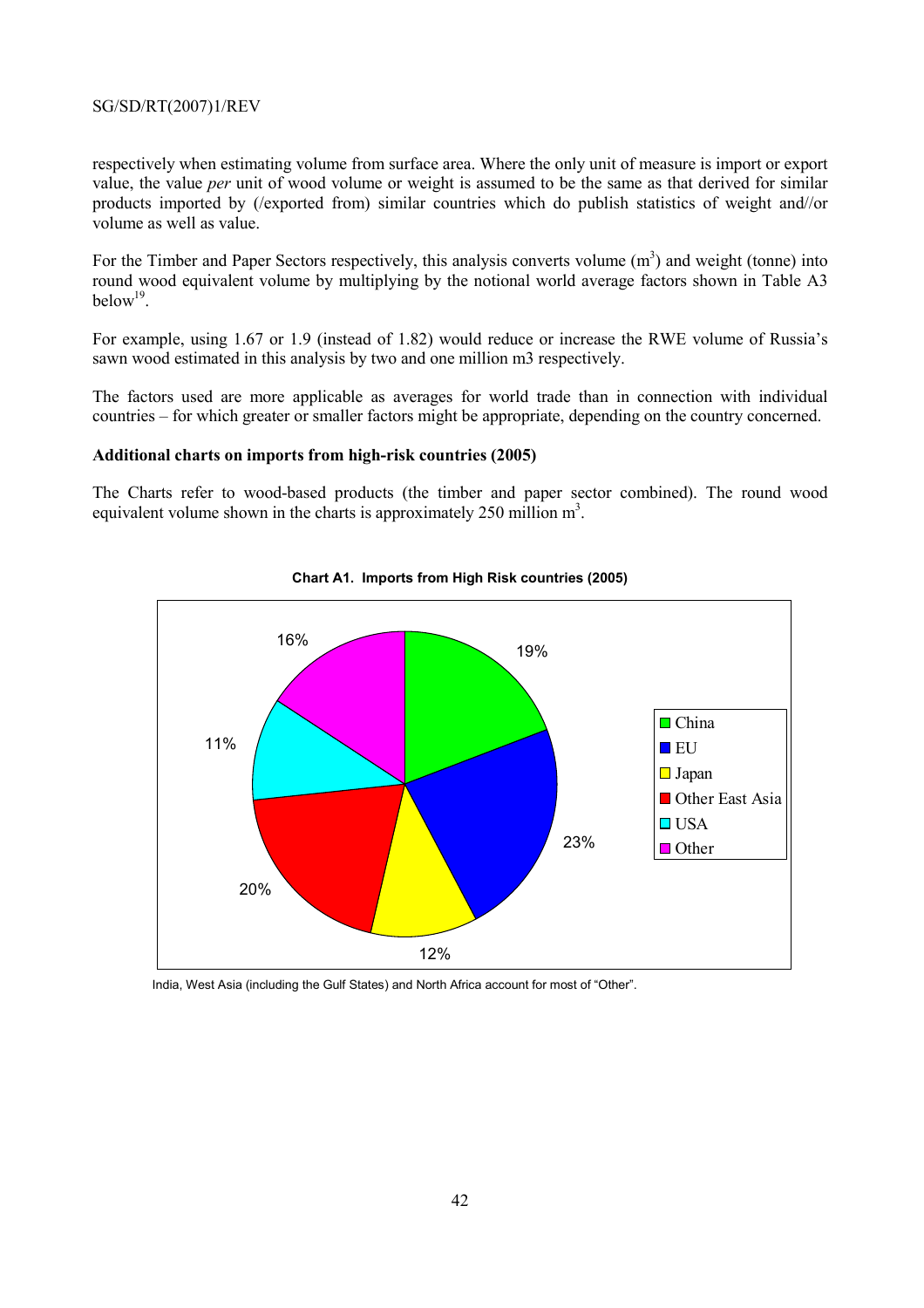respectively when estimating volume from surface area. Where the only unit of measure is import or export value, the value *per* unit of wood volume or weight is assumed to be the same as that derived for similar products imported by (/exported from) similar countries which do publish statistics of weight and//or volume as well as value.

For the Timber and Paper Sectors respectively, this analysis converts volume ($m^3$) and weight (tonne) into round wood equivalent volume by multiplying by the notional world average factors shown in Table A3 below[19].

For example, using 1.67 or 1.9 (instead of 1.82) would reduce or increase the RWE volume of Russia's sawn wood estimated in this analysis by two and one million m3 respectively.

The factors used are more applicable as averages for world trade than in connection with individual countries – for which greater or smaller factors might be appropriate, depending on the country concerned.

**Additional charts on imports from high-risk countries (2005)**

The Charts refer to wood-based products (the timber and paper sector combined). The round wood equivalent volume shown in the charts is approximately 250 million $m^3$.

**Chart A1. Imports from High Risk countries (2005)**

| Region | Share |
|---|---|
| China | 19% |
| EU | 23% |
| Japan | 12% |
| Other East Asia | 20% |
| USA | 11% |
| Other | 16% |

India, West Asia (including the Gulf States) and North Africa account for most of "Other".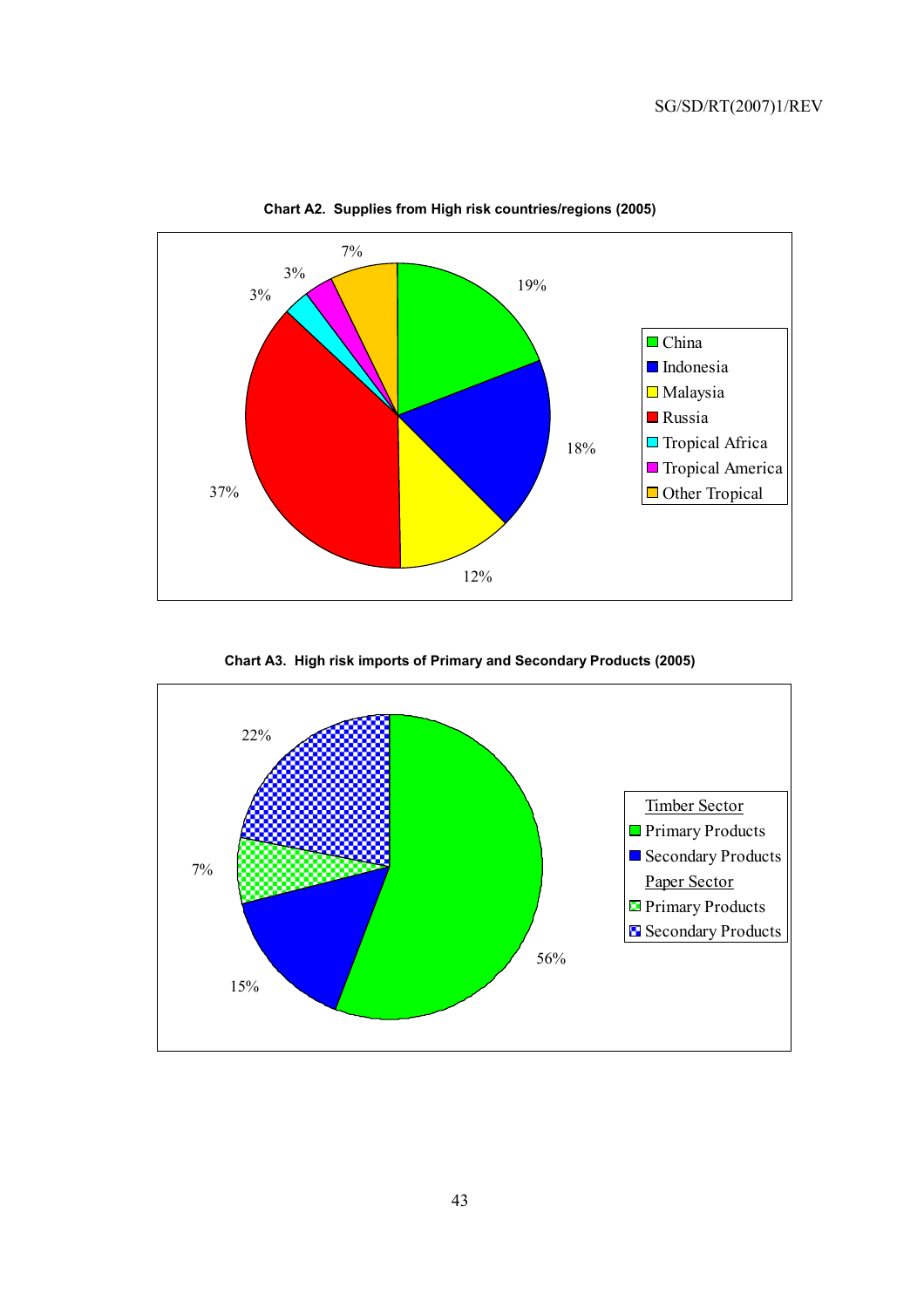**Chart A2. Supplies from High risk countries/regions (2005)**

| Country/Region | Share |
|---|---|
| China | 19% |
| Indonesia | 18% |
| Malaysia | 12% |
| Russia | 37% |
| Tropical Africa | 3% |
| Tropical America | 3% |
| Other Tropical | 7% |

**Chart A3. High risk imports of Primary and Secondary Products (2005)**

| Sector | Product | Share |
|---|---|---|
| Timber Sector | Primary Products | 56% |
| Timber Sector | Secondary Products | 15% |
| Paper Sector | Primary Products | 7% |
| Paper Sector | Secondary Products | 22% |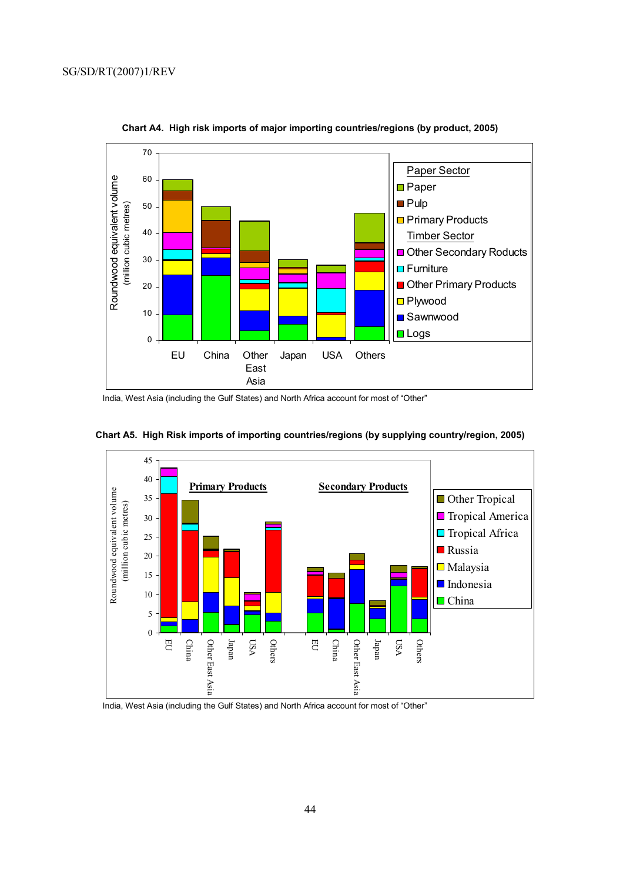**Chart A4. High risk imports of major importing countries/regions (by product, 2005)**

India, West Asia (including the Gulf States) and North Africa account for most of "Other"

**Chart A5. High Risk imports of importing countries/regions (by supplying country/region, 2005)**

India, West Asia (including the Gulf States) and North Africa account for most of "Other"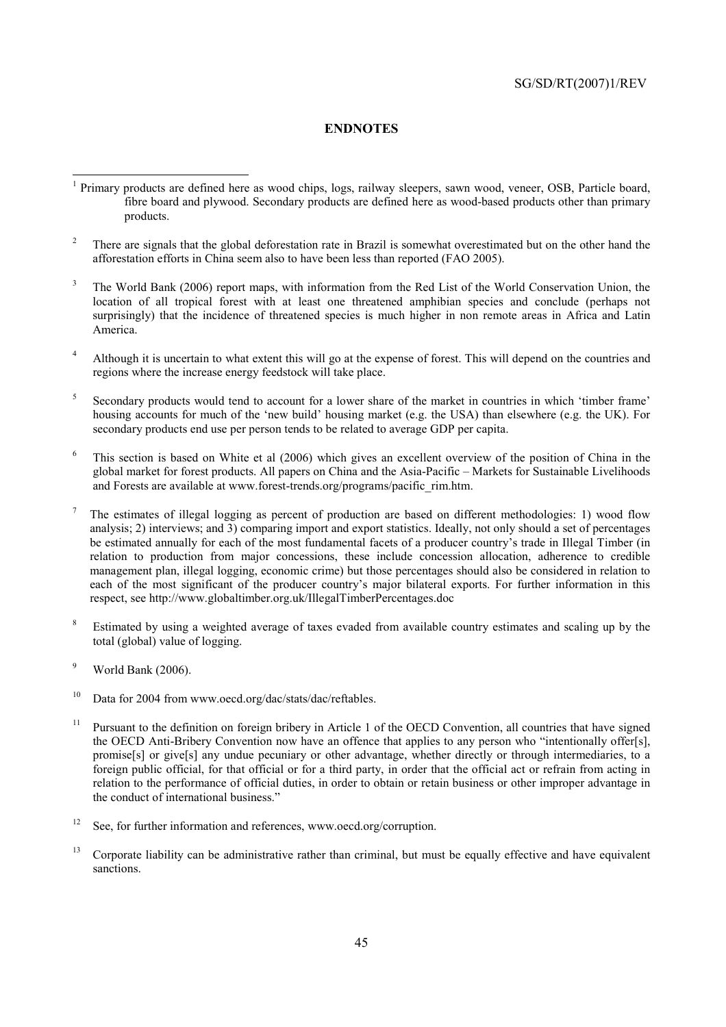## ENDNOTES

[1] Primary products are defined here as wood chips, logs, railway sleepers, sawn wood, veneer, OSB, Particle board, fibre board and plywood. Secondary products are defined here as wood-based products other than primary products.

[2] There are signals that the global deforestation rate in Brazil is somewhat overestimated but on the other hand the afforestation efforts in China seem also to have been less than reported (FAO 2005).

[3] The World Bank (2006) report maps, with information from the Red List of the World Conservation Union, the location of all tropical forest with at least one threatened amphibian species and conclude (perhaps not surprisingly) that the incidence of threatened species is much higher in non remote areas in Africa and Latin America.

[4] Although it is uncertain to what extent this will go at the expense of forest. This will depend on the countries and regions where the increase energy feedstock will take place.

[5] Secondary products would tend to account for a lower share of the market in countries in which 'timber frame' housing accounts for much of the 'new build' housing market (e.g. the USA) than elsewhere (e.g. the UK). For secondary products end use per person tends to be related to average GDP per capita.

[6] This section is based on White et al (2006) which gives an excellent overview of the position of China in the global market for forest products. All papers on China and the Asia-Pacific – Markets for Sustainable Livelihoods and Forests are available at www.forest-trends.org/programs/pacific_rim.htm.

[7] The estimates of illegal logging as percent of production are based on different methodologies: 1) wood flow analysis; 2) interviews; and 3) comparing import and export statistics. Ideally, not only should a set of percentages be estimated annually for each of the most fundamental facets of a producer country's trade in Illegal Timber (in relation to production from major concessions, these include concession allocation, adherence to credible management plan, illegal logging, economic crime) but those percentages should also be considered in relation to each of the most significant of the producer country's major bilateral exports. For further information in this respect, see http://www.globaltimber.org.uk/IllegalTimberPercentages.doc

[8] Estimated by using a weighted average of taxes evaded from available country estimates and scaling up by the total (global) value of logging.

[9] World Bank (2006).

[10] Data for 2004 from www.oecd.org/dac/stats/dac/reftables.

[11] Pursuant to the definition on foreign bribery in Article 1 of the OECD Convention, all countries that have signed the OECD Anti-Bribery Convention now have an offence that applies to any person who "intentionally offer[s], promise[s] or give[s] any undue pecuniary or other advantage, whether directly or through intermediaries, to a foreign public official, for that official or for a third party, in order that the official act or refrain from acting in relation to the performance of official duties, in order to obtain or retain business or other improper advantage in the conduct of international business."

[12] See, for further information and references, www.oecd.org/corruption.

[13] Corporate liability can be administrative rather than criminal, but must be equally effective and have equivalent sanctions.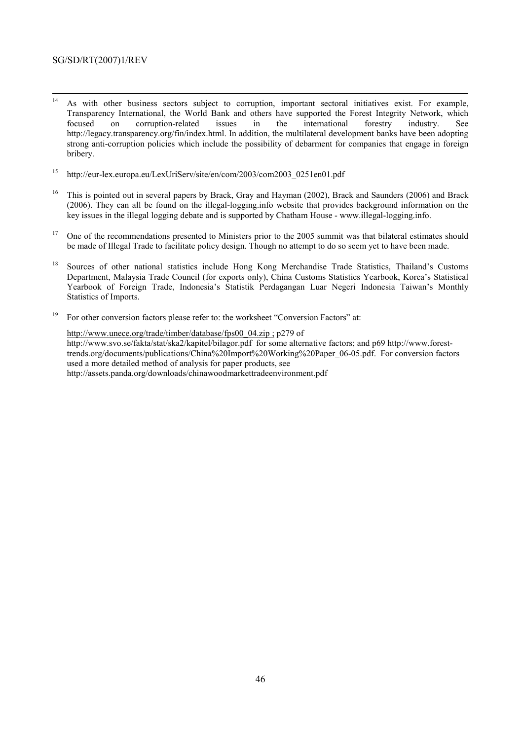[14] As with other business sectors subject to corruption, important sectoral initiatives exist. For example, Transparency International, the World Bank and others have supported the Forest Integrity Network, which focused on corruption-related issues in the international forestry industry. See http://legacy.transparency.org/fin/index.html. In addition, the multilateral development banks have been adopting strong anti-corruption policies which include the possibility of debarment for companies that engage in foreign bribery.

[15] http://eur-lex.europa.eu/LexUriServ/site/en/com/2003/com2003_0251en01.pdf

[16] This is pointed out in several papers by Brack, Gray and Hayman (2002), Brack and Saunders (2006) and Brack (2006). They can all be found on the illegal-logging.info website that provides background information on the key issues in the illegal logging debate and is supported by Chatham House - www.illegal-logging.info.

[17] One of the recommendations presented to Ministers prior to the 2005 summit was that bilateral estimates should be made of Illegal Trade to facilitate policy design. Though no attempt to do so seem yet to have been made.

[18] Sources of other national statistics include Hong Kong Merchandise Trade Statistics, Thailand's Customs Department, Malaysia Trade Council (for exports only), China Customs Statistics Yearbook, Korea's Statistical Yearbook of Foreign Trade, Indonesia's Statistik Perdagangan Luar Negeri Indonesia Taiwan's Monthly Statistics of Imports.

[19] For other conversion factors please refer to: the worksheet "Conversion Factors" at:

http://www.unece.org/trade/timber/database/fps00_04.zip ; p279 of http://www.svo.se/fakta/stat/ska2/kapitel/bilagor.pdf for some alternative factors; and p69 http://www.forest-trends.org/documents/publications/China%20Import%20Working%20Paper_06-05.pdf. For conversion factors used a more detailed method of analysis for paper products, see http://assets.panda.org/downloads/chinawoodmarkettradeenvironment.pdf